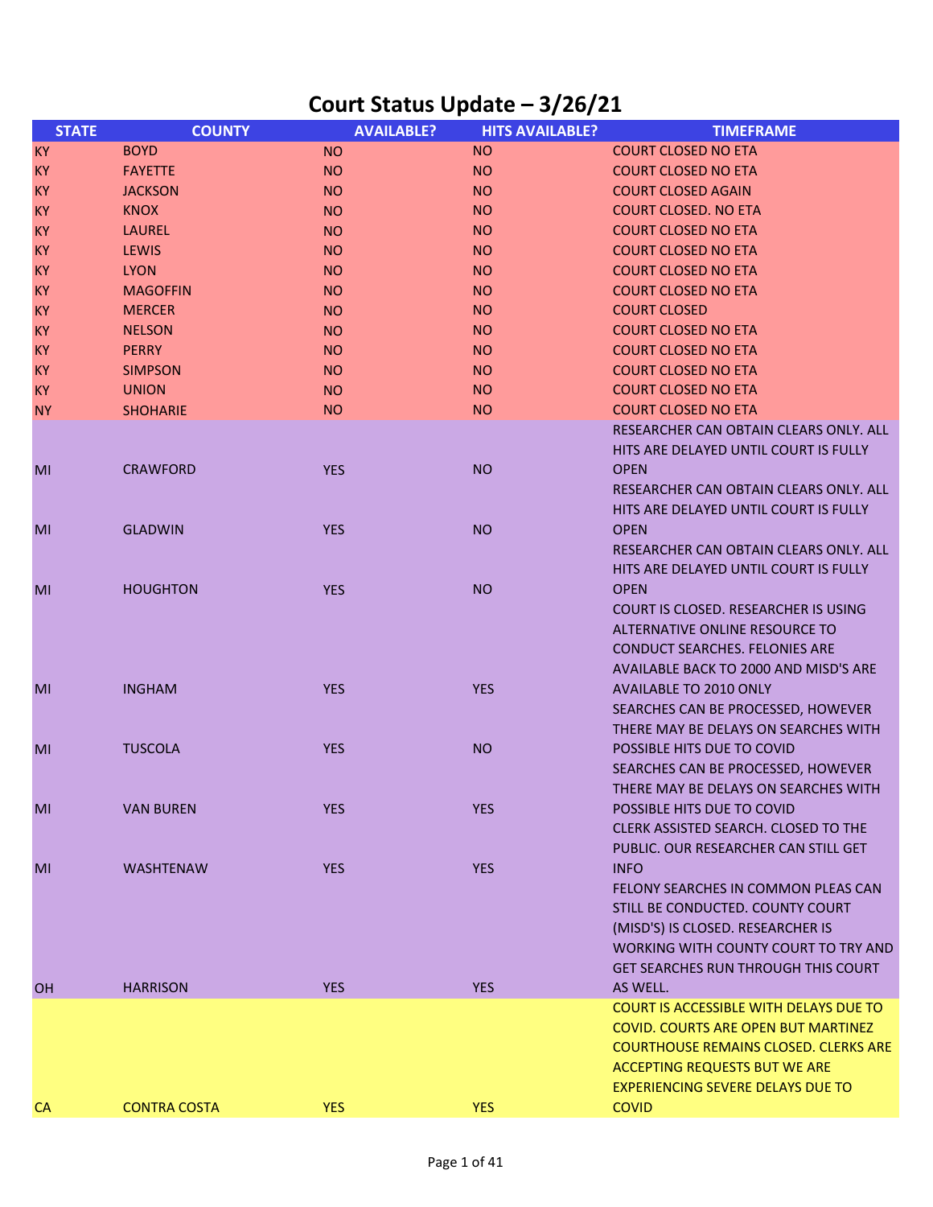# Court Status Update – 3/26/21

| STATE | COUNTY | AVAILABLE? | HITS AVAILABLE? | TIMEFRAME |
|---|---|---|---|---|
| KY | BOYD | NO | NO | COURT CLOSED NO ETA |
| KY | FAYETTE | NO | NO | COURT CLOSED NO ETA |
| KY | JACKSON | NO | NO | COURT CLOSED AGAIN |
| KY | KNOX | NO | NO | COURT CLOSED. NO ETA |
| KY | LAUREL | NO | NO | COURT CLOSED NO ETA |
| KY | LEWIS | NO | NO | COURT CLOSED NO ETA |
| KY | LYON | NO | NO | COURT CLOSED NO ETA |
| KY | MAGOFFIN | NO | NO | COURT CLOSED NO ETA |
| KY | MERCER | NO | NO | COURT CLOSED |
| KY | NELSON | NO | NO | COURT CLOSED NO ETA |
| KY | PERRY | NO | NO | COURT CLOSED NO ETA |
| KY | SIMPSON | NO | NO | COURT CLOSED NO ETA |
| KY | UNION | NO | NO | COURT CLOSED NO ETA |
| NY | SHOHARIE | NO | NO | COURT CLOSED NO ETA |
| MI | CRAWFORD | YES | NO | RESEARCHER CAN OBTAIN CLEARS ONLY. ALL HITS ARE DELAYED UNTIL COURT IS FULLY OPEN |
| MI | GLADWIN | YES | NO | RESEARCHER CAN OBTAIN CLEARS ONLY. ALL HITS ARE DELAYED UNTIL COURT IS FULLY OPEN |
| MI | HOUGHTON | YES | NO | RESEARCHER CAN OBTAIN CLEARS ONLY. ALL HITS ARE DELAYED UNTIL COURT IS FULLY OPEN |
| MI | INGHAM | YES | YES | COURT IS CLOSED. RESEARCHER IS USING ALTERNATIVE ONLINE RESOURCE TO CONDUCT SEARCHES. FELONIES ARE AVAILABLE BACK TO 2000 AND MISD'S ARE AVAILABLE TO 2010 ONLY |
| MI | TUSCOLA | YES | NO | SEARCHES CAN BE PROCESSED, HOWEVER THERE MAY BE DELAYS ON SEARCHES WITH POSSIBLE HITS DUE TO COVID |
| MI | VAN BUREN | YES | YES | SEARCHES CAN BE PROCESSED, HOWEVER THERE MAY BE DELAYS ON SEARCHES WITH POSSIBLE HITS DUE TO COVID |
| MI | WASHTENAW | YES | YES | CLERK ASSISTED SEARCH. CLOSED TO THE PUBLIC. OUR RESEARCHER CAN STILL GET INFO |
| OH | HARRISON | YES | YES | FELONY SEARCHES IN COMMON PLEAS CAN STILL BE CONDUCTED. COUNTY COURT (MISD'S) IS CLOSED. RESEARCHER IS WORKING WITH COUNTY COURT TO TRY AND GET SEARCHES RUN THROUGH THIS COURT AS WELL. |
| CA | CONTRA COSTA | YES | YES | COURT IS ACCESSIBLE WITH DELAYS DUE TO COVID. COURTS ARE OPEN BUT MARTINEZ COURTHOUSE REMAINS CLOSED. CLERKS ARE ACCEPTING REQUESTS BUT WE ARE EXPERIENCING SEVERE DELAYS DUE TO COVID |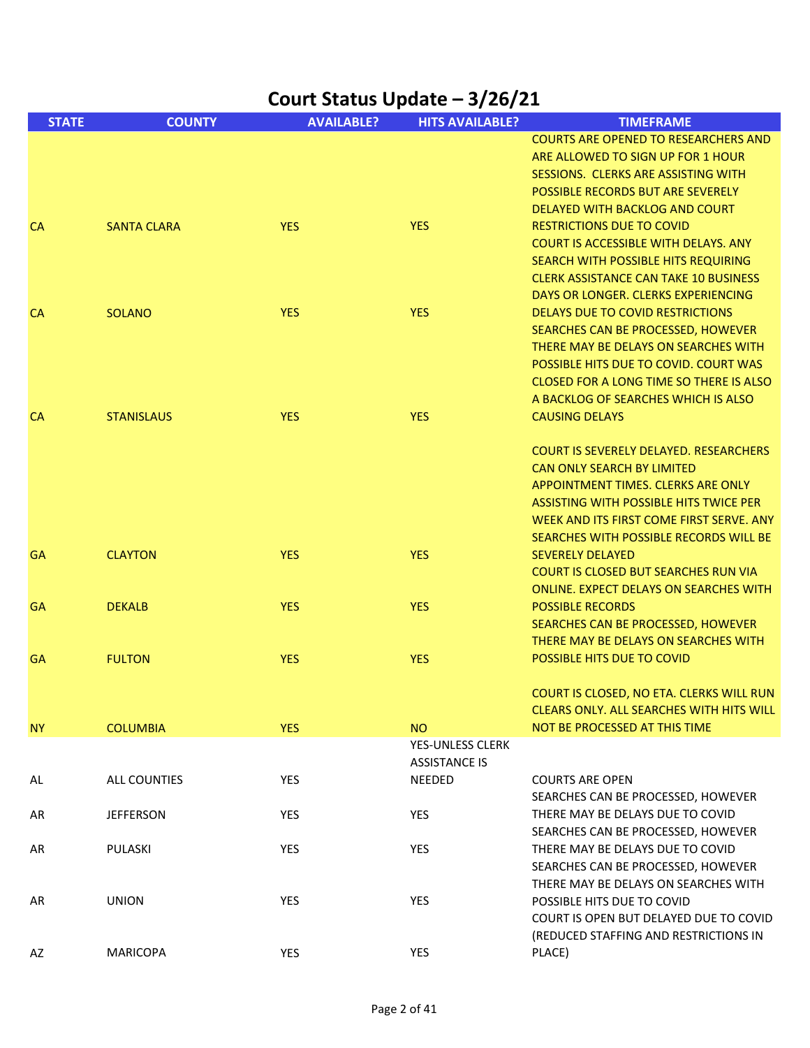# Court Status Update – 3/26/21

| STATE | COUNTY | AVAILABLE? | HITS AVAILABLE? | TIMEFRAME |
|---|---|---|---|---|
| CA | SANTA CLARA | YES | YES | COURTS ARE OPENED TO RESEARCHERS AND ARE ALLOWED TO SIGN UP FOR 1 HOUR SESSIONS. CLERKS ARE ASSISTING WITH POSSIBLE RECORDS BUT ARE SEVERELY DELAYED WITH BACKLOG AND COURT RESTRICTIONS DUE TO COVID |
| CA | SOLANO | YES | YES | COURT IS ACCESSIBLE WITH DELAYS. ANY SEARCH WITH POSSIBLE HITS REQUIRING CLERK ASSISTANCE CAN TAKE 10 BUSINESS DAYS OR LONGER. CLERKS EXPERIENCING DELAYS DUE TO COVID RESTRICTIONS |
| CA | STANISLAUS | YES | YES | SEARCHES CAN BE PROCESSED, HOWEVER THERE MAY BE DELAYS ON SEARCHES WITH POSSIBLE HITS DUE TO COVID. COURT WAS CLOSED FOR A LONG TIME SO THERE IS ALSO A BACKLOG OF SEARCHES WHICH IS ALSO CAUSING DELAYS |
| GA | CLAYTON | YES | YES | COURT IS SEVERELY DELAYED. RESEARCHERS CAN ONLY SEARCH BY LIMITED APPOINTMENT TIMES. CLERKS ARE ONLY ASSISTING WITH POSSIBLE HITS TWICE PER WEEK AND ITS FIRST COME FIRST SERVE. ANY SEARCHES WITH POSSIBLE RECORDS WILL BE SEVERELY DELAYED |
| GA | DEKALB | YES | YES | COURT IS CLOSED BUT SEARCHES RUN VIA ONLINE. EXPECT DELAYS ON SEARCHES WITH POSSIBLE RECORDS |
| GA | FULTON | YES | YES | SEARCHES CAN BE PROCESSED, HOWEVER THERE MAY BE DELAYS ON SEARCHES WITH POSSIBLE HITS DUE TO COVID |
| NY | COLUMBIA | YES | NO | COURT IS CLOSED, NO ETA. CLERKS WILL RUN CLEARS ONLY. ALL SEARCHES WITH HITS WILL NOT BE PROCESSED AT THIS TIME |
| AL | ALL COUNTIES | YES | YES-UNLESS CLERK ASSISTANCE IS NEEDED | COURTS ARE OPEN |
| AR | JEFFERSON | YES | YES | SEARCHES CAN BE PROCESSED, HOWEVER THERE MAY BE DELAYS DUE TO COVID |
| AR | PULASKI | YES | YES | SEARCHES CAN BE PROCESSED, HOWEVER THERE MAY BE DELAYS DUE TO COVID |
| AR | UNION | YES | YES | SEARCHES CAN BE PROCESSED, HOWEVER THERE MAY BE DELAYS ON SEARCHES WITH POSSIBLE HITS DUE TO COVID |
| AZ | MARICOPA | YES | YES | COURT IS OPEN BUT DELAYED DUE TO COVID (REDUCED STAFFING AND RESTRICTIONS IN PLACE) |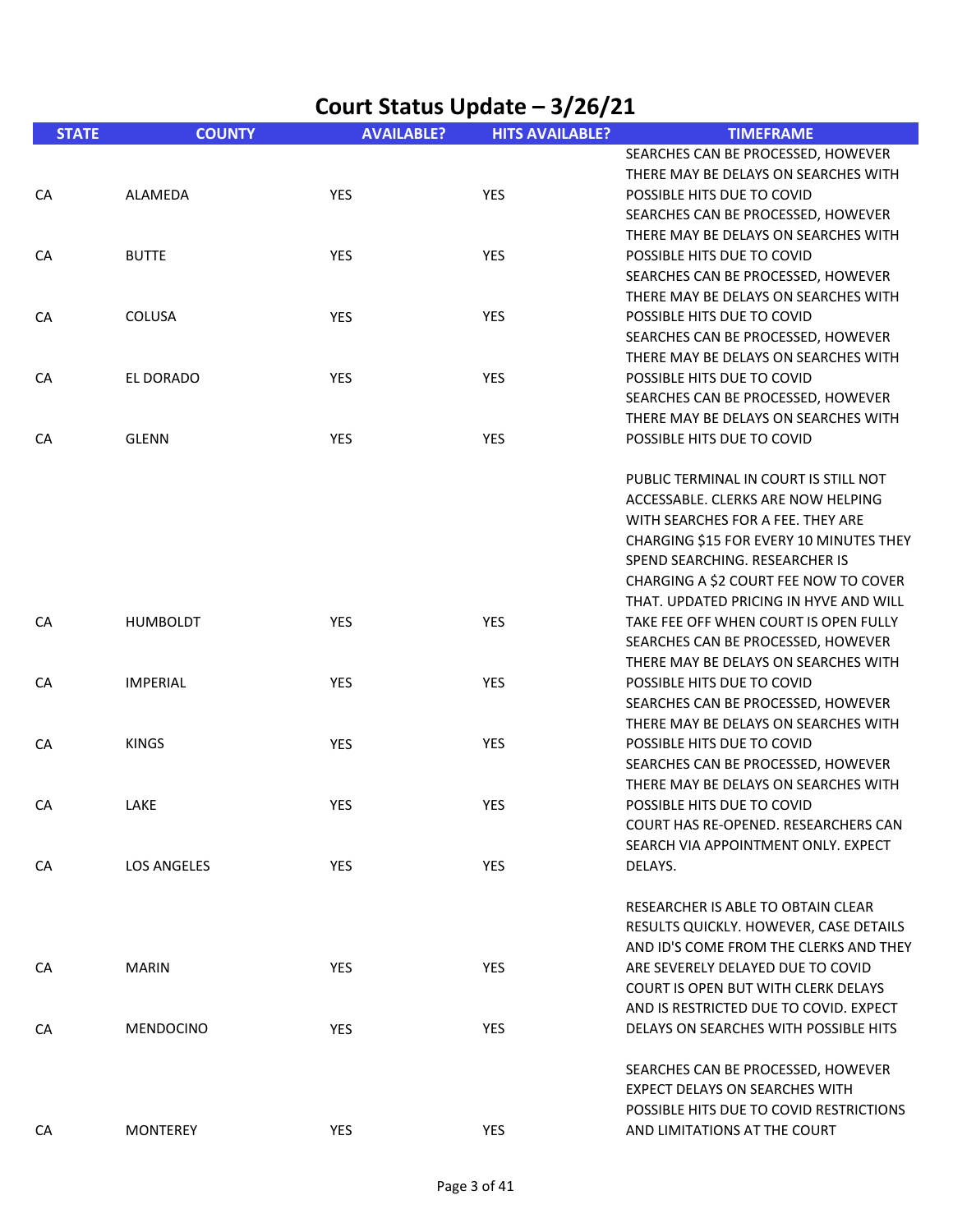# Court Status Update – 3/26/21

| STATE | COUNTY | AVAILABLE? | HITS AVAILABLE? | TIMEFRAME |
|---|---|---|---|---|
| CA | ALAMEDA | YES | YES | SEARCHES CAN BE PROCESSED, HOWEVER THERE MAY BE DELAYS ON SEARCHES WITH POSSIBLE HITS DUE TO COVID |
| CA | BUTTE | YES | YES | SEARCHES CAN BE PROCESSED, HOWEVER THERE MAY BE DELAYS ON SEARCHES WITH POSSIBLE HITS DUE TO COVID |
| CA | COLUSA | YES | YES | SEARCHES CAN BE PROCESSED, HOWEVER THERE MAY BE DELAYS ON SEARCHES WITH POSSIBLE HITS DUE TO COVID |
| CA | EL DORADO | YES | YES | SEARCHES CAN BE PROCESSED, HOWEVER THERE MAY BE DELAYS ON SEARCHES WITH POSSIBLE HITS DUE TO COVID |
| CA | GLENN | YES | YES | SEARCHES CAN BE PROCESSED, HOWEVER THERE MAY BE DELAYS ON SEARCHES WITH POSSIBLE HITS DUE TO COVID |
| CA | HUMBOLDT | YES | YES | PUBLIC TERMINAL IN COURT IS STILL NOT ACCESSABLE. CLERKS ARE NOW HELPING WITH SEARCHES FOR A FEE. THEY ARE CHARGING $15 FOR EVERY 10 MINUTES THEY SPEND SEARCHING. RESEARCHER IS CHARGING A $2 COURT FEE NOW TO COVER THAT. UPDATED PRICING IN HYVE AND WILL TAKE FEE OFF WHEN COURT IS OPEN FULLY |
| CA | IMPERIAL | YES | YES | SEARCHES CAN BE PROCESSED, HOWEVER THERE MAY BE DELAYS ON SEARCHES WITH POSSIBLE HITS DUE TO COVID |
| CA | KINGS | YES | YES | SEARCHES CAN BE PROCESSED, HOWEVER THERE MAY BE DELAYS ON SEARCHES WITH POSSIBLE HITS DUE TO COVID |
| CA | LAKE | YES | YES | SEARCHES CAN BE PROCESSED, HOWEVER THERE MAY BE DELAYS ON SEARCHES WITH POSSIBLE HITS DUE TO COVID |
| CA | LOS ANGELES | YES | YES | COURT HAS RE-OPENED. RESEARCHERS CAN SEARCH VIA APPOINTMENT ONLY. EXPECT DELAYS. |
| CA | MARIN | YES | YES | RESEARCHER IS ABLE TO OBTAIN CLEAR RESULTS QUICKLY. HOWEVER, CASE DETAILS AND ID'S COME FROM THE CLERKS AND THEY ARE SEVERELY DELAYED DUE TO COVID |
| CA | MENDOCINO | YES | YES | COURT IS OPEN BUT WITH CLERK DELAYS AND IS RESTRICTED DUE TO COVID. EXPECT DELAYS ON SEARCHES WITH POSSIBLE HITS |
| CA | MONTEREY | YES | YES | SEARCHES CAN BE PROCESSED, HOWEVER EXPECT DELAYS ON SEARCHES WITH POSSIBLE HITS DUE TO COVID RESTRICTIONS AND LIMITATIONS AT THE COURT |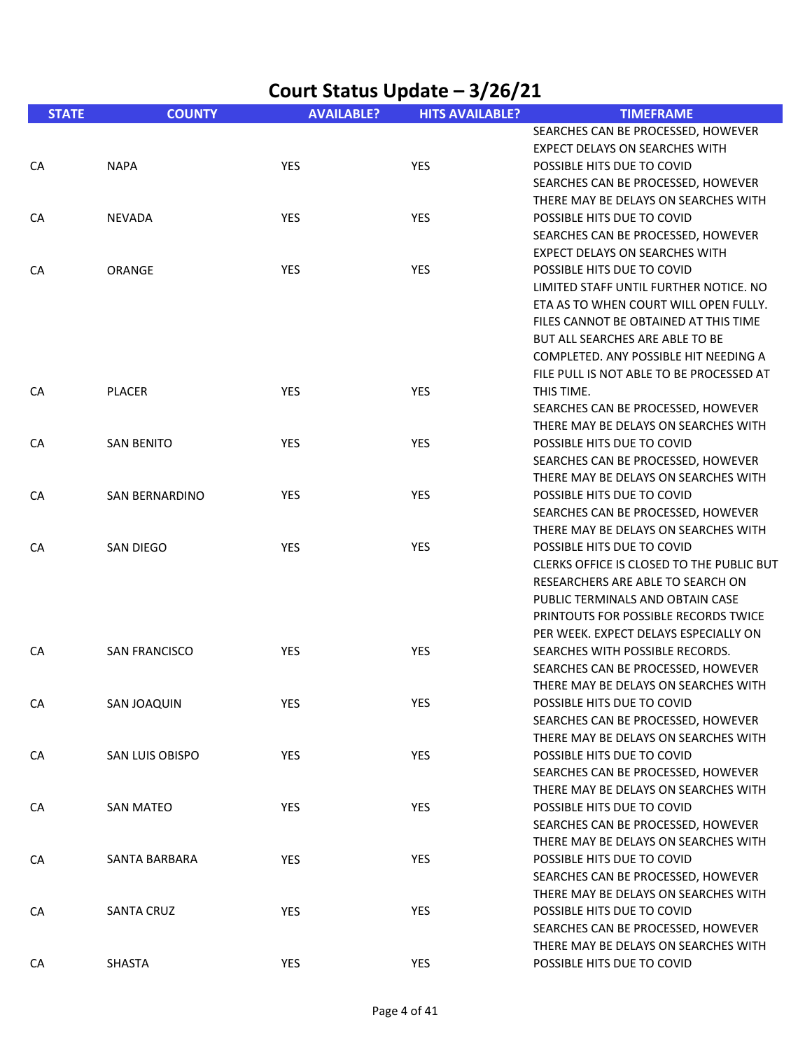# Court Status Update – 3/26/21

| STATE | COUNTY | AVAILABLE? | HITS AVAILABLE? | TIMEFRAME |
| --- | --- | --- | --- | --- |
| CA | NAPA | YES | YES | SEARCHES CAN BE PROCESSED, HOWEVER EXPECT DELAYS ON SEARCHES WITH POSSIBLE HITS DUE TO COVID |
| CA | NEVADA | YES | YES | SEARCHES CAN BE PROCESSED, HOWEVER THERE MAY BE DELAYS ON SEARCHES WITH POSSIBLE HITS DUE TO COVID |
| CA | ORANGE | YES | YES | SEARCHES CAN BE PROCESSED, HOWEVER EXPECT DELAYS ON SEARCHES WITH POSSIBLE HITS DUE TO COVID |
| CA | PLACER | YES | YES | LIMITED STAFF UNTIL FURTHER NOTICE. NO ETA AS TO WHEN COURT WILL OPEN FULLY. FILES CANNOT BE OBTAINED AT THIS TIME BUT ALL SEARCHES ARE ABLE TO BE COMPLETED. ANY POSSIBLE HIT NEEDING A FILE PULL IS NOT ABLE TO BE PROCESSED AT THIS TIME. |
| CA | SAN BENITO | YES | YES | SEARCHES CAN BE PROCESSED, HOWEVER THERE MAY BE DELAYS ON SEARCHES WITH POSSIBLE HITS DUE TO COVID |
| CA | SAN BERNARDINO | YES | YES | SEARCHES CAN BE PROCESSED, HOWEVER THERE MAY BE DELAYS ON SEARCHES WITH POSSIBLE HITS DUE TO COVID |
| CA | SAN DIEGO | YES | YES | SEARCHES CAN BE PROCESSED, HOWEVER THERE MAY BE DELAYS ON SEARCHES WITH POSSIBLE HITS DUE TO COVID |
| CA | SAN FRANCISCO | YES | YES | CLERKS OFFICE IS CLOSED TO THE PUBLIC BUT RESEARCHERS ARE ABLE TO SEARCH ON PUBLIC TERMINALS AND OBTAIN CASE PRINTOUTS FOR POSSIBLE RECORDS TWICE PER WEEK. EXPECT DELAYS ESPECIALLY ON SEARCHES WITH POSSIBLE RECORDS. |
| CA | SAN JOAQUIN | YES | YES | SEARCHES CAN BE PROCESSED, HOWEVER THERE MAY BE DELAYS ON SEARCHES WITH POSSIBLE HITS DUE TO COVID |
| CA | SAN LUIS OBISPO | YES | YES | SEARCHES CAN BE PROCESSED, HOWEVER THERE MAY BE DELAYS ON SEARCHES WITH POSSIBLE HITS DUE TO COVID |
| CA | SAN MATEO | YES | YES | SEARCHES CAN BE PROCESSED, HOWEVER THERE MAY BE DELAYS ON SEARCHES WITH POSSIBLE HITS DUE TO COVID |
| CA | SANTA BARBARA | YES | YES | SEARCHES CAN BE PROCESSED, HOWEVER THERE MAY BE DELAYS ON SEARCHES WITH POSSIBLE HITS DUE TO COVID |
| CA | SANTA CRUZ | YES | YES | SEARCHES CAN BE PROCESSED, HOWEVER THERE MAY BE DELAYS ON SEARCHES WITH POSSIBLE HITS DUE TO COVID |
| CA | SHASTA | YES | YES | SEARCHES CAN BE PROCESSED, HOWEVER THERE MAY BE DELAYS ON SEARCHES WITH POSSIBLE HITS DUE TO COVID |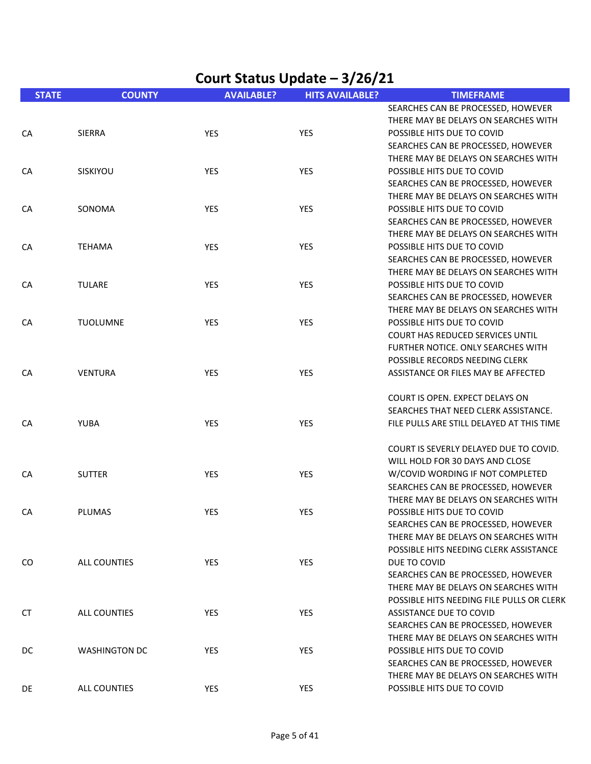# Court Status Update – 3/26/21

| STATE | COUNTY | AVAILABLE? | HITS AVAILABLE? | TIMEFRAME |
|---|---|---|---|---|
| CA | SIERRA | YES | YES | SEARCHES CAN BE PROCESSED, HOWEVER THERE MAY BE DELAYS ON SEARCHES WITH POSSIBLE HITS DUE TO COVID |
| CA | SISKIYOU | YES | YES | SEARCHES CAN BE PROCESSED, HOWEVER THERE MAY BE DELAYS ON SEARCHES WITH POSSIBLE HITS DUE TO COVID |
| CA | SONOMA | YES | YES | SEARCHES CAN BE PROCESSED, HOWEVER THERE MAY BE DELAYS ON SEARCHES WITH POSSIBLE HITS DUE TO COVID |
| CA | TEHAMA | YES | YES | SEARCHES CAN BE PROCESSED, HOWEVER THERE MAY BE DELAYS ON SEARCHES WITH POSSIBLE HITS DUE TO COVID |
| CA | TULARE | YES | YES | SEARCHES CAN BE PROCESSED, HOWEVER THERE MAY BE DELAYS ON SEARCHES WITH POSSIBLE HITS DUE TO COVID |
| CA | TUOLUMNE | YES | YES | SEARCHES CAN BE PROCESSED, HOWEVER THERE MAY BE DELAYS ON SEARCHES WITH POSSIBLE HITS DUE TO COVID |
| CA | VENTURA | YES | YES | COURT HAS REDUCED SERVICES UNTIL FURTHER NOTICE. ONLY SEARCHES WITH POSSIBLE RECORDS NEEDING CLERK ASSISTANCE OR FILES MAY BE AFFECTED |
| CA | YUBA | YES | YES | COURT IS OPEN. EXPECT DELAYS ON SEARCHES THAT NEED CLERK ASSISTANCE. FILE PULLS ARE STILL DELAYED AT THIS TIME |
| CA | SUTTER | YES | YES | COURT IS SEVERLY DELAYED DUE TO COVID. WILL HOLD FOR 30 DAYS AND CLOSE W/COVID WORDING IF NOT COMPLETED |
| CA | PLUMAS | YES | YES | SEARCHES CAN BE PROCESSED, HOWEVER THERE MAY BE DELAYS ON SEARCHES WITH POSSIBLE HITS DUE TO COVID |
| CO | ALL COUNTIES | YES | YES | SEARCHES CAN BE PROCESSED, HOWEVER THERE MAY BE DELAYS ON SEARCHES WITH POSSIBLE HITS NEEDING CLERK ASSISTANCE DUE TO COVID |
| CT | ALL COUNTIES | YES | YES | SEARCHES CAN BE PROCESSED, HOWEVER THERE MAY BE DELAYS ON SEARCHES WITH POSSIBLE HITS NEEDING FILE PULLS OR CLERK ASSISTANCE DUE TO COVID |
| DC | WASHINGTON DC | YES | YES | SEARCHES CAN BE PROCESSED, HOWEVER THERE MAY BE DELAYS ON SEARCHES WITH POSSIBLE HITS DUE TO COVID |
| DE | ALL COUNTIES | YES | YES | SEARCHES CAN BE PROCESSED, HOWEVER THERE MAY BE DELAYS ON SEARCHES WITH POSSIBLE HITS DUE TO COVID |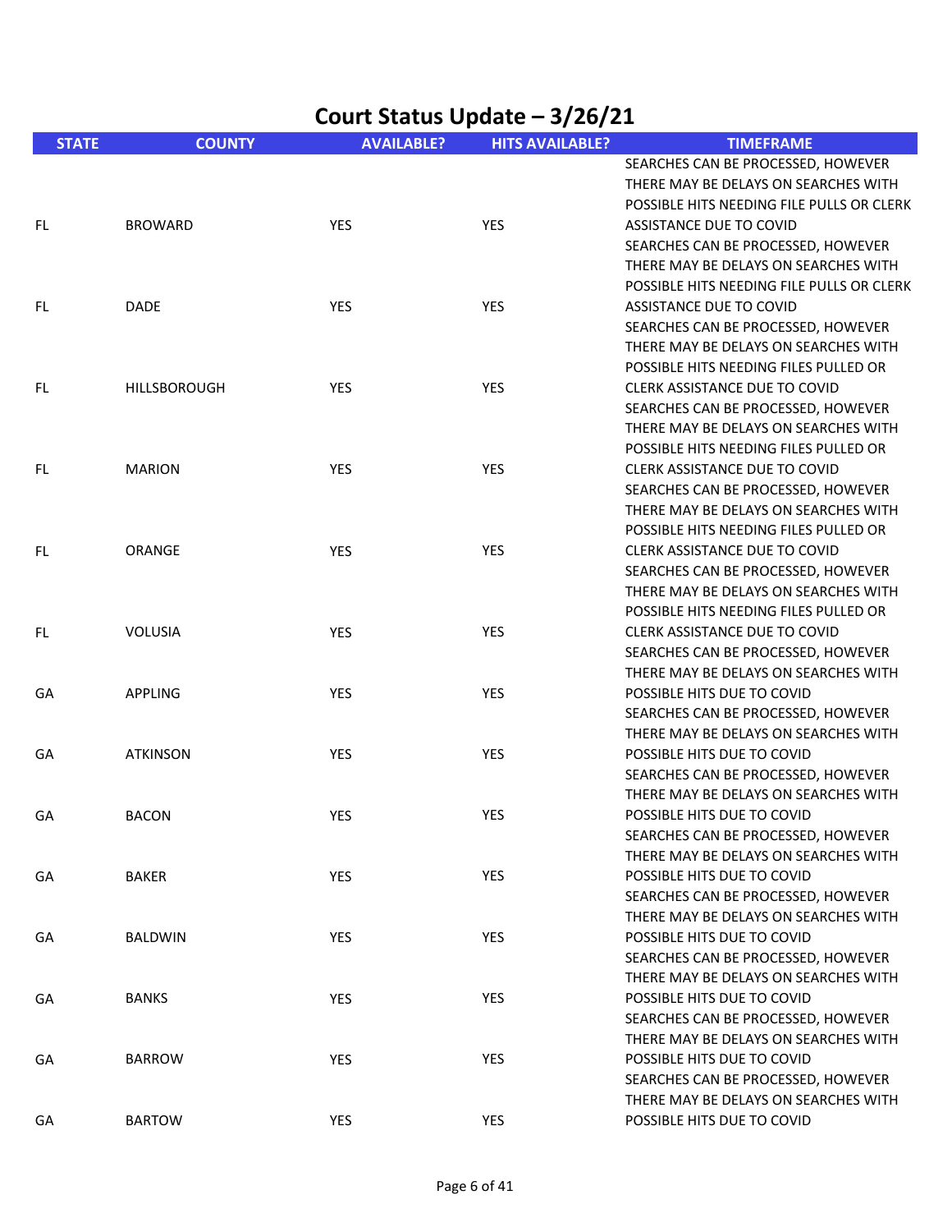# Court Status Update – 3/26/21

| STATE | COUNTY | AVAILABLE? | HITS AVAILABLE? | TIMEFRAME |
|---|---|---|---|---|
| FL | BROWARD | YES | YES | SEARCHES CAN BE PROCESSED, HOWEVER THERE MAY BE DELAYS ON SEARCHES WITH POSSIBLE HITS NEEDING FILE PULLS OR CLERK ASSISTANCE DUE TO COVID |
| FL | DADE | YES | YES | SEARCHES CAN BE PROCESSED, HOWEVER THERE MAY BE DELAYS ON SEARCHES WITH POSSIBLE HITS NEEDING FILE PULLS OR CLERK ASSISTANCE DUE TO COVID |
| FL | HILLSBOROUGH | YES | YES | SEARCHES CAN BE PROCESSED, HOWEVER THERE MAY BE DELAYS ON SEARCHES WITH POSSIBLE HITS NEEDING FILES PULLED OR CLERK ASSISTANCE DUE TO COVID |
| FL | MARION | YES | YES | SEARCHES CAN BE PROCESSED, HOWEVER THERE MAY BE DELAYS ON SEARCHES WITH POSSIBLE HITS NEEDING FILES PULLED OR CLERK ASSISTANCE DUE TO COVID |
| FL | ORANGE | YES | YES | SEARCHES CAN BE PROCESSED, HOWEVER THERE MAY BE DELAYS ON SEARCHES WITH POSSIBLE HITS NEEDING FILES PULLED OR CLERK ASSISTANCE DUE TO COVID |
| FL | VOLUSIA | YES | YES | SEARCHES CAN BE PROCESSED, HOWEVER THERE MAY BE DELAYS ON SEARCHES WITH POSSIBLE HITS NEEDING FILES PULLED OR CLERK ASSISTANCE DUE TO COVID |
| GA | APPLING | YES | YES | SEARCHES CAN BE PROCESSED, HOWEVER THERE MAY BE DELAYS ON SEARCHES WITH POSSIBLE HITS DUE TO COVID |
| GA | ATKINSON | YES | YES | SEARCHES CAN BE PROCESSED, HOWEVER THERE MAY BE DELAYS ON SEARCHES WITH POSSIBLE HITS DUE TO COVID |
| GA | BACON | YES | YES | SEARCHES CAN BE PROCESSED, HOWEVER THERE MAY BE DELAYS ON SEARCHES WITH POSSIBLE HITS DUE TO COVID |
| GA | BAKER | YES | YES | SEARCHES CAN BE PROCESSED, HOWEVER THERE MAY BE DELAYS ON SEARCHES WITH POSSIBLE HITS DUE TO COVID |
| GA | BALDWIN | YES | YES | SEARCHES CAN BE PROCESSED, HOWEVER THERE MAY BE DELAYS ON SEARCHES WITH POSSIBLE HITS DUE TO COVID |
| GA | BANKS | YES | YES | SEARCHES CAN BE PROCESSED, HOWEVER THERE MAY BE DELAYS ON SEARCHES WITH POSSIBLE HITS DUE TO COVID |
| GA | BARROW | YES | YES | SEARCHES CAN BE PROCESSED, HOWEVER THERE MAY BE DELAYS ON SEARCHES WITH POSSIBLE HITS DUE TO COVID |
| GA | BARTOW | YES | YES | SEARCHES CAN BE PROCESSED, HOWEVER THERE MAY BE DELAYS ON SEARCHES WITH POSSIBLE HITS DUE TO COVID |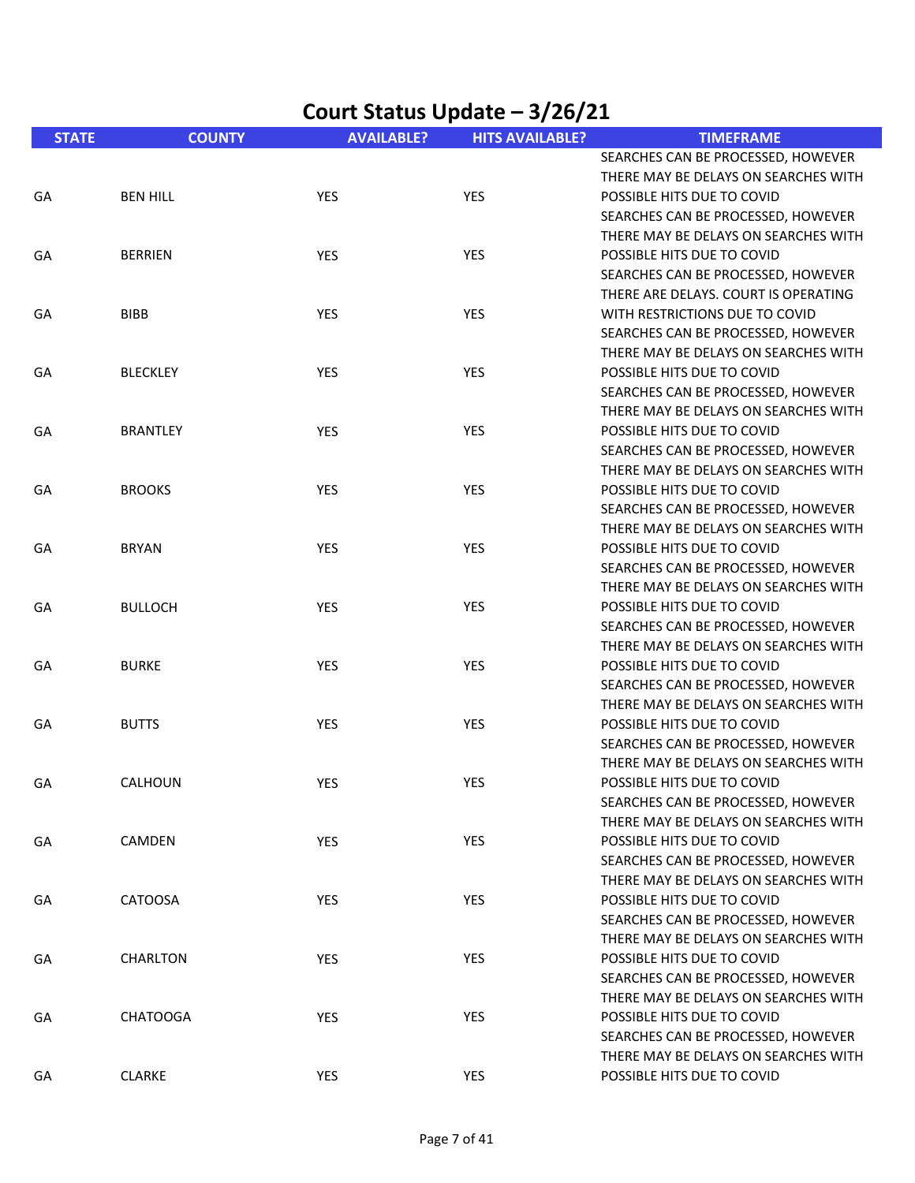# Court Status Update – 3/26/21

| STATE | COUNTY | AVAILABLE? | HITS AVAILABLE? | TIMEFRAME |
|---|---|---|---|---|
| GA | BEN HILL | YES | YES | SEARCHES CAN BE PROCESSED, HOWEVER THERE MAY BE DELAYS ON SEARCHES WITH POSSIBLE HITS DUE TO COVID |
| GA | BERRIEN | YES | YES | SEARCHES CAN BE PROCESSED, HOWEVER THERE MAY BE DELAYS ON SEARCHES WITH POSSIBLE HITS DUE TO COVID |
| GA | BIBB | YES | YES | SEARCHES CAN BE PROCESSED, HOWEVER THERE ARE DELAYS. COURT IS OPERATING WITH RESTRICTIONS DUE TO COVID |
| GA | BLECKLEY | YES | YES | SEARCHES CAN BE PROCESSED, HOWEVER THERE MAY BE DELAYS ON SEARCHES WITH POSSIBLE HITS DUE TO COVID |
| GA | BRANTLEY | YES | YES | SEARCHES CAN BE PROCESSED, HOWEVER THERE MAY BE DELAYS ON SEARCHES WITH POSSIBLE HITS DUE TO COVID |
| GA | BROOKS | YES | YES | SEARCHES CAN BE PROCESSED, HOWEVER THERE MAY BE DELAYS ON SEARCHES WITH POSSIBLE HITS DUE TO COVID |
| GA | BRYAN | YES | YES | SEARCHES CAN BE PROCESSED, HOWEVER THERE MAY BE DELAYS ON SEARCHES WITH POSSIBLE HITS DUE TO COVID |
| GA | BULLOCH | YES | YES | SEARCHES CAN BE PROCESSED, HOWEVER THERE MAY BE DELAYS ON SEARCHES WITH POSSIBLE HITS DUE TO COVID |
| GA | BURKE | YES | YES | SEARCHES CAN BE PROCESSED, HOWEVER THERE MAY BE DELAYS ON SEARCHES WITH POSSIBLE HITS DUE TO COVID |
| GA | BUTTS | YES | YES | SEARCHES CAN BE PROCESSED, HOWEVER THERE MAY BE DELAYS ON SEARCHES WITH POSSIBLE HITS DUE TO COVID |
| GA | CALHOUN | YES | YES | SEARCHES CAN BE PROCESSED, HOWEVER THERE MAY BE DELAYS ON SEARCHES WITH POSSIBLE HITS DUE TO COVID |
| GA | CAMDEN | YES | YES | SEARCHES CAN BE PROCESSED, HOWEVER THERE MAY BE DELAYS ON SEARCHES WITH POSSIBLE HITS DUE TO COVID |
| GA | CATOOSA | YES | YES | SEARCHES CAN BE PROCESSED, HOWEVER THERE MAY BE DELAYS ON SEARCHES WITH POSSIBLE HITS DUE TO COVID |
| GA | CHARLTON | YES | YES | SEARCHES CAN BE PROCESSED, HOWEVER THERE MAY BE DELAYS ON SEARCHES WITH POSSIBLE HITS DUE TO COVID |
| GA | CHATOOGA | YES | YES | SEARCHES CAN BE PROCESSED, HOWEVER THERE MAY BE DELAYS ON SEARCHES WITH POSSIBLE HITS DUE TO COVID |
| GA | CLARKE | YES | YES | SEARCHES CAN BE PROCESSED, HOWEVER THERE MAY BE DELAYS ON SEARCHES WITH POSSIBLE HITS DUE TO COVID |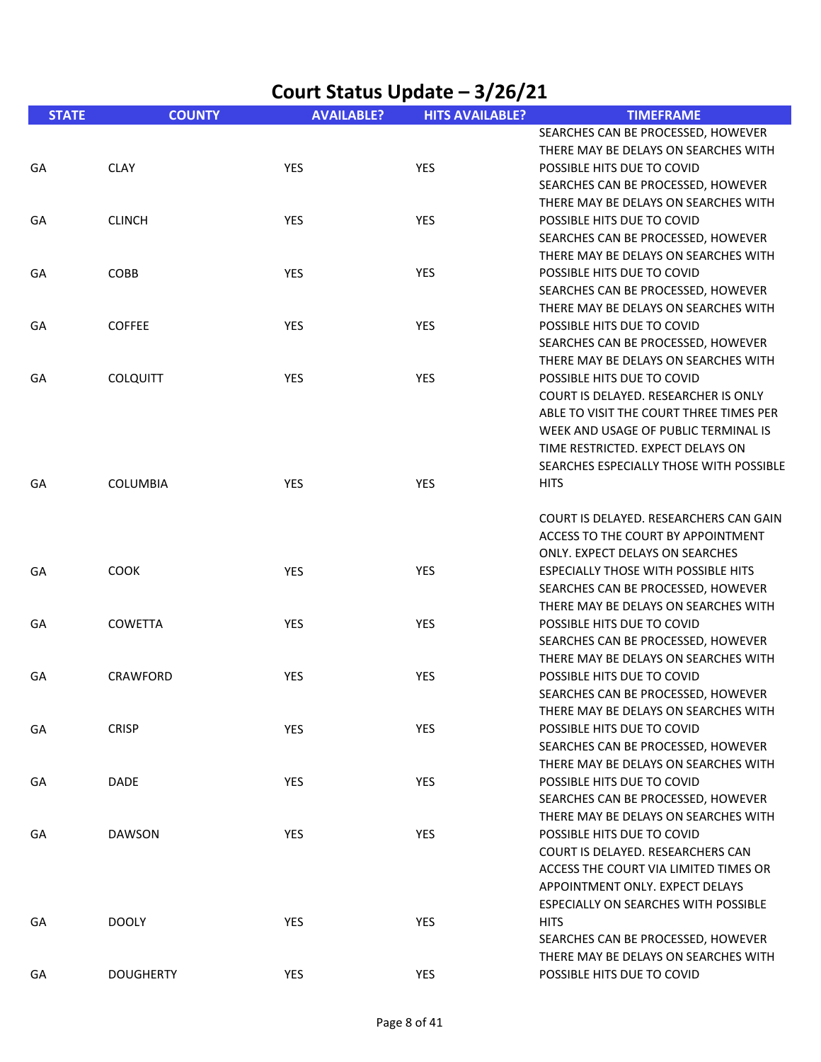# Court Status Update – 3/26/21

| STATE | COUNTY | AVAILABLE? | HITS AVAILABLE? | TIMEFRAME |
|---|---|---|---|---|
| GA | CLAY | YES | YES | SEARCHES CAN BE PROCESSED, HOWEVER THERE MAY BE DELAYS ON SEARCHES WITH POSSIBLE HITS DUE TO COVID |
| GA | CLINCH | YES | YES | SEARCHES CAN BE PROCESSED, HOWEVER THERE MAY BE DELAYS ON SEARCHES WITH POSSIBLE HITS DUE TO COVID |
| GA | COBB | YES | YES | SEARCHES CAN BE PROCESSED, HOWEVER THERE MAY BE DELAYS ON SEARCHES WITH POSSIBLE HITS DUE TO COVID |
| GA | COFFEE | YES | YES | SEARCHES CAN BE PROCESSED, HOWEVER THERE MAY BE DELAYS ON SEARCHES WITH POSSIBLE HITS DUE TO COVID |
| GA | COLQUITT | YES | YES | SEARCHES CAN BE PROCESSED, HOWEVER THERE MAY BE DELAYS ON SEARCHES WITH POSSIBLE HITS DUE TO COVID |
| GA | COLUMBIA | YES | YES | COURT IS DELAYED. RESEARCHER IS ONLY ABLE TO VISIT THE COURT THREE TIMES PER WEEK AND USAGE OF PUBLIC TERMINAL IS TIME RESTRICTED. EXPECT DELAYS ON SEARCHES ESPECIALLY THOSE WITH POSSIBLE HITS |
| GA | COOK | YES | YES | COURT IS DELAYED. RESEARCHERS CAN GAIN ACCESS TO THE COURT BY APPOINTMENT ONLY. EXPECT DELAYS ON SEARCHES ESPECIALLY THOSE WITH POSSIBLE HITS |
| GA | COWETTA | YES | YES | SEARCHES CAN BE PROCESSED, HOWEVER THERE MAY BE DELAYS ON SEARCHES WITH POSSIBLE HITS DUE TO COVID |
| GA | CRAWFORD | YES | YES | SEARCHES CAN BE PROCESSED, HOWEVER THERE MAY BE DELAYS ON SEARCHES WITH POSSIBLE HITS DUE TO COVID |
| GA | CRISP | YES | YES | SEARCHES CAN BE PROCESSED, HOWEVER THERE MAY BE DELAYS ON SEARCHES WITH POSSIBLE HITS DUE TO COVID |
| GA | DADE | YES | YES | SEARCHES CAN BE PROCESSED, HOWEVER THERE MAY BE DELAYS ON SEARCHES WITH POSSIBLE HITS DUE TO COVID |
| GA | DAWSON | YES | YES | SEARCHES CAN BE PROCESSED, HOWEVER THERE MAY BE DELAYS ON SEARCHES WITH POSSIBLE HITS DUE TO COVID |
| GA | DOOLY | YES | YES | COURT IS DELAYED. RESEARCHERS CAN ACCESS THE COURT VIA LIMITED TIMES OR APPOINTMENT ONLY. EXPECT DELAYS ESPECIALLY ON SEARCHES WITH POSSIBLE HITS |
| GA | DOUGHERTY | YES | YES | SEARCHES CAN BE PROCESSED, HOWEVER THERE MAY BE DELAYS ON SEARCHES WITH POSSIBLE HITS DUE TO COVID |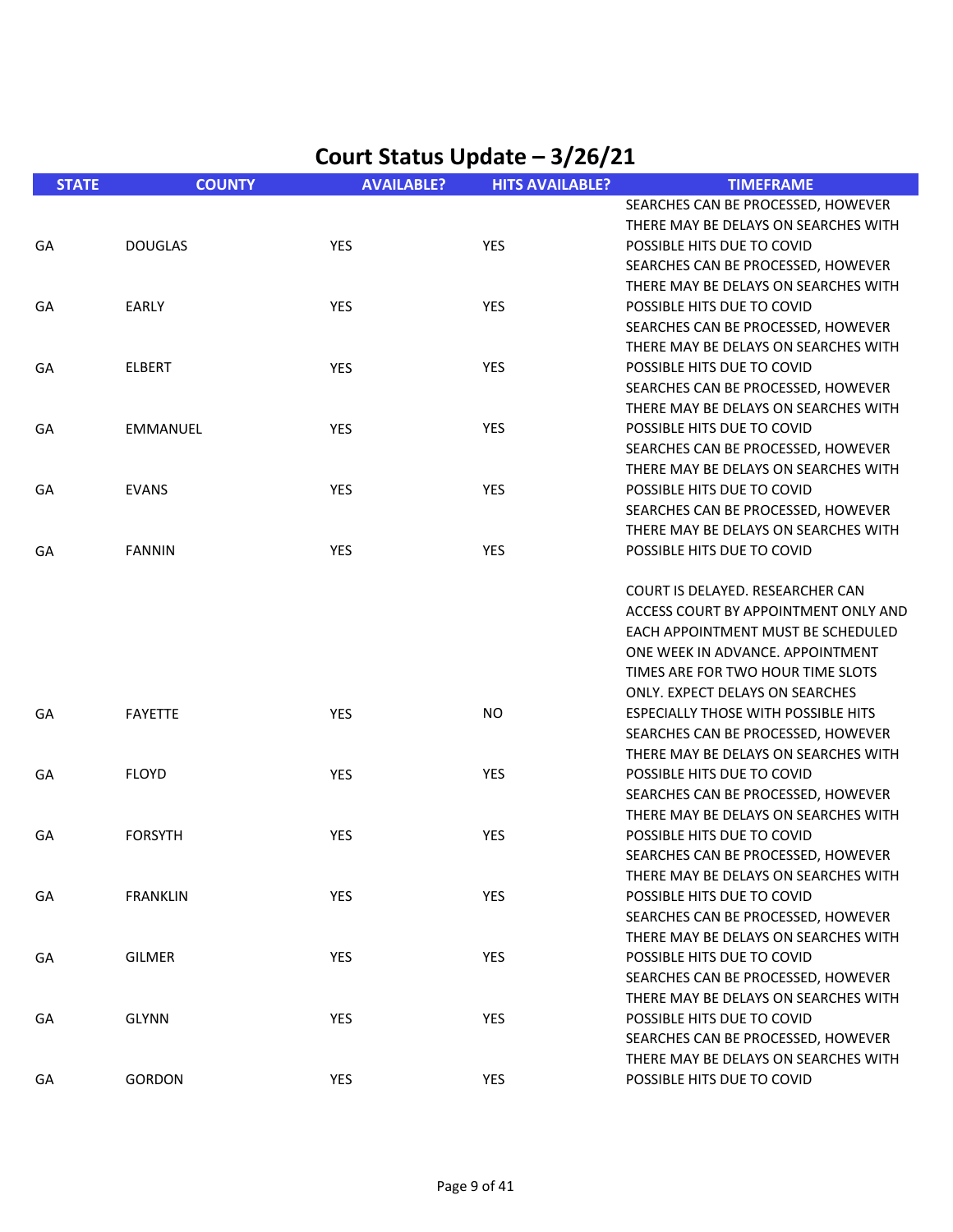# Court Status Update – 3/26/21

| STATE | COUNTY | AVAILABLE? | HITS AVAILABLE? | TIMEFRAME |
|---|---|---|---|---|
| GA | DOUGLAS | YES | YES | SEARCHES CAN BE PROCESSED, HOWEVER THERE MAY BE DELAYS ON SEARCHES WITH POSSIBLE HITS DUE TO COVID |
| GA | EARLY | YES | YES | SEARCHES CAN BE PROCESSED, HOWEVER THERE MAY BE DELAYS ON SEARCHES WITH POSSIBLE HITS DUE TO COVID |
| GA | ELBERT | YES | YES | SEARCHES CAN BE PROCESSED, HOWEVER THERE MAY BE DELAYS ON SEARCHES WITH POSSIBLE HITS DUE TO COVID |
| GA | EMMANUEL | YES | YES | SEARCHES CAN BE PROCESSED, HOWEVER THERE MAY BE DELAYS ON SEARCHES WITH POSSIBLE HITS DUE TO COVID |
| GA | EVANS | YES | YES | SEARCHES CAN BE PROCESSED, HOWEVER THERE MAY BE DELAYS ON SEARCHES WITH POSSIBLE HITS DUE TO COVID |
| GA | FANNIN | YES | YES | SEARCHES CAN BE PROCESSED, HOWEVER THERE MAY BE DELAYS ON SEARCHES WITH POSSIBLE HITS DUE TO COVID |
| GA | FAYETTE | YES | NO | COURT IS DELAYED. RESEARCHER CAN ACCESS COURT BY APPOINTMENT ONLY AND EACH APPOINTMENT MUST BE SCHEDULED ONE WEEK IN ADVANCE. APPOINTMENT TIMES ARE FOR TWO HOUR TIME SLOTS ONLY. EXPECT DELAYS ON SEARCHES ESPECIALLY THOSE WITH POSSIBLE HITS |
| GA | FLOYD | YES | YES | SEARCHES CAN BE PROCESSED, HOWEVER THERE MAY BE DELAYS ON SEARCHES WITH POSSIBLE HITS DUE TO COVID |
| GA | FORSYTH | YES | YES | SEARCHES CAN BE PROCESSED, HOWEVER THERE MAY BE DELAYS ON SEARCHES WITH POSSIBLE HITS DUE TO COVID |
| GA | FRANKLIN | YES | YES | SEARCHES CAN BE PROCESSED, HOWEVER THERE MAY BE DELAYS ON SEARCHES WITH POSSIBLE HITS DUE TO COVID |
| GA | GILMER | YES | YES | SEARCHES CAN BE PROCESSED, HOWEVER THERE MAY BE DELAYS ON SEARCHES WITH POSSIBLE HITS DUE TO COVID |
| GA | GLYNN | YES | YES | SEARCHES CAN BE PROCESSED, HOWEVER THERE MAY BE DELAYS ON SEARCHES WITH POSSIBLE HITS DUE TO COVID |
| GA | GORDON | YES | YES | SEARCHES CAN BE PROCESSED, HOWEVER THERE MAY BE DELAYS ON SEARCHES WITH POSSIBLE HITS DUE TO COVID |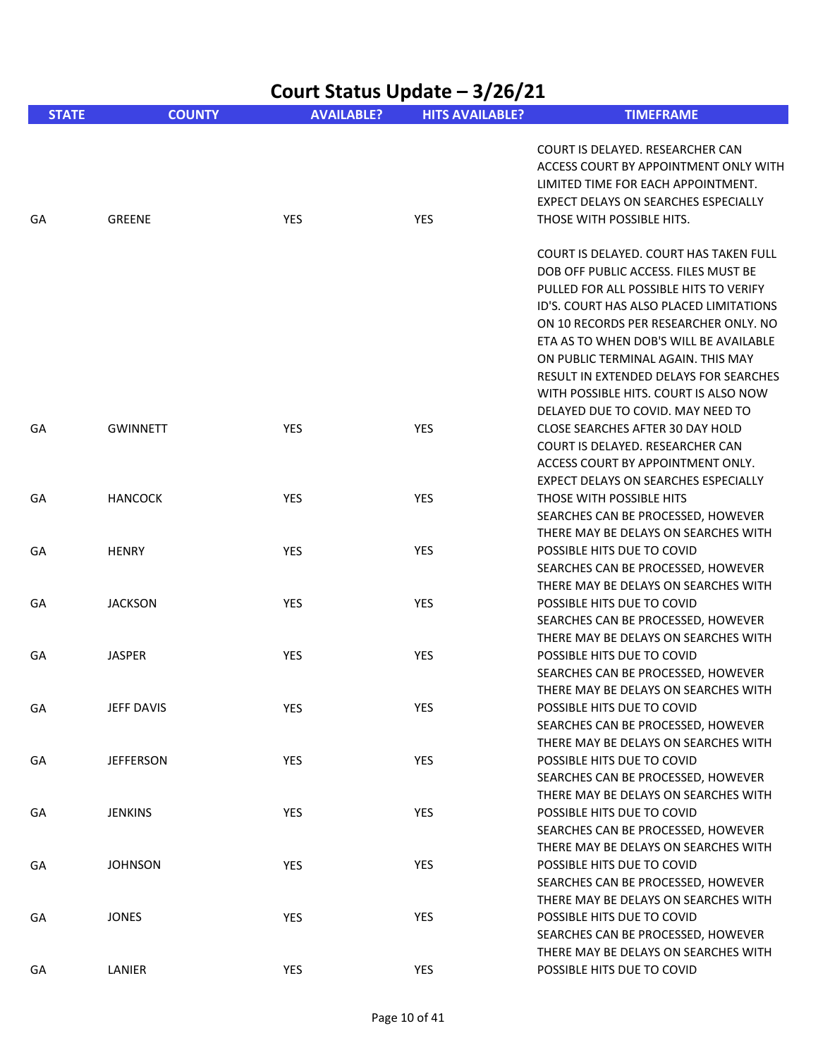# Court Status Update – 3/26/21

| STATE | COUNTY | AVAILABLE? | HITS AVAILABLE? | TIMEFRAME |
|---|---|---|---|---|
| GA | GREENE | YES | YES | COURT IS DELAYED. RESEARCHER CAN ACCESS COURT BY APPOINTMENT ONLY WITH LIMITED TIME FOR EACH APPOINTMENT. EXPECT DELAYS ON SEARCHES ESPECIALLY THOSE WITH POSSIBLE HITS. |
| GA | GWINNETT | YES | YES | COURT IS DELAYED. COURT HAS TAKEN FULL DOB OFF PUBLIC ACCESS. FILES MUST BE PULLED FOR ALL POSSIBLE HITS TO VERIFY ID'S. COURT HAS ALSO PLACED LIMITATIONS ON 10 RECORDS PER RESEARCHER ONLY. NO ETA AS TO WHEN DOB'S WILL BE AVAILABLE ON PUBLIC TERMINAL AGAIN. THIS MAY RESULT IN EXTENDED DELAYS FOR SEARCHES WITH POSSIBLE HITS. COURT IS ALSO NOW DELAYED DUE TO COVID. MAY NEED TO CLOSE SEARCHES AFTER 30 DAY HOLD |
| GA | HANCOCK | YES | YES | COURT IS DELAYED. RESEARCHER CAN ACCESS COURT BY APPOINTMENT ONLY. EXPECT DELAYS ON SEARCHES ESPECIALLY THOSE WITH POSSIBLE HITS |
| GA | HENRY | YES | YES | SEARCHES CAN BE PROCESSED, HOWEVER THERE MAY BE DELAYS ON SEARCHES WITH POSSIBLE HITS DUE TO COVID |
| GA | JACKSON | YES | YES | SEARCHES CAN BE PROCESSED, HOWEVER THERE MAY BE DELAYS ON SEARCHES WITH POSSIBLE HITS DUE TO COVID |
| GA | JASPER | YES | YES | SEARCHES CAN BE PROCESSED, HOWEVER THERE MAY BE DELAYS ON SEARCHES WITH POSSIBLE HITS DUE TO COVID |
| GA | JEFF DAVIS | YES | YES | SEARCHES CAN BE PROCESSED, HOWEVER THERE MAY BE DELAYS ON SEARCHES WITH POSSIBLE HITS DUE TO COVID |
| GA | JEFFERSON | YES | YES | SEARCHES CAN BE PROCESSED, HOWEVER THERE MAY BE DELAYS ON SEARCHES WITH POSSIBLE HITS DUE TO COVID |
| GA | JENKINS | YES | YES | SEARCHES CAN BE PROCESSED, HOWEVER THERE MAY BE DELAYS ON SEARCHES WITH POSSIBLE HITS DUE TO COVID |
| GA | JOHNSON | YES | YES | SEARCHES CAN BE PROCESSED, HOWEVER THERE MAY BE DELAYS ON SEARCHES WITH POSSIBLE HITS DUE TO COVID |
| GA | JONES | YES | YES | SEARCHES CAN BE PROCESSED, HOWEVER THERE MAY BE DELAYS ON SEARCHES WITH POSSIBLE HITS DUE TO COVID |
| GA | LANIER | YES | YES | SEARCHES CAN BE PROCESSED, HOWEVER THERE MAY BE DELAYS ON SEARCHES WITH POSSIBLE HITS DUE TO COVID |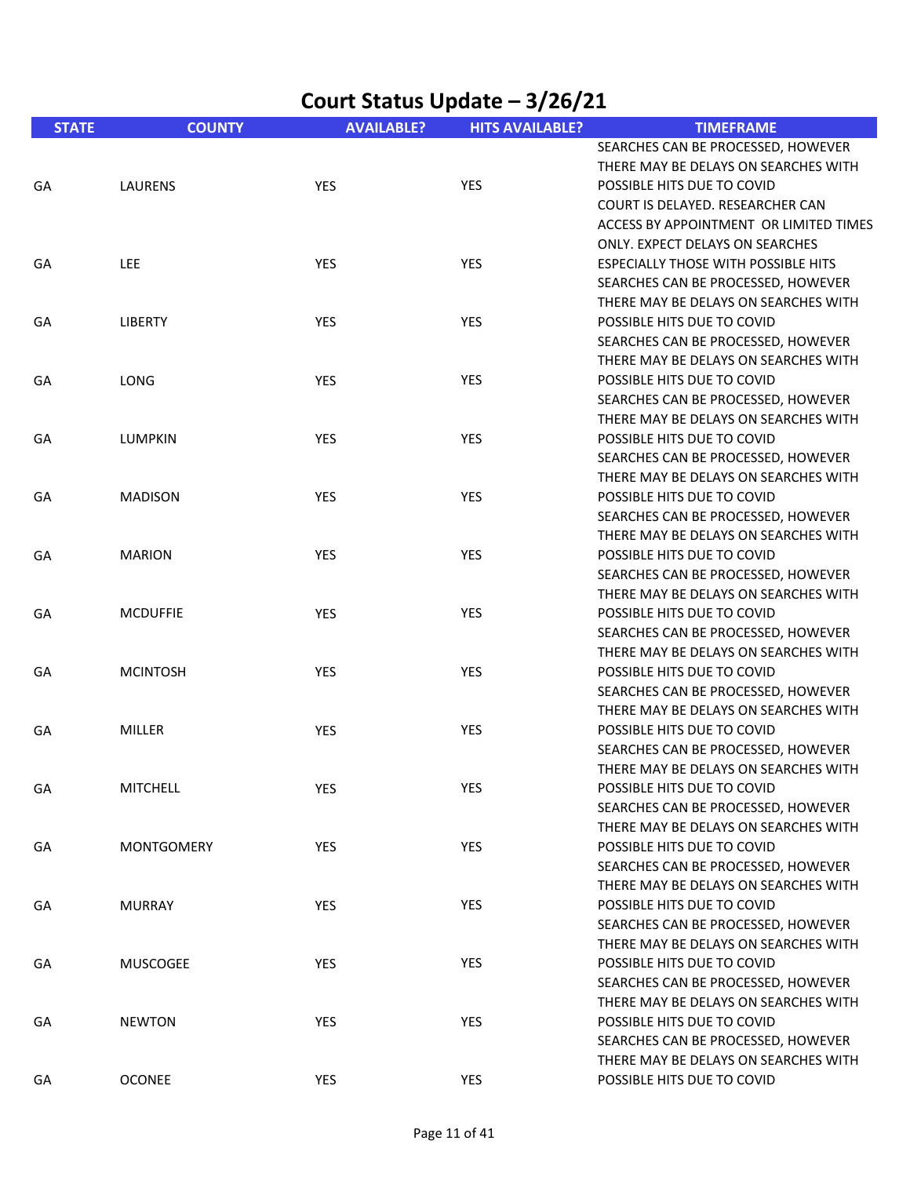# Court Status Update – 3/26/21

| STATE | COUNTY | AVAILABLE? | HITS AVAILABLE? | TIMEFRAME |
|---|---|---|---|---|
| GA | LAURENS | YES | YES | SEARCHES CAN BE PROCESSED, HOWEVER THERE MAY BE DELAYS ON SEARCHES WITH POSSIBLE HITS DUE TO COVID |
| GA | LEE | YES | YES | COURT IS DELAYED. RESEARCHER CAN ACCESS BY APPOINTMENT OR LIMITED TIMES ONLY. EXPECT DELAYS ON SEARCHES ESPECIALLY THOSE WITH POSSIBLE HITS |
| GA | LIBERTY | YES | YES | SEARCHES CAN BE PROCESSED, HOWEVER THERE MAY BE DELAYS ON SEARCHES WITH POSSIBLE HITS DUE TO COVID |
| GA | LONG | YES | YES | SEARCHES CAN BE PROCESSED, HOWEVER THERE MAY BE DELAYS ON SEARCHES WITH POSSIBLE HITS DUE TO COVID |
| GA | LUMPKIN | YES | YES | SEARCHES CAN BE PROCESSED, HOWEVER THERE MAY BE DELAYS ON SEARCHES WITH POSSIBLE HITS DUE TO COVID |
| GA | MADISON | YES | YES | SEARCHES CAN BE PROCESSED, HOWEVER THERE MAY BE DELAYS ON SEARCHES WITH POSSIBLE HITS DUE TO COVID |
| GA | MARION | YES | YES | SEARCHES CAN BE PROCESSED, HOWEVER THERE MAY BE DELAYS ON SEARCHES WITH POSSIBLE HITS DUE TO COVID |
| GA | MCDUFFIE | YES | YES | SEARCHES CAN BE PROCESSED, HOWEVER THERE MAY BE DELAYS ON SEARCHES WITH POSSIBLE HITS DUE TO COVID |
| GA | MCINTOSH | YES | YES | SEARCHES CAN BE PROCESSED, HOWEVER THERE MAY BE DELAYS ON SEARCHES WITH POSSIBLE HITS DUE TO COVID |
| GA | MILLER | YES | YES | SEARCHES CAN BE PROCESSED, HOWEVER THERE MAY BE DELAYS ON SEARCHES WITH POSSIBLE HITS DUE TO COVID |
| GA | MITCHELL | YES | YES | SEARCHES CAN BE PROCESSED, HOWEVER THERE MAY BE DELAYS ON SEARCHES WITH POSSIBLE HITS DUE TO COVID |
| GA | MONTGOMERY | YES | YES | SEARCHES CAN BE PROCESSED, HOWEVER THERE MAY BE DELAYS ON SEARCHES WITH POSSIBLE HITS DUE TO COVID |
| GA | MURRAY | YES | YES | SEARCHES CAN BE PROCESSED, HOWEVER THERE MAY BE DELAYS ON SEARCHES WITH POSSIBLE HITS DUE TO COVID |
| GA | MUSCOGEE | YES | YES | SEARCHES CAN BE PROCESSED, HOWEVER THERE MAY BE DELAYS ON SEARCHES WITH POSSIBLE HITS DUE TO COVID |
| GA | NEWTON | YES | YES | SEARCHES CAN BE PROCESSED, HOWEVER THERE MAY BE DELAYS ON SEARCHES WITH POSSIBLE HITS DUE TO COVID |
| GA | OCONEE | YES | YES | SEARCHES CAN BE PROCESSED, HOWEVER THERE MAY BE DELAYS ON SEARCHES WITH POSSIBLE HITS DUE TO COVID |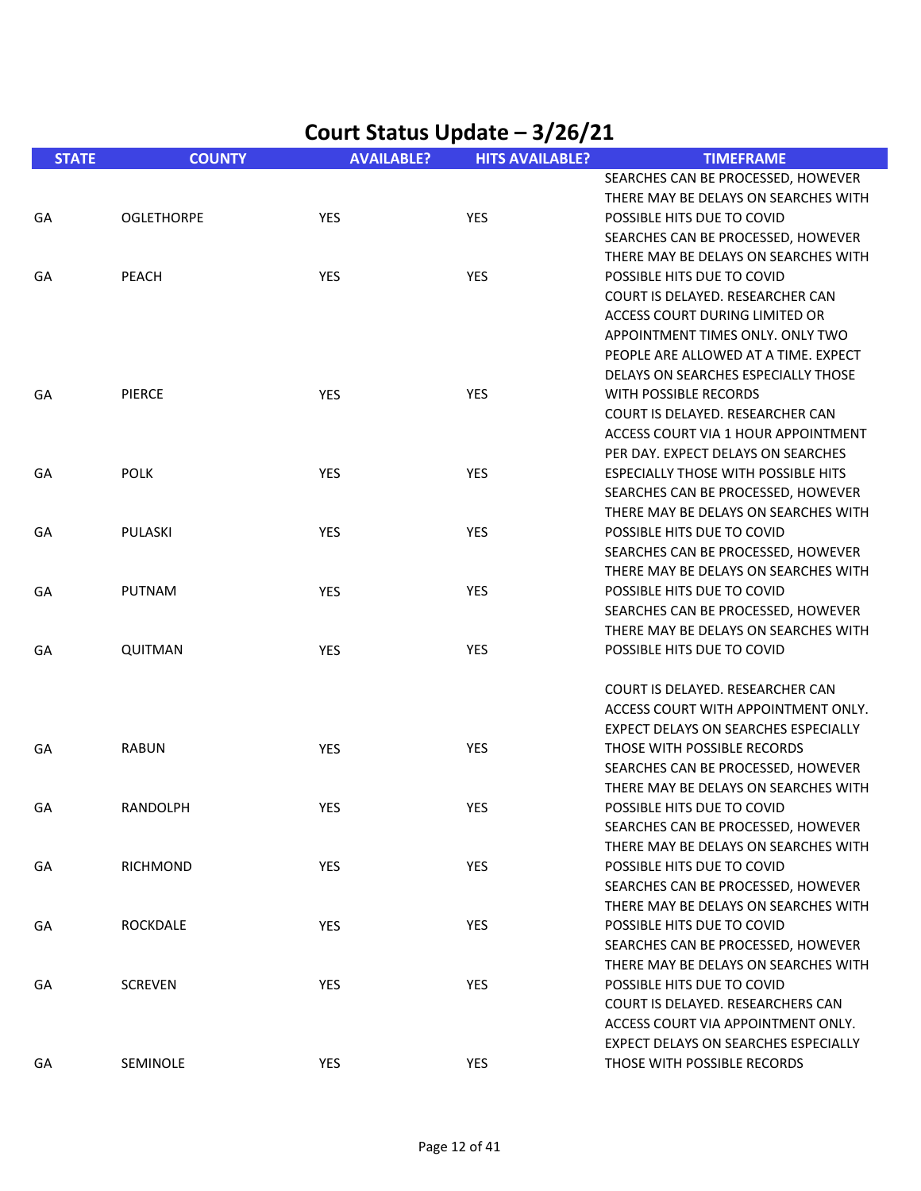# Court Status Update – 3/26/21

| STATE | COUNTY | AVAILABLE? | HITS AVAILABLE? | TIMEFRAME |
|---|---|---|---|---|
| GA | OGLETHORPE | YES | YES | SEARCHES CAN BE PROCESSED, HOWEVER THERE MAY BE DELAYS ON SEARCHES WITH POSSIBLE HITS DUE TO COVID |
| GA | PEACH | YES | YES | SEARCHES CAN BE PROCESSED, HOWEVER THERE MAY BE DELAYS ON SEARCHES WITH POSSIBLE HITS DUE TO COVID |
| GA | PIERCE | YES | YES | COURT IS DELAYED. RESEARCHER CAN ACCESS COURT DURING LIMITED OR APPOINTMENT TIMES ONLY. ONLY TWO PEOPLE ARE ALLOWED AT A TIME. EXPECT DELAYS ON SEARCHES ESPECIALLY THOSE WITH POSSIBLE RECORDS |
| GA | POLK | YES | YES | COURT IS DELAYED. RESEARCHER CAN ACCESS COURT VIA 1 HOUR APPOINTMENT PER DAY. EXPECT DELAYS ON SEARCHES ESPECIALLY THOSE WITH POSSIBLE HITS |
| GA | PULASKI | YES | YES | SEARCHES CAN BE PROCESSED, HOWEVER THERE MAY BE DELAYS ON SEARCHES WITH POSSIBLE HITS DUE TO COVID |
| GA | PUTNAM | YES | YES | SEARCHES CAN BE PROCESSED, HOWEVER THERE MAY BE DELAYS ON SEARCHES WITH POSSIBLE HITS DUE TO COVID |
| GA | QUITMAN | YES | YES | SEARCHES CAN BE PROCESSED, HOWEVER THERE MAY BE DELAYS ON SEARCHES WITH POSSIBLE HITS DUE TO COVID |
| GA | RABUN | YES | YES | COURT IS DELAYED. RESEARCHER CAN ACCESS COURT WITH APPOINTMENT ONLY. EXPECT DELAYS ON SEARCHES ESPECIALLY THOSE WITH POSSIBLE RECORDS |
| GA | RANDOLPH | YES | YES | SEARCHES CAN BE PROCESSED, HOWEVER THERE MAY BE DELAYS ON SEARCHES WITH POSSIBLE HITS DUE TO COVID |
| GA | RICHMOND | YES | YES | SEARCHES CAN BE PROCESSED, HOWEVER THERE MAY BE DELAYS ON SEARCHES WITH POSSIBLE HITS DUE TO COVID |
| GA | ROCKDALE | YES | YES | SEARCHES CAN BE PROCESSED, HOWEVER THERE MAY BE DELAYS ON SEARCHES WITH POSSIBLE HITS DUE TO COVID |
| GA | SCREVEN | YES | YES | SEARCHES CAN BE PROCESSED, HOWEVER THERE MAY BE DELAYS ON SEARCHES WITH POSSIBLE HITS DUE TO COVID |
| GA | SEMINOLE | YES | YES | COURT IS DELAYED. RESEARCHERS CAN ACCESS COURT VIA APPOINTMENT ONLY. EXPECT DELAYS ON SEARCHES ESPECIALLY THOSE WITH POSSIBLE RECORDS |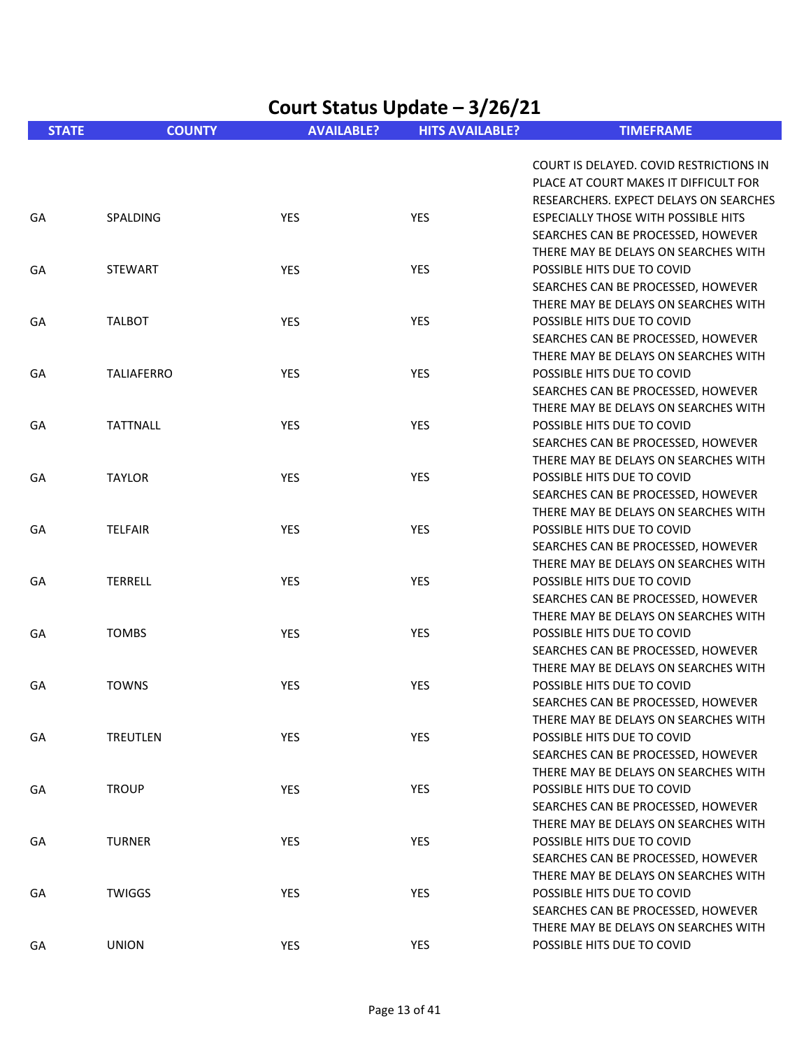# Court Status Update – 3/26/21

| STATE | COUNTY | AVAILABLE? | HITS AVAILABLE? | TIMEFRAME |
|---|---|---|---|---|
| GA | SPALDING | YES | YES | COURT IS DELAYED. COVID RESTRICTIONS IN PLACE AT COURT MAKES IT DIFFICULT FOR RESEARCHERS. EXPECT DELAYS ON SEARCHES ESPECIALLY THOSE WITH POSSIBLE HITS |
| GA | STEWART | YES | YES | SEARCHES CAN BE PROCESSED, HOWEVER THERE MAY BE DELAYS ON SEARCHES WITH POSSIBLE HITS DUE TO COVID |
| GA | TALBOT | YES | YES | SEARCHES CAN BE PROCESSED, HOWEVER THERE MAY BE DELAYS ON SEARCHES WITH POSSIBLE HITS DUE TO COVID |
| GA | TALIAFERRO | YES | YES | SEARCHES CAN BE PROCESSED, HOWEVER THERE MAY BE DELAYS ON SEARCHES WITH POSSIBLE HITS DUE TO COVID |
| GA | TATTNALL | YES | YES | SEARCHES CAN BE PROCESSED, HOWEVER THERE MAY BE DELAYS ON SEARCHES WITH POSSIBLE HITS DUE TO COVID |
| GA | TAYLOR | YES | YES | SEARCHES CAN BE PROCESSED, HOWEVER THERE MAY BE DELAYS ON SEARCHES WITH POSSIBLE HITS DUE TO COVID |
| GA | TELFAIR | YES | YES | SEARCHES CAN BE PROCESSED, HOWEVER THERE MAY BE DELAYS ON SEARCHES WITH POSSIBLE HITS DUE TO COVID |
| GA | TERRELL | YES | YES | SEARCHES CAN BE PROCESSED, HOWEVER THERE MAY BE DELAYS ON SEARCHES WITH POSSIBLE HITS DUE TO COVID |
| GA | TOMBS | YES | YES | SEARCHES CAN BE PROCESSED, HOWEVER THERE MAY BE DELAYS ON SEARCHES WITH POSSIBLE HITS DUE TO COVID |
| GA | TOWNS | YES | YES | SEARCHES CAN BE PROCESSED, HOWEVER THERE MAY BE DELAYS ON SEARCHES WITH POSSIBLE HITS DUE TO COVID |
| GA | TREUTLEN | YES | YES | SEARCHES CAN BE PROCESSED, HOWEVER THERE MAY BE DELAYS ON SEARCHES WITH POSSIBLE HITS DUE TO COVID |
| GA | TROUP | YES | YES | SEARCHES CAN BE PROCESSED, HOWEVER THERE MAY BE DELAYS ON SEARCHES WITH POSSIBLE HITS DUE TO COVID |
| GA | TURNER | YES | YES | SEARCHES CAN BE PROCESSED, HOWEVER THERE MAY BE DELAYS ON SEARCHES WITH POSSIBLE HITS DUE TO COVID |
| GA | TWIGGS | YES | YES | SEARCHES CAN BE PROCESSED, HOWEVER THERE MAY BE DELAYS ON SEARCHES WITH POSSIBLE HITS DUE TO COVID |
| GA | UNION | YES | YES | SEARCHES CAN BE PROCESSED, HOWEVER THERE MAY BE DELAYS ON SEARCHES WITH POSSIBLE HITS DUE TO COVID |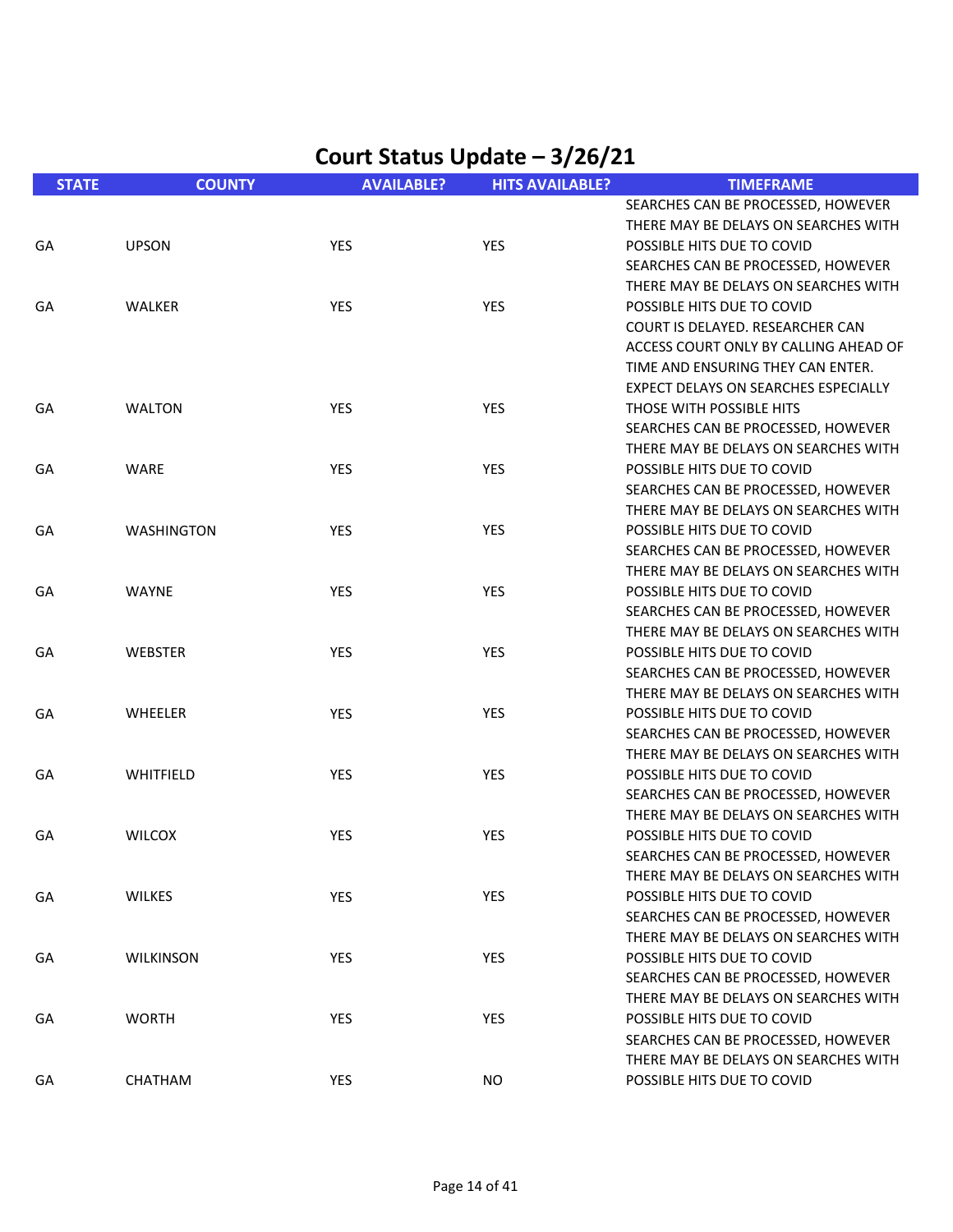# Court Status Update – 3/26/21

| STATE | COUNTY | AVAILABLE? | HITS AVAILABLE? | TIMEFRAME |
|---|---|---|---|---|
| GA | UPSON | YES | YES | SEARCHES CAN BE PROCESSED, HOWEVER THERE MAY BE DELAYS ON SEARCHES WITH POSSIBLE HITS DUE TO COVID |
| GA | WALKER | YES | YES | SEARCHES CAN BE PROCESSED, HOWEVER THERE MAY BE DELAYS ON SEARCHES WITH POSSIBLE HITS DUE TO COVID |
| GA | WALTON | YES | YES | COURT IS DELAYED. RESEARCHER CAN ACCESS COURT ONLY BY CALLING AHEAD OF TIME AND ENSURING THEY CAN ENTER. EXPECT DELAYS ON SEARCHES ESPECIALLY THOSE WITH POSSIBLE HITS |
| GA | WARE | YES | YES | SEARCHES CAN BE PROCESSED, HOWEVER THERE MAY BE DELAYS ON SEARCHES WITH POSSIBLE HITS DUE TO COVID |
| GA | WASHINGTON | YES | YES | SEARCHES CAN BE PROCESSED, HOWEVER THERE MAY BE DELAYS ON SEARCHES WITH POSSIBLE HITS DUE TO COVID |
| GA | WAYNE | YES | YES | SEARCHES CAN BE PROCESSED, HOWEVER THERE MAY BE DELAYS ON SEARCHES WITH POSSIBLE HITS DUE TO COVID |
| GA | WEBSTER | YES | YES | SEARCHES CAN BE PROCESSED, HOWEVER THERE MAY BE DELAYS ON SEARCHES WITH POSSIBLE HITS DUE TO COVID |
| GA | WHEELER | YES | YES | SEARCHES CAN BE PROCESSED, HOWEVER THERE MAY BE DELAYS ON SEARCHES WITH POSSIBLE HITS DUE TO COVID |
| GA | WHITFIELD | YES | YES | SEARCHES CAN BE PROCESSED, HOWEVER THERE MAY BE DELAYS ON SEARCHES WITH POSSIBLE HITS DUE TO COVID |
| GA | WILCOX | YES | YES | SEARCHES CAN BE PROCESSED, HOWEVER THERE MAY BE DELAYS ON SEARCHES WITH POSSIBLE HITS DUE TO COVID |
| GA | WILKES | YES | YES | SEARCHES CAN BE PROCESSED, HOWEVER THERE MAY BE DELAYS ON SEARCHES WITH POSSIBLE HITS DUE TO COVID |
| GA | WILKINSON | YES | YES | SEARCHES CAN BE PROCESSED, HOWEVER THERE MAY BE DELAYS ON SEARCHES WITH POSSIBLE HITS DUE TO COVID |
| GA | WORTH | YES | YES | SEARCHES CAN BE PROCESSED, HOWEVER THERE MAY BE DELAYS ON SEARCHES WITH POSSIBLE HITS DUE TO COVID |
| GA | CHATHAM | YES | NO | SEARCHES CAN BE PROCESSED, HOWEVER THERE MAY BE DELAYS ON SEARCHES WITH POSSIBLE HITS DUE TO COVID |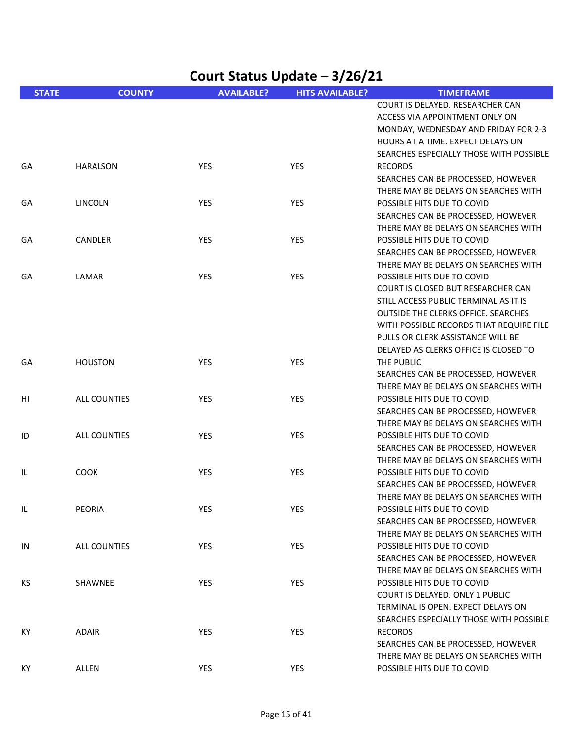# Court Status Update – 3/26/21

| STATE | COUNTY | AVAILABLE? | HITS AVAILABLE? | TIMEFRAME |
|---|---|---|---|---|
| GA | HARALSON | YES | YES | COURT IS DELAYED. RESEARCHER CAN ACCESS VIA APPOINTMENT ONLY ON MONDAY, WEDNESDAY AND FRIDAY FOR 2-3 HOURS AT A TIME. EXPECT DELAYS ON SEARCHES ESPECIALLY THOSE WITH POSSIBLE RECORDS |
| GA | LINCOLN | YES | YES | SEARCHES CAN BE PROCESSED, HOWEVER THERE MAY BE DELAYS ON SEARCHES WITH POSSIBLE HITS DUE TO COVID |
| GA | CANDLER | YES | YES | SEARCHES CAN BE PROCESSED, HOWEVER THERE MAY BE DELAYS ON SEARCHES WITH POSSIBLE HITS DUE TO COVID |
| GA | LAMAR | YES | YES | SEARCHES CAN BE PROCESSED, HOWEVER THERE MAY BE DELAYS ON SEARCHES WITH POSSIBLE HITS DUE TO COVID |
| GA | HOUSTON | YES | YES | COURT IS CLOSED BUT RESEARCHER CAN STILL ACCESS PUBLIC TERMINAL AS IT IS OUTSIDE THE CLERKS OFFICE. SEARCHES WITH POSSIBLE RECORDS THAT REQUIRE FILE PULLS OR CLERK ASSISTANCE WILL BE DELAYED AS CLERKS OFFICE IS CLOSED TO THE PUBLIC |
| HI | ALL COUNTIES | YES | YES | SEARCHES CAN BE PROCESSED, HOWEVER THERE MAY BE DELAYS ON SEARCHES WITH POSSIBLE HITS DUE TO COVID |
| ID | ALL COUNTIES | YES | YES | SEARCHES CAN BE PROCESSED, HOWEVER THERE MAY BE DELAYS ON SEARCHES WITH POSSIBLE HITS DUE TO COVID |
| IL | COOK | YES | YES | SEARCHES CAN BE PROCESSED, HOWEVER THERE MAY BE DELAYS ON SEARCHES WITH POSSIBLE HITS DUE TO COVID |
| IL | PEORIA | YES | YES | SEARCHES CAN BE PROCESSED, HOWEVER THERE MAY BE DELAYS ON SEARCHES WITH POSSIBLE HITS DUE TO COVID |
| IN | ALL COUNTIES | YES | YES | SEARCHES CAN BE PROCESSED, HOWEVER THERE MAY BE DELAYS ON SEARCHES WITH POSSIBLE HITS DUE TO COVID |
| KS | SHAWNEE | YES | YES | SEARCHES CAN BE PROCESSED, HOWEVER THERE MAY BE DELAYS ON SEARCHES WITH POSSIBLE HITS DUE TO COVID |
| KY | ADAIR | YES | YES | COURT IS DELAYED. ONLY 1 PUBLIC TERMINAL IS OPEN. EXPECT DELAYS ON SEARCHES ESPECIALLY THOSE WITH POSSIBLE RECORDS |
| KY | ALLEN | YES | YES | SEARCHES CAN BE PROCESSED, HOWEVER THERE MAY BE DELAYS ON SEARCHES WITH POSSIBLE HITS DUE TO COVID |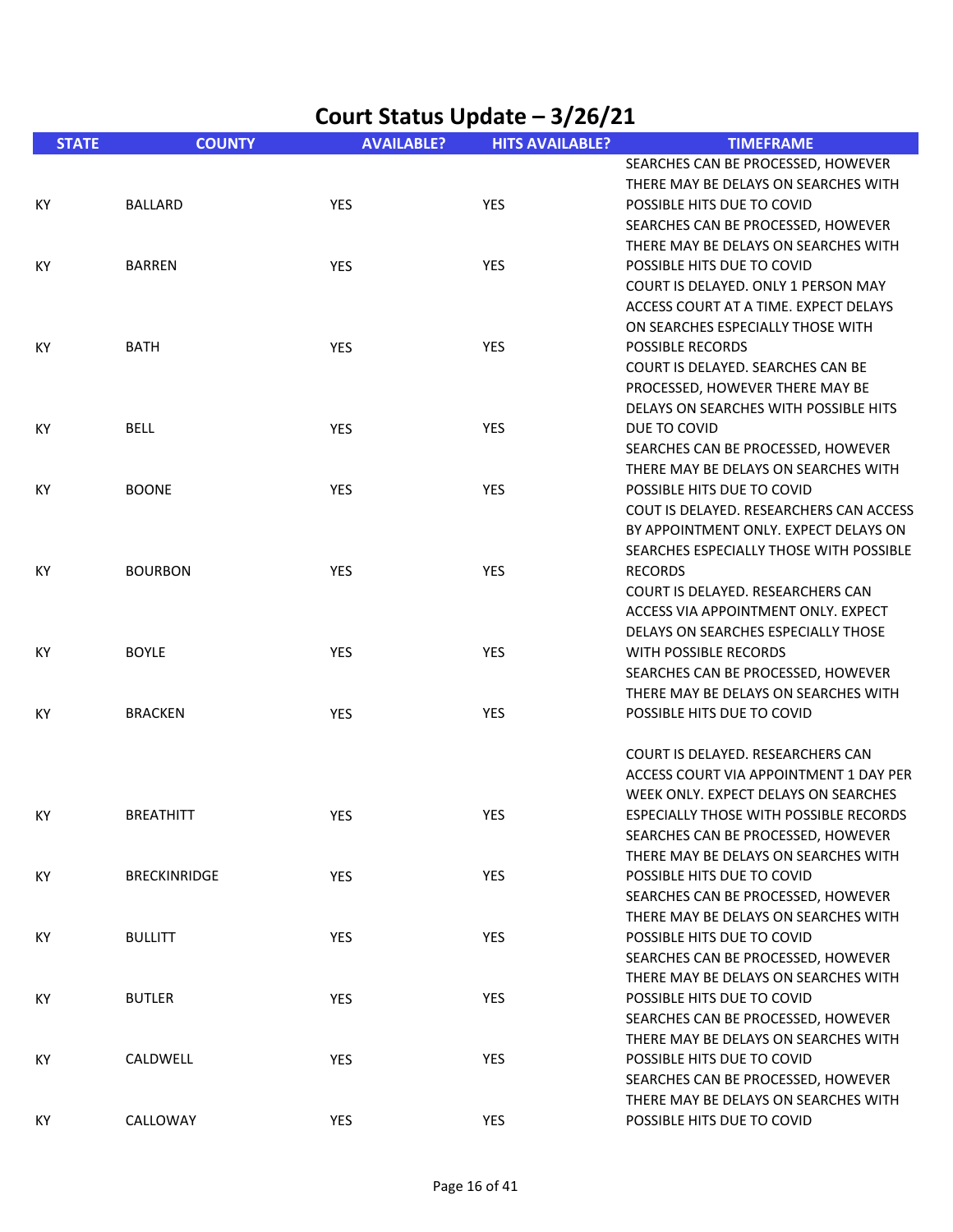# Court Status Update – 3/26/21

| STATE | COUNTY | AVAILABLE? | HITS AVAILABLE? | TIMEFRAME |
|---|---|---|---|---|
| KY | BALLARD | YES | YES | SEARCHES CAN BE PROCESSED, HOWEVER THERE MAY BE DELAYS ON SEARCHES WITH POSSIBLE HITS DUE TO COVID |
| KY | BARREN | YES | YES | SEARCHES CAN BE PROCESSED, HOWEVER THERE MAY BE DELAYS ON SEARCHES WITH POSSIBLE HITS DUE TO COVID |
| KY | BATH | YES | YES | COURT IS DELAYED. ONLY 1 PERSON MAY ACCESS COURT AT A TIME. EXPECT DELAYS ON SEARCHES ESPECIALLY THOSE WITH POSSIBLE RECORDS |
| KY | BELL | YES | YES | COURT IS DELAYED. SEARCHES CAN BE PROCESSED, HOWEVER THERE MAY BE DELAYS ON SEARCHES WITH POSSIBLE HITS DUE TO COVID |
| KY | BOONE | YES | YES | SEARCHES CAN BE PROCESSED, HOWEVER THERE MAY BE DELAYS ON SEARCHES WITH POSSIBLE HITS DUE TO COVID |
| KY | BOURBON | YES | YES | COUT IS DELAYED. RESEARCHERS CAN ACCESS BY APPOINTMENT ONLY. EXPECT DELAYS ON SEARCHES ESPECIALLY THOSE WITH POSSIBLE RECORDS |
| KY | BOYLE | YES | YES | COURT IS DELAYED. RESEARCHERS CAN ACCESS VIA APPOINTMENT ONLY. EXPECT DELAYS ON SEARCHES ESPECIALLY THOSE WITH POSSIBLE RECORDS |
| KY | BRACKEN | YES | YES | SEARCHES CAN BE PROCESSED, HOWEVER THERE MAY BE DELAYS ON SEARCHES WITH POSSIBLE HITS DUE TO COVID |
| KY | BREATHITT | YES | YES | COURT IS DELAYED. RESEARCHERS CAN ACCESS COURT VIA APPOINTMENT 1 DAY PER WEEK ONLY. EXPECT DELAYS ON SEARCHES ESPECIALLY THOSE WITH POSSIBLE RECORDS |
| KY | BRECKINRIDGE | YES | YES | SEARCHES CAN BE PROCESSED, HOWEVER THERE MAY BE DELAYS ON SEARCHES WITH POSSIBLE HITS DUE TO COVID |
| KY | BULLITT | YES | YES | SEARCHES CAN BE PROCESSED, HOWEVER THERE MAY BE DELAYS ON SEARCHES WITH POSSIBLE HITS DUE TO COVID |
| KY | BUTLER | YES | YES | SEARCHES CAN BE PROCESSED, HOWEVER THERE MAY BE DELAYS ON SEARCHES WITH POSSIBLE HITS DUE TO COVID |
| KY | CALDWELL | YES | YES | SEARCHES CAN BE PROCESSED, HOWEVER THERE MAY BE DELAYS ON SEARCHES WITH POSSIBLE HITS DUE TO COVID |
| KY | CALLOWAY | YES | YES | SEARCHES CAN BE PROCESSED, HOWEVER THERE MAY BE DELAYS ON SEARCHES WITH POSSIBLE HITS DUE TO COVID |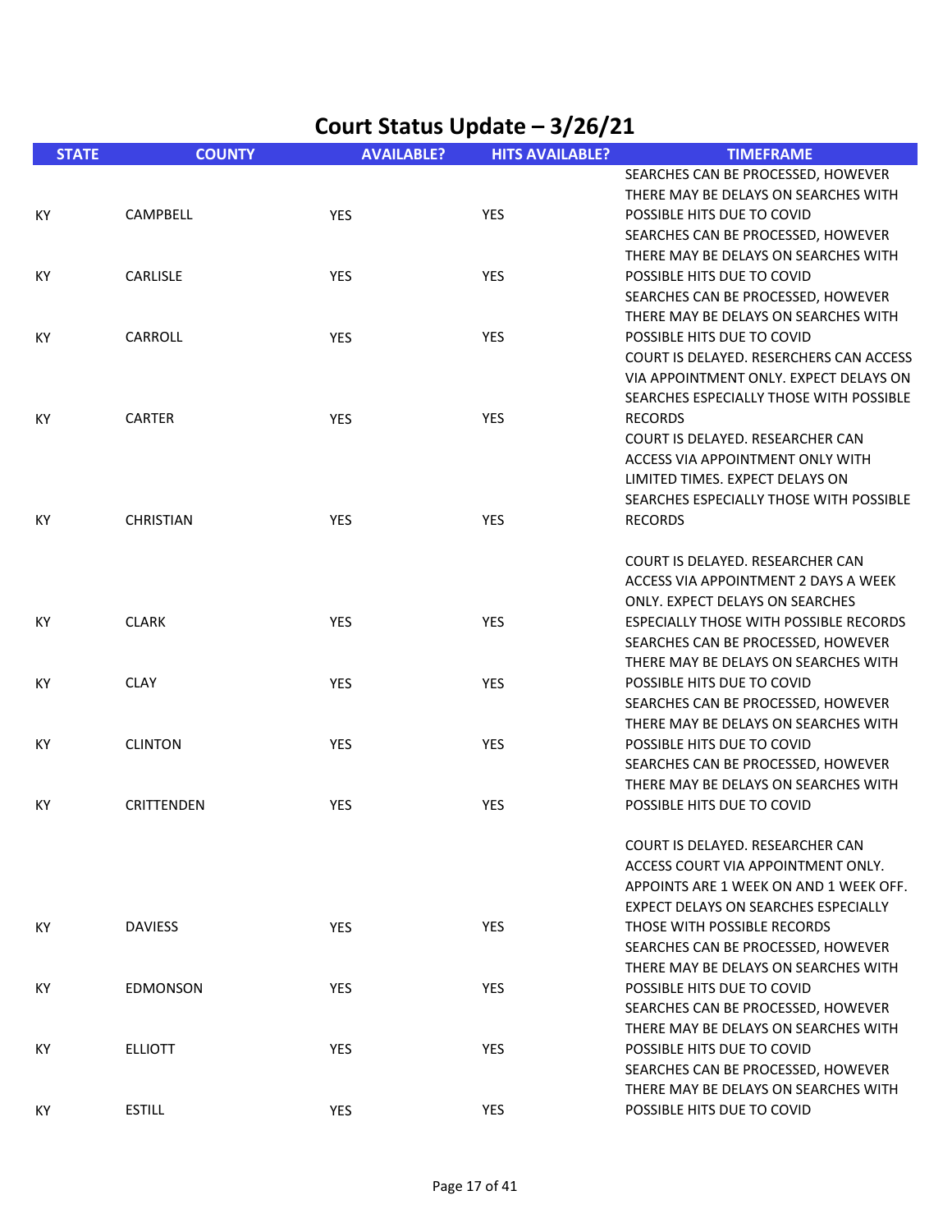# Court Status Update – 3/26/21

| STATE | COUNTY | AVAILABLE? | HITS AVAILABLE? | TIMEFRAME |
|---|---|---|---|---|
| KY | CAMPBELL | YES | YES | SEARCHES CAN BE PROCESSED, HOWEVER THERE MAY BE DELAYS ON SEARCHES WITH POSSIBLE HITS DUE TO COVID |
| KY | CARLISLE | YES | YES | SEARCHES CAN BE PROCESSED, HOWEVER THERE MAY BE DELAYS ON SEARCHES WITH POSSIBLE HITS DUE TO COVID |
| KY | CARROLL | YES | YES | SEARCHES CAN BE PROCESSED, HOWEVER THERE MAY BE DELAYS ON SEARCHES WITH POSSIBLE HITS DUE TO COVID |
| KY | CARTER | YES | YES | COURT IS DELAYED. RESERCHERS CAN ACCESS VIA APPOINTMENT ONLY. EXPECT DELAYS ON SEARCHES ESPECIALLY THOSE WITH POSSIBLE RECORDS |
| KY | CHRISTIAN | YES | YES | COURT IS DELAYED. RESEARCHER CAN ACCESS VIA APPOINTMENT ONLY WITH LIMITED TIMES. EXPECT DELAYS ON SEARCHES ESPECIALLY THOSE WITH POSSIBLE RECORDS |
| KY | CLARK | YES | YES | COURT IS DELAYED. RESEARCHER CAN ACCESS VIA APPOINTMENT 2 DAYS A WEEK ONLY. EXPECT DELAYS ON SEARCHES ESPECIALLY THOSE WITH POSSIBLE RECORDS |
| KY | CLAY | YES | YES | SEARCHES CAN BE PROCESSED, HOWEVER THERE MAY BE DELAYS ON SEARCHES WITH POSSIBLE HITS DUE TO COVID |
| KY | CLINTON | YES | YES | SEARCHES CAN BE PROCESSED, HOWEVER THERE MAY BE DELAYS ON SEARCHES WITH POSSIBLE HITS DUE TO COVID |
| KY | CRITTENDEN | YES | YES | SEARCHES CAN BE PROCESSED, HOWEVER THERE MAY BE DELAYS ON SEARCHES WITH POSSIBLE HITS DUE TO COVID |
| KY | DAVIESS | YES | YES | COURT IS DELAYED. RESEARCHER CAN ACCESS COURT VIA APPOINTMENT ONLY. APPOINTS ARE 1 WEEK ON AND 1 WEEK OFF. EXPECT DELAYS ON SEARCHES ESPECIALLY THOSE WITH POSSIBLE RECORDS |
| KY | EDMONSON | YES | YES | SEARCHES CAN BE PROCESSED, HOWEVER THERE MAY BE DELAYS ON SEARCHES WITH POSSIBLE HITS DUE TO COVID |
| KY | ELLIOTT | YES | YES | SEARCHES CAN BE PROCESSED, HOWEVER THERE MAY BE DELAYS ON SEARCHES WITH POSSIBLE HITS DUE TO COVID |
| KY | ESTILL | YES | YES | SEARCHES CAN BE PROCESSED, HOWEVER THERE MAY BE DELAYS ON SEARCHES WITH POSSIBLE HITS DUE TO COVID |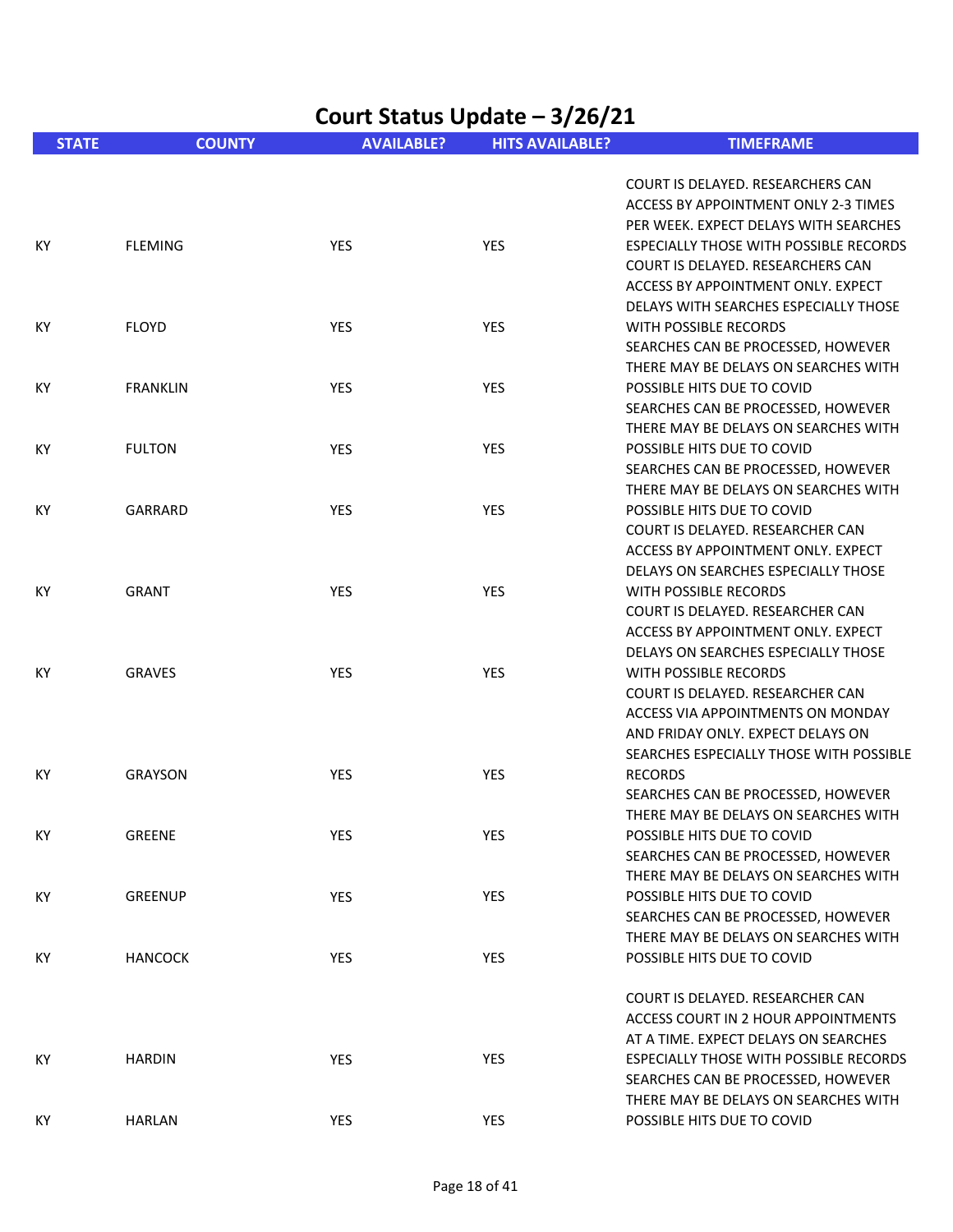# Court Status Update – 3/26/21

| STATE | COUNTY | AVAILABLE? | HITS AVAILABLE? | TIMEFRAME |
|---|---|---|---|---|
| KY | FLEMING | YES | YES | COURT IS DELAYED. RESEARCHERS CAN ACCESS BY APPOINTMENT ONLY 2-3 TIMES PER WEEK. EXPECT DELAYS WITH SEARCHES ESPECIALLY THOSE WITH POSSIBLE RECORDS |
| KY | FLOYD | YES | YES | COURT IS DELAYED. RESEARCHERS CAN ACCESS BY APPOINTMENT ONLY. EXPECT DELAYS WITH SEARCHES ESPECIALLY THOSE WITH POSSIBLE RECORDS |
| KY | FRANKLIN | YES | YES | SEARCHES CAN BE PROCESSED, HOWEVER THERE MAY BE DELAYS ON SEARCHES WITH POSSIBLE HITS DUE TO COVID |
| KY | FULTON | YES | YES | SEARCHES CAN BE PROCESSED, HOWEVER THERE MAY BE DELAYS ON SEARCHES WITH POSSIBLE HITS DUE TO COVID |
| KY | GARRARD | YES | YES | SEARCHES CAN BE PROCESSED, HOWEVER THERE MAY BE DELAYS ON SEARCHES WITH POSSIBLE HITS DUE TO COVID |
| KY | GRANT | YES | YES | COURT IS DELAYED. RESEARCHER CAN ACCESS BY APPOINTMENT ONLY. EXPECT DELAYS ON SEARCHES ESPECIALLY THOSE WITH POSSIBLE RECORDS |
| KY | GRAVES | YES | YES | COURT IS DELAYED. RESEARCHER CAN ACCESS BY APPOINTMENT ONLY. EXPECT DELAYS ON SEARCHES ESPECIALLY THOSE WITH POSSIBLE RECORDS |
| KY | GRAYSON | YES | YES | COURT IS DELAYED. RESEARCHER CAN ACCESS VIA APPOINTMENTS ON MONDAY AND FRIDAY ONLY. EXPECT DELAYS ON SEARCHES ESPECIALLY THOSE WITH POSSIBLE RECORDS |
| KY | GREENE | YES | YES | SEARCHES CAN BE PROCESSED, HOWEVER THERE MAY BE DELAYS ON SEARCHES WITH POSSIBLE HITS DUE TO COVID |
| KY | GREENUP | YES | YES | SEARCHES CAN BE PROCESSED, HOWEVER THERE MAY BE DELAYS ON SEARCHES WITH POSSIBLE HITS DUE TO COVID |
| KY | HANCOCK | YES | YES | SEARCHES CAN BE PROCESSED, HOWEVER THERE MAY BE DELAYS ON SEARCHES WITH POSSIBLE HITS DUE TO COVID |
| KY | HARDIN | YES | YES | COURT IS DELAYED. RESEARCHER CAN ACCESS COURT IN 2 HOUR APPOINTMENTS AT A TIME. EXPECT DELAYS ON SEARCHES ESPECIALLY THOSE WITH POSSIBLE RECORDS |
| KY | HARLAN | YES | YES | SEARCHES CAN BE PROCESSED, HOWEVER THERE MAY BE DELAYS ON SEARCHES WITH POSSIBLE HITS DUE TO COVID |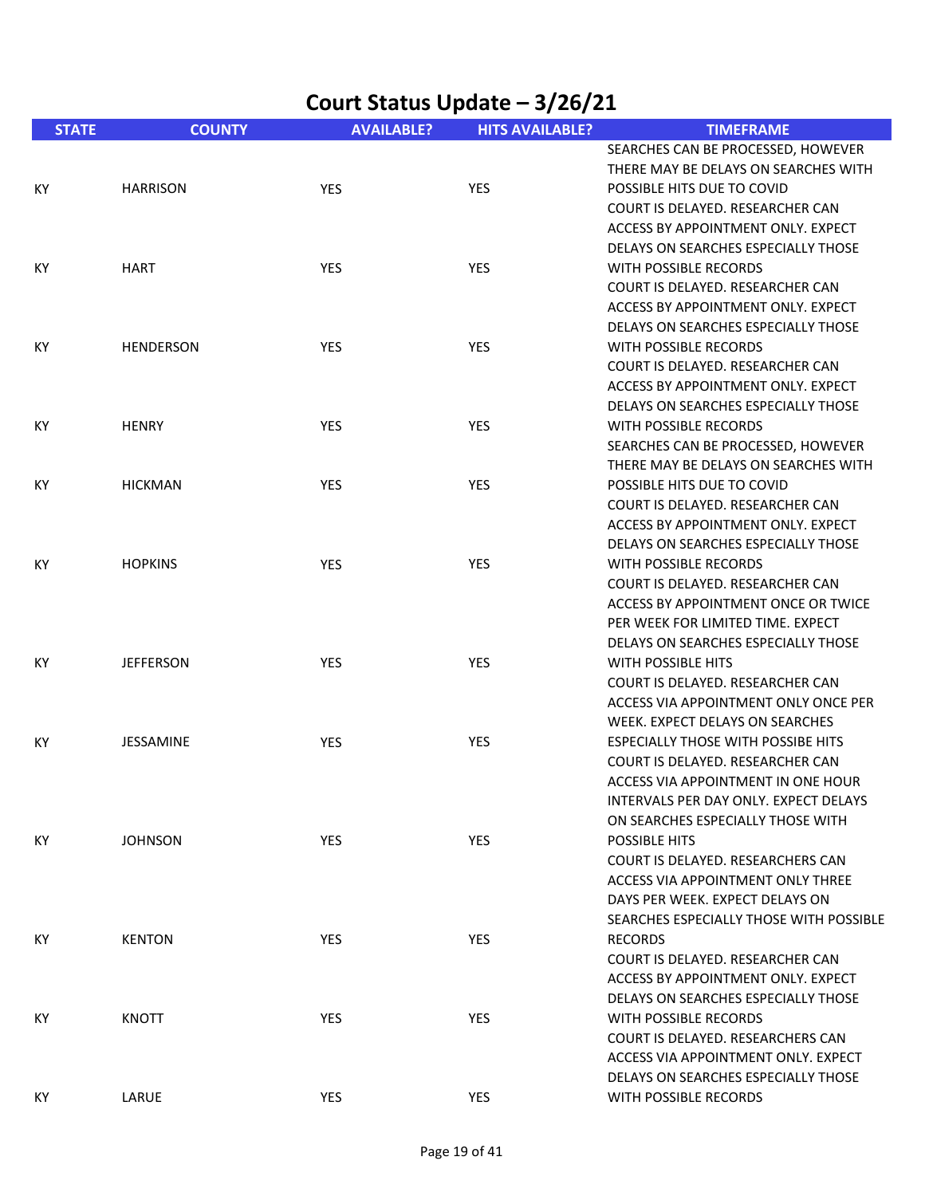# Court Status Update – 3/26/21

| STATE | COUNTY | AVAILABLE? | HITS AVAILABLE? | TIMEFRAME |
|---|---|---|---|---|
| KY | HARRISON | YES | YES | SEARCHES CAN BE PROCESSED, HOWEVER THERE MAY BE DELAYS ON SEARCHES WITH POSSIBLE HITS DUE TO COVID |
| KY | HART | YES | YES | COURT IS DELAYED. RESEARCHER CAN ACCESS BY APPOINTMENT ONLY. EXPECT DELAYS ON SEARCHES ESPECIALLY THOSE WITH POSSIBLE RECORDS |
| KY | HENDERSON | YES | YES | COURT IS DELAYED. RESEARCHER CAN ACCESS BY APPOINTMENT ONLY. EXPECT DELAYS ON SEARCHES ESPECIALLY THOSE WITH POSSIBLE RECORDS |
| KY | HENRY | YES | YES | COURT IS DELAYED. RESEARCHER CAN ACCESS BY APPOINTMENT ONLY. EXPECT DELAYS ON SEARCHES ESPECIALLY THOSE WITH POSSIBLE RECORDS |
| KY | HICKMAN | YES | YES | SEARCHES CAN BE PROCESSED, HOWEVER THERE MAY BE DELAYS ON SEARCHES WITH POSSIBLE HITS DUE TO COVID |
| KY | HOPKINS | YES | YES | COURT IS DELAYED. RESEARCHER CAN ACCESS BY APPOINTMENT ONLY. EXPECT DELAYS ON SEARCHES ESPECIALLY THOSE WITH POSSIBLE RECORDS |
| KY | JEFFERSON | YES | YES | COURT IS DELAYED. RESEARCHER CAN ACCESS BY APPOINTMENT ONCE OR TWICE PER WEEK FOR LIMITED TIME. EXPECT DELAYS ON SEARCHES ESPECIALLY THOSE WITH POSSIBLE HITS |
| KY | JESSAMINE | YES | YES | COURT IS DELAYED. RESEARCHER CAN ACCESS VIA APPOINTMENT ONLY ONCE PER WEEK. EXPECT DELAYS ON SEARCHES ESPECIALLY THOSE WITH POSSIBE HITS |
| KY | JOHNSON | YES | YES | COURT IS DELAYED. RESEARCHER CAN ACCESS VIA APPOINTMENT IN ONE HOUR INTERVALS PER DAY ONLY. EXPECT DELAYS ON SEARCHES ESPECIALLY THOSE WITH POSSIBLE HITS |
| KY | KENTON | YES | YES | COURT IS DELAYED. RESEARCHERS CAN ACCESS VIA APPOINTMENT ONLY THREE DAYS PER WEEK. EXPECT DELAYS ON SEARCHES ESPECIALLY THOSE WITH POSSIBLE RECORDS |
| KY | KNOTT | YES | YES | COURT IS DELAYED. RESEARCHER CAN ACCESS BY APPOINTMENT ONLY. EXPECT DELAYS ON SEARCHES ESPECIALLY THOSE WITH POSSIBLE RECORDS |
| KY | LARUE | YES | YES | COURT IS DELAYED. RESEARCHERS CAN ACCESS VIA APPOINTMENT ONLY. EXPECT DELAYS ON SEARCHES ESPECIALLY THOSE WITH POSSIBLE RECORDS |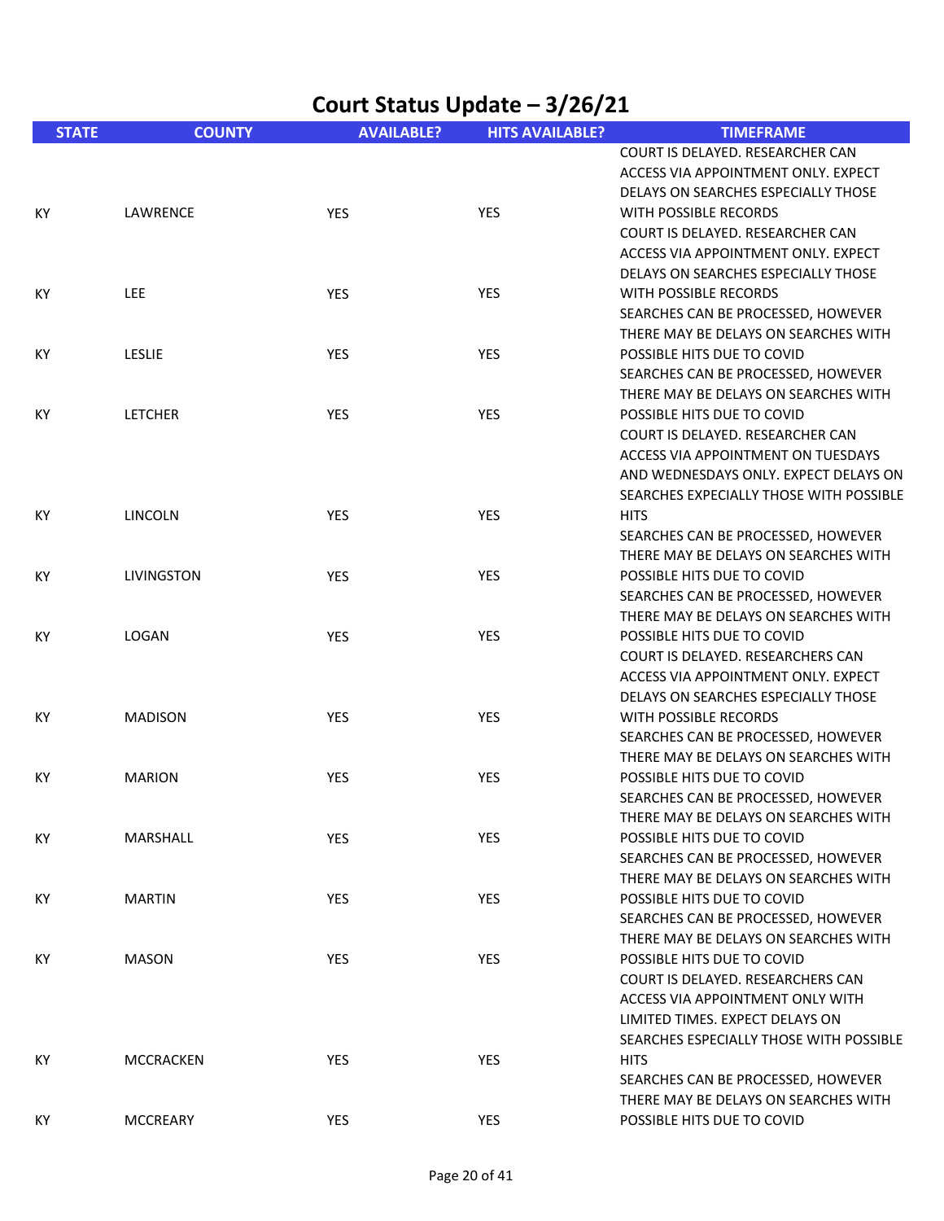# Court Status Update – 3/26/21

| STATE | COUNTY | AVAILABLE? | HITS AVAILABLE? | TIMEFRAME |
|---|---|---|---|---|
| KY | LAWRENCE | YES | YES | COURT IS DELAYED. RESEARCHER CAN ACCESS VIA APPOINTMENT ONLY. EXPECT DELAYS ON SEARCHES ESPECIALLY THOSE WITH POSSIBLE RECORDS |
| KY | LEE | YES | YES | COURT IS DELAYED. RESEARCHER CAN ACCESS VIA APPOINTMENT ONLY. EXPECT DELAYS ON SEARCHES ESPECIALLY THOSE WITH POSSIBLE RECORDS |
| KY | LESLIE | YES | YES | SEARCHES CAN BE PROCESSED, HOWEVER THERE MAY BE DELAYS ON SEARCHES WITH POSSIBLE HITS DUE TO COVID |
| KY | LETCHER | YES | YES | SEARCHES CAN BE PROCESSED, HOWEVER THERE MAY BE DELAYS ON SEARCHES WITH POSSIBLE HITS DUE TO COVID |
| KY | LINCOLN | YES | YES | COURT IS DELAYED. RESEARCHER CAN ACCESS VIA APPOINTMENT ON TUESDAYS AND WEDNESDAYS ONLY. EXPECT DELAYS ON SEARCHES EXPECIALLY THOSE WITH POSSIBLE HITS |
| KY | LIVINGSTON | YES | YES | SEARCHES CAN BE PROCESSED, HOWEVER THERE MAY BE DELAYS ON SEARCHES WITH POSSIBLE HITS DUE TO COVID |
| KY | LOGAN | YES | YES | SEARCHES CAN BE PROCESSED, HOWEVER THERE MAY BE DELAYS ON SEARCHES WITH POSSIBLE HITS DUE TO COVID |
| KY | MADISON | YES | YES | COURT IS DELAYED. RESEARCHERS CAN ACCESS VIA APPOINTMENT ONLY. EXPECT DELAYS ON SEARCHES ESPECIALLY THOSE WITH POSSIBLE RECORDS |
| KY | MARION | YES | YES | SEARCHES CAN BE PROCESSED, HOWEVER THERE MAY BE DELAYS ON SEARCHES WITH POSSIBLE HITS DUE TO COVID |
| KY | MARSHALL | YES | YES | SEARCHES CAN BE PROCESSED, HOWEVER THERE MAY BE DELAYS ON SEARCHES WITH POSSIBLE HITS DUE TO COVID |
| KY | MARTIN | YES | YES | SEARCHES CAN BE PROCESSED, HOWEVER THERE MAY BE DELAYS ON SEARCHES WITH POSSIBLE HITS DUE TO COVID |
| KY | MASON | YES | YES | SEARCHES CAN BE PROCESSED, HOWEVER THERE MAY BE DELAYS ON SEARCHES WITH POSSIBLE HITS DUE TO COVID |
| KY | MCCRACKEN | YES | YES | COURT IS DELAYED. RESEARCHERS CAN ACCESS VIA APPOINTMENT ONLY WITH LIMITED TIMES. EXPECT DELAYS ON SEARCHES ESPECIALLY THOSE WITH POSSIBLE HITS |
| KY | MCCREARY | YES | YES | SEARCHES CAN BE PROCESSED, HOWEVER THERE MAY BE DELAYS ON SEARCHES WITH POSSIBLE HITS DUE TO COVID |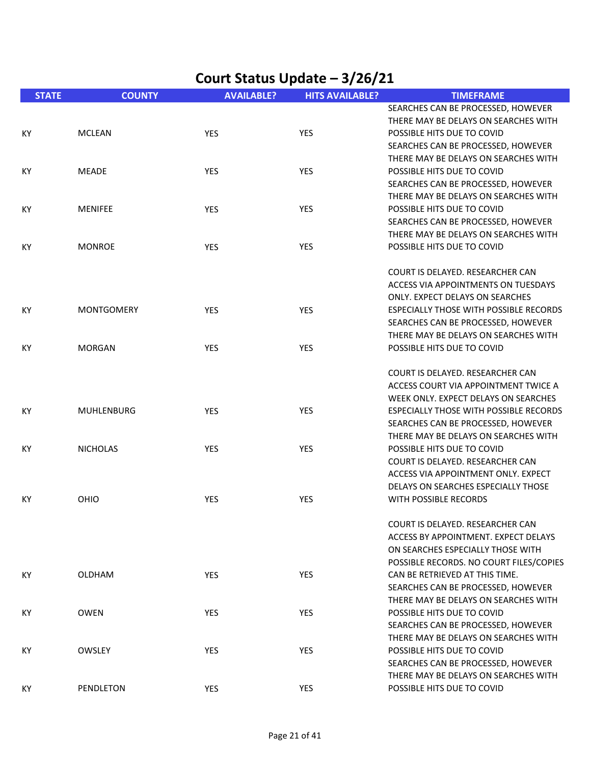# Court Status Update – 3/26/21

| STATE | COUNTY | AVAILABLE? | HITS AVAILABLE? | TIMEFRAME |
|---|---|---|---|---|
| KY | MCLEAN | YES | YES | SEARCHES CAN BE PROCESSED, HOWEVER THERE MAY BE DELAYS ON SEARCHES WITH POSSIBLE HITS DUE TO COVID |
| KY | MEADE | YES | YES | SEARCHES CAN BE PROCESSED, HOWEVER THERE MAY BE DELAYS ON SEARCHES WITH POSSIBLE HITS DUE TO COVID |
| KY | MENIFEE | YES | YES | SEARCHES CAN BE PROCESSED, HOWEVER THERE MAY BE DELAYS ON SEARCHES WITH POSSIBLE HITS DUE TO COVID |
| KY | MONROE | YES | YES | SEARCHES CAN BE PROCESSED, HOWEVER THERE MAY BE DELAYS ON SEARCHES WITH POSSIBLE HITS DUE TO COVID |
| KY | MONTGOMERY | YES | YES | COURT IS DELAYED. RESEARCHER CAN ACCESS VIA APPOINTMENTS ON TUESDAYS ONLY. EXPECT DELAYS ON SEARCHES ESPECIALLY THOSE WITH POSSIBLE RECORDS |
| KY | MORGAN | YES | YES | SEARCHES CAN BE PROCESSED, HOWEVER THERE MAY BE DELAYS ON SEARCHES WITH POSSIBLE HITS DUE TO COVID |
| KY | MUHLENBURG | YES | YES | COURT IS DELAYED. RESEARCHER CAN ACCESS COURT VIA APPOINTMENT TWICE A WEEK ONLY. EXPECT DELAYS ON SEARCHES ESPECIALLY THOSE WITH POSSIBLE RECORDS |
| KY | NICHOLAS | YES | YES | SEARCHES CAN BE PROCESSED, HOWEVER THERE MAY BE DELAYS ON SEARCHES WITH POSSIBLE HITS DUE TO COVID |
| KY | OHIO | YES | YES | COURT IS DELAYED. RESEARCHER CAN ACCESS VIA APPOINTMENT ONLY. EXPECT DELAYS ON SEARCHES ESPECIALLY THOSE WITH POSSIBLE RECORDS |
| KY | OLDHAM | YES | YES | COURT IS DELAYED. RESEARCHER CAN ACCESS BY APPOINTMENT. EXPECT DELAYS ON SEARCHES ESPECIALLY THOSE WITH POSSIBLE RECORDS. NO COURT FILES/COPIES CAN BE RETRIEVED AT THIS TIME. |
| KY | OWEN | YES | YES | SEARCHES CAN BE PROCESSED, HOWEVER THERE MAY BE DELAYS ON SEARCHES WITH POSSIBLE HITS DUE TO COVID |
| KY | OWSLEY | YES | YES | SEARCHES CAN BE PROCESSED, HOWEVER THERE MAY BE DELAYS ON SEARCHES WITH POSSIBLE HITS DUE TO COVID |
| KY | PENDLETON | YES | YES | SEARCHES CAN BE PROCESSED, HOWEVER THERE MAY BE DELAYS ON SEARCHES WITH POSSIBLE HITS DUE TO COVID |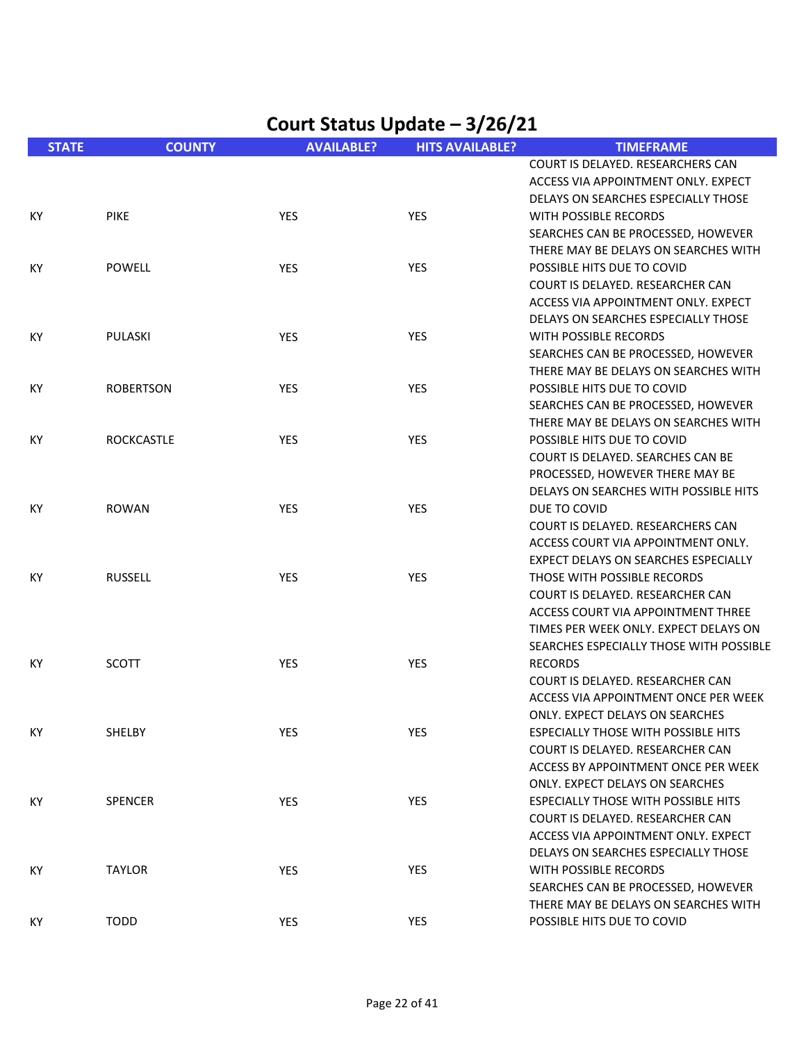# Court Status Update – 3/26/21

| STATE | COUNTY | AVAILABLE? | HITS AVAILABLE? | TIMEFRAME |
|---|---|---|---|---|
| KY | PIKE | YES | YES | COURT IS DELAYED. RESEARCHERS CAN ACCESS VIA APPOINTMENT ONLY. EXPECT DELAYS ON SEARCHES ESPECIALLY THOSE WITH POSSIBLE RECORDS |
| KY | POWELL | YES | YES | SEARCHES CAN BE PROCESSED, HOWEVER THERE MAY BE DELAYS ON SEARCHES WITH POSSIBLE HITS DUE TO COVID |
| KY | PULASKI | YES | YES | COURT IS DELAYED. RESEARCHER CAN ACCESS VIA APPOINTMENT ONLY. EXPECT DELAYS ON SEARCHES ESPECIALLY THOSE WITH POSSIBLE RECORDS |
| KY | ROBERTSON | YES | YES | SEARCHES CAN BE PROCESSED, HOWEVER THERE MAY BE DELAYS ON SEARCHES WITH POSSIBLE HITS DUE TO COVID |
| KY | ROCKCASTLE | YES | YES | SEARCHES CAN BE PROCESSED, HOWEVER THERE MAY BE DELAYS ON SEARCHES WITH POSSIBLE HITS DUE TO COVID |
| KY | ROWAN | YES | YES | COURT IS DELAYED. SEARCHES CAN BE PROCESSED, HOWEVER THERE MAY BE DELAYS ON SEARCHES WITH POSSIBLE HITS DUE TO COVID |
| KY | RUSSELL | YES | YES | COURT IS DELAYED. RESEARCHERS CAN ACCESS COURT VIA APPOINTMENT ONLY. EXPECT DELAYS ON SEARCHES ESPECIALLY THOSE WITH POSSIBLE RECORDS |
| KY | SCOTT | YES | YES | COURT IS DELAYED. RESEARCHER CAN ACCESS COURT VIA APPOINTMENT THREE TIMES PER WEEK ONLY. EXPECT DELAYS ON SEARCHES ESPECIALLY THOSE WITH POSSIBLE RECORDS |
| KY | SHELBY | YES | YES | COURT IS DELAYED. RESEARCHER CAN ACCESS VIA APPOINTMENT ONCE PER WEEK ONLY. EXPECT DELAYS ON SEARCHES ESPECIALLY THOSE WITH POSSIBLE HITS |
| KY | SPENCER | YES | YES | COURT IS DELAYED. RESEARCHER CAN ACCESS BY APPOINTMENT ONCE PER WEEK ONLY. EXPECT DELAYS ON SEARCHES ESPECIALLY THOSE WITH POSSIBLE HITS |
| KY | TAYLOR | YES | YES | COURT IS DELAYED. RESEARCHER CAN ACCESS VIA APPOINTMENT ONLY. EXPECT DELAYS ON SEARCHES ESPECIALLY THOSE WITH POSSIBLE RECORDS |
| KY | TODD | YES | YES | SEARCHES CAN BE PROCESSED, HOWEVER THERE MAY BE DELAYS ON SEARCHES WITH POSSIBLE HITS DUE TO COVID |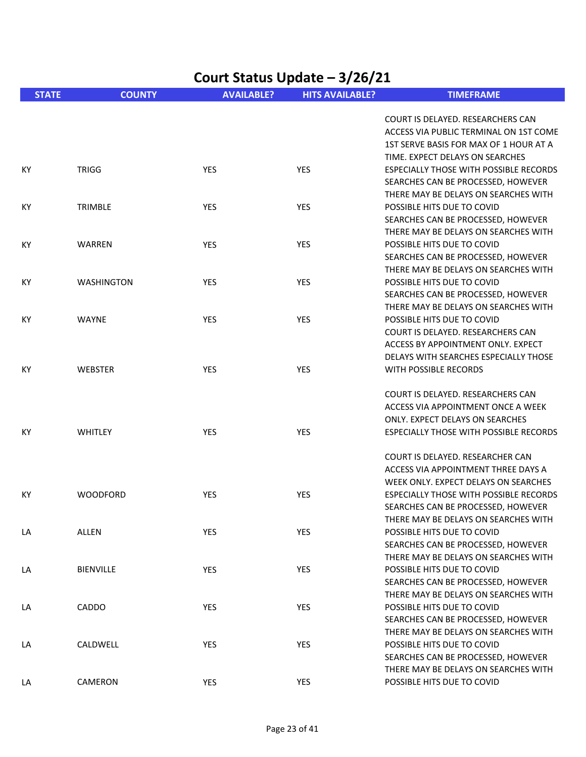# Court Status Update – 3/26/21

| STATE | COUNTY | AVAILABLE? | HITS AVAILABLE? | TIMEFRAME |
|---|---|---|---|---|
| KY | TRIGG | YES | YES | COURT IS DELAYED. RESEARCHERS CAN ACCESS VIA PUBLIC TERMINAL ON 1ST COME 1ST SERVE BASIS FOR MAX OF 1 HOUR AT A TIME. EXPECT DELAYS ON SEARCHES ESPECIALLY THOSE WITH POSSIBLE RECORDS |
| KY | TRIMBLE | YES | YES | SEARCHES CAN BE PROCESSED, HOWEVER THERE MAY BE DELAYS ON SEARCHES WITH POSSIBLE HITS DUE TO COVID |
| KY | WARREN | YES | YES | SEARCHES CAN BE PROCESSED, HOWEVER THERE MAY BE DELAYS ON SEARCHES WITH POSSIBLE HITS DUE TO COVID |
| KY | WASHINGTON | YES | YES | SEARCHES CAN BE PROCESSED, HOWEVER THERE MAY BE DELAYS ON SEARCHES WITH POSSIBLE HITS DUE TO COVID |
| KY | WAYNE | YES | YES | SEARCHES CAN BE PROCESSED, HOWEVER THERE MAY BE DELAYS ON SEARCHES WITH POSSIBLE HITS DUE TO COVID |
| KY | WEBSTER | YES | YES | COURT IS DELAYED. RESEARCHERS CAN ACCESS BY APPOINTMENT ONLY. EXPECT DELAYS WITH SEARCHES ESPECIALLY THOSE WITH POSSIBLE RECORDS |
| KY | WHITLEY | YES | YES | COURT IS DELAYED. RESEARCHERS CAN ACCESS VIA APPOINTMENT ONCE A WEEK ONLY. EXPECT DELAYS ON SEARCHES ESPECIALLY THOSE WITH POSSIBLE RECORDS |
| KY | WOODFORD | YES | YES | COURT IS DELAYED. RESEARCHER CAN ACCESS VIA APPOINTMENT THREE DAYS A WEEK ONLY. EXPECT DELAYS ON SEARCHES ESPECIALLY THOSE WITH POSSIBLE RECORDS |
| LA | ALLEN | YES | YES | SEARCHES CAN BE PROCESSED, HOWEVER THERE MAY BE DELAYS ON SEARCHES WITH POSSIBLE HITS DUE TO COVID |
| LA | BIENVILLE | YES | YES | SEARCHES CAN BE PROCESSED, HOWEVER THERE MAY BE DELAYS ON SEARCHES WITH POSSIBLE HITS DUE TO COVID |
| LA | CADDO | YES | YES | SEARCHES CAN BE PROCESSED, HOWEVER THERE MAY BE DELAYS ON SEARCHES WITH POSSIBLE HITS DUE TO COVID |
| LA | CALDWELL | YES | YES | SEARCHES CAN BE PROCESSED, HOWEVER THERE MAY BE DELAYS ON SEARCHES WITH POSSIBLE HITS DUE TO COVID |
| LA | CAMERON | YES | YES | SEARCHES CAN BE PROCESSED, HOWEVER THERE MAY BE DELAYS ON SEARCHES WITH POSSIBLE HITS DUE TO COVID |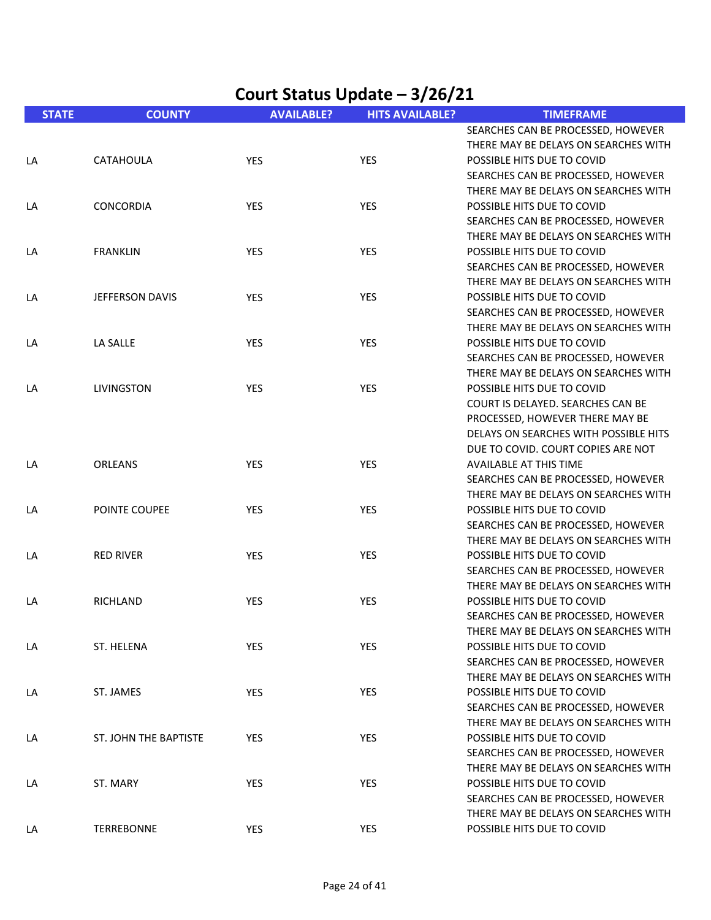# Court Status Update – 3/26/21

| STATE | COUNTY | AVAILABLE? | HITS AVAILABLE? | TIMEFRAME |
|---|---|---|---|---|
| LA | CATAHOULA | YES | YES | SEARCHES CAN BE PROCESSED, HOWEVER THERE MAY BE DELAYS ON SEARCHES WITH POSSIBLE HITS DUE TO COVID |
| LA | CONCORDIA | YES | YES | SEARCHES CAN BE PROCESSED, HOWEVER THERE MAY BE DELAYS ON SEARCHES WITH POSSIBLE HITS DUE TO COVID |
| LA | FRANKLIN | YES | YES | SEARCHES CAN BE PROCESSED, HOWEVER THERE MAY BE DELAYS ON SEARCHES WITH POSSIBLE HITS DUE TO COVID |
| LA | JEFFERSON DAVIS | YES | YES | SEARCHES CAN BE PROCESSED, HOWEVER THERE MAY BE DELAYS ON SEARCHES WITH POSSIBLE HITS DUE TO COVID |
| LA | LA SALLE | YES | YES | SEARCHES CAN BE PROCESSED, HOWEVER THERE MAY BE DELAYS ON SEARCHES WITH POSSIBLE HITS DUE TO COVID |
| LA | LIVINGSTON | YES | YES | SEARCHES CAN BE PROCESSED, HOWEVER THERE MAY BE DELAYS ON SEARCHES WITH POSSIBLE HITS DUE TO COVID |
| LA | ORLEANS | YES | YES | COURT IS DELAYED. SEARCHES CAN BE PROCESSED, HOWEVER THERE MAY BE DELAYS ON SEARCHES WITH POSSIBLE HITS DUE TO COVID. COURT COPIES ARE NOT AVAILABLE AT THIS TIME |
| LA | POINTE COUPEE | YES | YES | SEARCHES CAN BE PROCESSED, HOWEVER THERE MAY BE DELAYS ON SEARCHES WITH POSSIBLE HITS DUE TO COVID |
| LA | RED RIVER | YES | YES | SEARCHES CAN BE PROCESSED, HOWEVER THERE MAY BE DELAYS ON SEARCHES WITH POSSIBLE HITS DUE TO COVID |
| LA | RICHLAND | YES | YES | SEARCHES CAN BE PROCESSED, HOWEVER THERE MAY BE DELAYS ON SEARCHES WITH POSSIBLE HITS DUE TO COVID |
| LA | ST. HELENA | YES | YES | SEARCHES CAN BE PROCESSED, HOWEVER THERE MAY BE DELAYS ON SEARCHES WITH POSSIBLE HITS DUE TO COVID |
| LA | ST. JAMES | YES | YES | SEARCHES CAN BE PROCESSED, HOWEVER THERE MAY BE DELAYS ON SEARCHES WITH POSSIBLE HITS DUE TO COVID |
| LA | ST. JOHN THE BAPTISTE | YES | YES | SEARCHES CAN BE PROCESSED, HOWEVER THERE MAY BE DELAYS ON SEARCHES WITH POSSIBLE HITS DUE TO COVID |
| LA | ST. MARY | YES | YES | SEARCHES CAN BE PROCESSED, HOWEVER THERE MAY BE DELAYS ON SEARCHES WITH POSSIBLE HITS DUE TO COVID |
| LA | TERREBONNE | YES | YES | SEARCHES CAN BE PROCESSED, HOWEVER THERE MAY BE DELAYS ON SEARCHES WITH POSSIBLE HITS DUE TO COVID |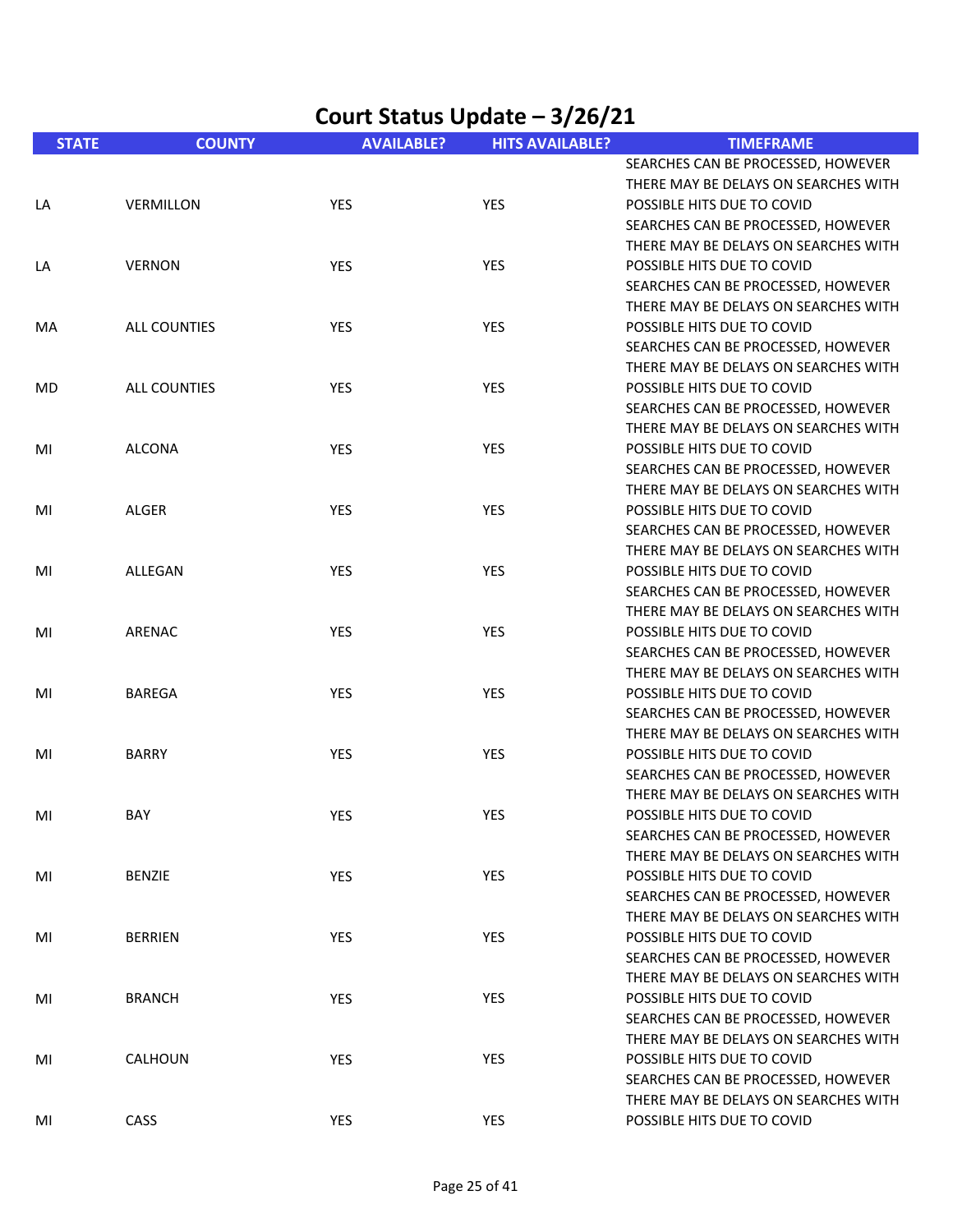# Court Status Update – 3/26/21

| STATE | COUNTY | AVAILABLE? | HITS AVAILABLE? | TIMEFRAME |
|---|---|---|---|---|
| LA | VERMILLON | YES | YES | SEARCHES CAN BE PROCESSED, HOWEVER THERE MAY BE DELAYS ON SEARCHES WITH POSSIBLE HITS DUE TO COVID |
| LA | VERNON | YES | YES | SEARCHES CAN BE PROCESSED, HOWEVER THERE MAY BE DELAYS ON SEARCHES WITH POSSIBLE HITS DUE TO COVID |
| MA | ALL COUNTIES | YES | YES | SEARCHES CAN BE PROCESSED, HOWEVER THERE MAY BE DELAYS ON SEARCHES WITH POSSIBLE HITS DUE TO COVID |
| MD | ALL COUNTIES | YES | YES | SEARCHES CAN BE PROCESSED, HOWEVER THERE MAY BE DELAYS ON SEARCHES WITH POSSIBLE HITS DUE TO COVID |
| MI | ALCONA | YES | YES | SEARCHES CAN BE PROCESSED, HOWEVER THERE MAY BE DELAYS ON SEARCHES WITH POSSIBLE HITS DUE TO COVID |
| MI | ALGER | YES | YES | SEARCHES CAN BE PROCESSED, HOWEVER THERE MAY BE DELAYS ON SEARCHES WITH POSSIBLE HITS DUE TO COVID |
| MI | ALLEGAN | YES | YES | SEARCHES CAN BE PROCESSED, HOWEVER THERE MAY BE DELAYS ON SEARCHES WITH POSSIBLE HITS DUE TO COVID |
| MI | ARENAC | YES | YES | SEARCHES CAN BE PROCESSED, HOWEVER THERE MAY BE DELAYS ON SEARCHES WITH POSSIBLE HITS DUE TO COVID |
| MI | BAREGA | YES | YES | SEARCHES CAN BE PROCESSED, HOWEVER THERE MAY BE DELAYS ON SEARCHES WITH POSSIBLE HITS DUE TO COVID |
| MI | BARRY | YES | YES | SEARCHES CAN BE PROCESSED, HOWEVER THERE MAY BE DELAYS ON SEARCHES WITH POSSIBLE HITS DUE TO COVID |
| MI | BAY | YES | YES | SEARCHES CAN BE PROCESSED, HOWEVER THERE MAY BE DELAYS ON SEARCHES WITH POSSIBLE HITS DUE TO COVID |
| MI | BENZIE | YES | YES | SEARCHES CAN BE PROCESSED, HOWEVER THERE MAY BE DELAYS ON SEARCHES WITH POSSIBLE HITS DUE TO COVID |
| MI | BERRIEN | YES | YES | SEARCHES CAN BE PROCESSED, HOWEVER THERE MAY BE DELAYS ON SEARCHES WITH POSSIBLE HITS DUE TO COVID |
| MI | BRANCH | YES | YES | SEARCHES CAN BE PROCESSED, HOWEVER THERE MAY BE DELAYS ON SEARCHES WITH POSSIBLE HITS DUE TO COVID |
| MI | CALHOUN | YES | YES | SEARCHES CAN BE PROCESSED, HOWEVER THERE MAY BE DELAYS ON SEARCHES WITH POSSIBLE HITS DUE TO COVID |
| MI | CASS | YES | YES | SEARCHES CAN BE PROCESSED, HOWEVER THERE MAY BE DELAYS ON SEARCHES WITH POSSIBLE HITS DUE TO COVID |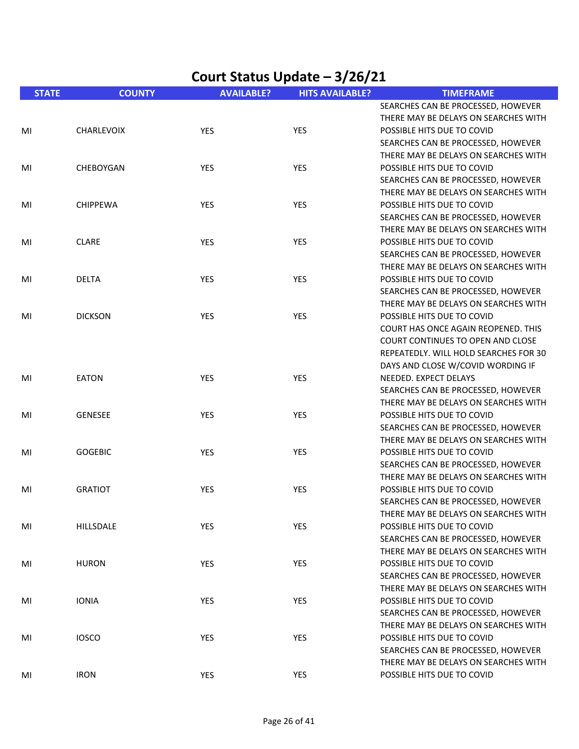# Court Status Update – 3/26/21

| STATE | COUNTY | AVAILABLE? | HITS AVAILABLE? | TIMEFRAME |
|---|---|---|---|---|
| MI | CHARLEVOIX | YES | YES | SEARCHES CAN BE PROCESSED, HOWEVER THERE MAY BE DELAYS ON SEARCHES WITH POSSIBLE HITS DUE TO COVID |
| MI | CHEBOYGAN | YES | YES | SEARCHES CAN BE PROCESSED, HOWEVER THERE MAY BE DELAYS ON SEARCHES WITH POSSIBLE HITS DUE TO COVID |
| MI | CHIPPEWA | YES | YES | SEARCHES CAN BE PROCESSED, HOWEVER THERE MAY BE DELAYS ON SEARCHES WITH POSSIBLE HITS DUE TO COVID |
| MI | CLARE | YES | YES | SEARCHES CAN BE PROCESSED, HOWEVER THERE MAY BE DELAYS ON SEARCHES WITH POSSIBLE HITS DUE TO COVID |
| MI | DELTA | YES | YES | SEARCHES CAN BE PROCESSED, HOWEVER THERE MAY BE DELAYS ON SEARCHES WITH POSSIBLE HITS DUE TO COVID |
| MI | DICKSON | YES | YES | SEARCHES CAN BE PROCESSED, HOWEVER THERE MAY BE DELAYS ON SEARCHES WITH POSSIBLE HITS DUE TO COVID |
| MI | EATON | YES | YES | COURT HAS ONCE AGAIN REOPENED. THIS COURT CONTINUES TO OPEN AND CLOSE REPEATEDLY. WILL HOLD SEARCHES FOR 30 DAYS AND CLOSE W/COVID WORDING IF NEEDED. EXPECT DELAYS |
| MI | GENESEE | YES | YES | SEARCHES CAN BE PROCESSED, HOWEVER THERE MAY BE DELAYS ON SEARCHES WITH POSSIBLE HITS DUE TO COVID |
| MI | GOGEBIC | YES | YES | SEARCHES CAN BE PROCESSED, HOWEVER THERE MAY BE DELAYS ON SEARCHES WITH POSSIBLE HITS DUE TO COVID |
| MI | GRATIOT | YES | YES | SEARCHES CAN BE PROCESSED, HOWEVER THERE MAY BE DELAYS ON SEARCHES WITH POSSIBLE HITS DUE TO COVID |
| MI | HILLSDALE | YES | YES | SEARCHES CAN BE PROCESSED, HOWEVER THERE MAY BE DELAYS ON SEARCHES WITH POSSIBLE HITS DUE TO COVID |
| MI | HURON | YES | YES | SEARCHES CAN BE PROCESSED, HOWEVER THERE MAY BE DELAYS ON SEARCHES WITH POSSIBLE HITS DUE TO COVID |
| MI | IONIA | YES | YES | SEARCHES CAN BE PROCESSED, HOWEVER THERE MAY BE DELAYS ON SEARCHES WITH POSSIBLE HITS DUE TO COVID |
| MI | IOSCO | YES | YES | SEARCHES CAN BE PROCESSED, HOWEVER THERE MAY BE DELAYS ON SEARCHES WITH POSSIBLE HITS DUE TO COVID |
| MI | IRON | YES | YES | SEARCHES CAN BE PROCESSED, HOWEVER THERE MAY BE DELAYS ON SEARCHES WITH POSSIBLE HITS DUE TO COVID |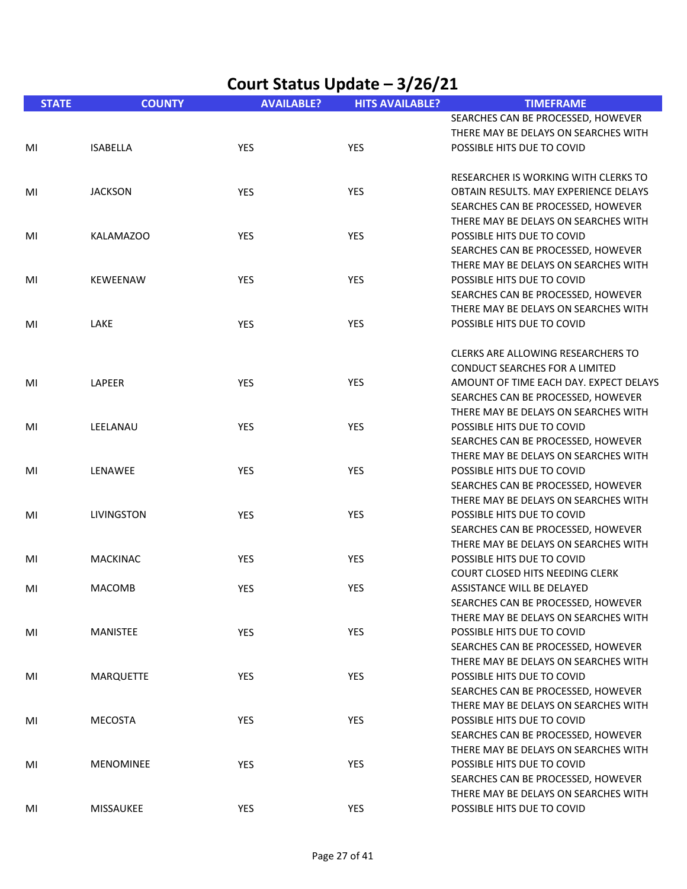## Court Status Update – 3/26/21

| STATE | COUNTY | AVAILABLE? | HITS AVAILABLE? | TIMEFRAME |
|---|---|---|---|---|
| MI | ISABELLA | YES | YES | SEARCHES CAN BE PROCESSED, HOWEVER THERE MAY BE DELAYS ON SEARCHES WITH POSSIBLE HITS DUE TO COVID |
| MI | JACKSON | YES | YES | RESEARCHER IS WORKING WITH CLERKS TO OBTAIN RESULTS. MAY EXPERIENCE DELAYS |
| MI | KALAMAZOO | YES | YES | SEARCHES CAN BE PROCESSED, HOWEVER THERE MAY BE DELAYS ON SEARCHES WITH POSSIBLE HITS DUE TO COVID |
| MI | KEWEENAW | YES | YES | SEARCHES CAN BE PROCESSED, HOWEVER THERE MAY BE DELAYS ON SEARCHES WITH POSSIBLE HITS DUE TO COVID |
| MI | LAKE | YES | YES | SEARCHES CAN BE PROCESSED, HOWEVER THERE MAY BE DELAYS ON SEARCHES WITH POSSIBLE HITS DUE TO COVID |
| MI | LAPEER | YES | YES | CLERKS ARE ALLOWING RESEARCHERS TO CONDUCT SEARCHES FOR A LIMITED AMOUNT OF TIME EACH DAY. EXPECT DELAYS |
| MI | LEELANAU | YES | YES | SEARCHES CAN BE PROCESSED, HOWEVER THERE MAY BE DELAYS ON SEARCHES WITH POSSIBLE HITS DUE TO COVID |
| MI | LENAWEE | YES | YES | SEARCHES CAN BE PROCESSED, HOWEVER THERE MAY BE DELAYS ON SEARCHES WITH POSSIBLE HITS DUE TO COVID |
| MI | LIVINGSTON | YES | YES | SEARCHES CAN BE PROCESSED, HOWEVER THERE MAY BE DELAYS ON SEARCHES WITH POSSIBLE HITS DUE TO COVID |
| MI | MACKINAC | YES | YES | SEARCHES CAN BE PROCESSED, HOWEVER THERE MAY BE DELAYS ON SEARCHES WITH POSSIBLE HITS DUE TO COVID |
| MI | MACOMB | YES | YES | COURT CLOSED HITS NEEDING CLERK ASSISTANCE WILL BE DELAYED |
| MI | MANISTEE | YES | YES | SEARCHES CAN BE PROCESSED, HOWEVER THERE MAY BE DELAYS ON SEARCHES WITH POSSIBLE HITS DUE TO COVID |
| MI | MARQUETTE | YES | YES | SEARCHES CAN BE PROCESSED, HOWEVER THERE MAY BE DELAYS ON SEARCHES WITH POSSIBLE HITS DUE TO COVID |
| MI | MECOSTA | YES | YES | SEARCHES CAN BE PROCESSED, HOWEVER THERE MAY BE DELAYS ON SEARCHES WITH POSSIBLE HITS DUE TO COVID |
| MI | MENOMINEE | YES | YES | SEARCHES CAN BE PROCESSED, HOWEVER THERE MAY BE DELAYS ON SEARCHES WITH POSSIBLE HITS DUE TO COVID |
| MI | MISSAUKEE | YES | YES | SEARCHES CAN BE PROCESSED, HOWEVER THERE MAY BE DELAYS ON SEARCHES WITH POSSIBLE HITS DUE TO COVID |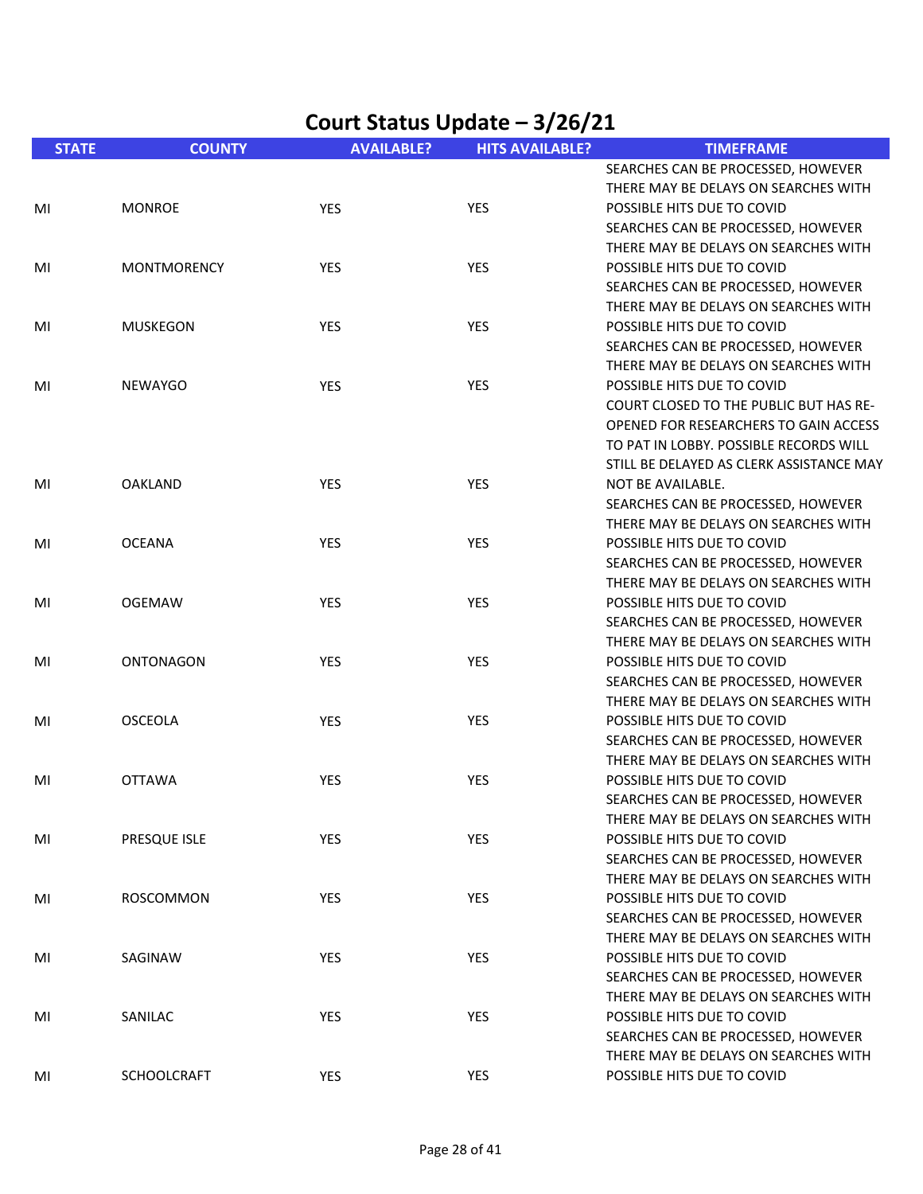# Court Status Update – 3/26/21

| STATE | COUNTY | AVAILABLE? | HITS AVAILABLE? | TIMEFRAME |
|---|---|---|---|---|
| MI | MONROE | YES | YES | SEARCHES CAN BE PROCESSED, HOWEVER THERE MAY BE DELAYS ON SEARCHES WITH POSSIBLE HITS DUE TO COVID |
| MI | MONTMORENCY | YES | YES | SEARCHES CAN BE PROCESSED, HOWEVER THERE MAY BE DELAYS ON SEARCHES WITH POSSIBLE HITS DUE TO COVID |
| MI | MUSKEGON | YES | YES | SEARCHES CAN BE PROCESSED, HOWEVER THERE MAY BE DELAYS ON SEARCHES WITH POSSIBLE HITS DUE TO COVID |
| MI | NEWAYGO | YES | YES | SEARCHES CAN BE PROCESSED, HOWEVER THERE MAY BE DELAYS ON SEARCHES WITH POSSIBLE HITS DUE TO COVID |
| MI | OAKLAND | YES | YES | COURT CLOSED TO THE PUBLIC BUT HAS RE-OPENED FOR RESEARCHERS TO GAIN ACCESS TO PAT IN LOBBY. POSSIBLE RECORDS WILL STILL BE DELAYED AS CLERK ASSISTANCE MAY NOT BE AVAILABLE. |
| MI | OCEANA | YES | YES | SEARCHES CAN BE PROCESSED, HOWEVER THERE MAY BE DELAYS ON SEARCHES WITH POSSIBLE HITS DUE TO COVID |
| MI | OGEMAW | YES | YES | SEARCHES CAN BE PROCESSED, HOWEVER THERE MAY BE DELAYS ON SEARCHES WITH POSSIBLE HITS DUE TO COVID |
| MI | ONTONAGON | YES | YES | SEARCHES CAN BE PROCESSED, HOWEVER THERE MAY BE DELAYS ON SEARCHES WITH POSSIBLE HITS DUE TO COVID |
| MI | OSCEOLA | YES | YES | SEARCHES CAN BE PROCESSED, HOWEVER THERE MAY BE DELAYS ON SEARCHES WITH POSSIBLE HITS DUE TO COVID |
| MI | OTTAWA | YES | YES | SEARCHES CAN BE PROCESSED, HOWEVER THERE MAY BE DELAYS ON SEARCHES WITH POSSIBLE HITS DUE TO COVID |
| MI | PRESQUE ISLE | YES | YES | SEARCHES CAN BE PROCESSED, HOWEVER THERE MAY BE DELAYS ON SEARCHES WITH POSSIBLE HITS DUE TO COVID |
| MI | ROSCOMMON | YES | YES | SEARCHES CAN BE PROCESSED, HOWEVER THERE MAY BE DELAYS ON SEARCHES WITH POSSIBLE HITS DUE TO COVID |
| MI | SAGINAW | YES | YES | SEARCHES CAN BE PROCESSED, HOWEVER THERE MAY BE DELAYS ON SEARCHES WITH POSSIBLE HITS DUE TO COVID |
| MI | SANILAC | YES | YES | SEARCHES CAN BE PROCESSED, HOWEVER THERE MAY BE DELAYS ON SEARCHES WITH POSSIBLE HITS DUE TO COVID |
| MI | SCHOOLCRAFT | YES | YES | SEARCHES CAN BE PROCESSED, HOWEVER THERE MAY BE DELAYS ON SEARCHES WITH POSSIBLE HITS DUE TO COVID |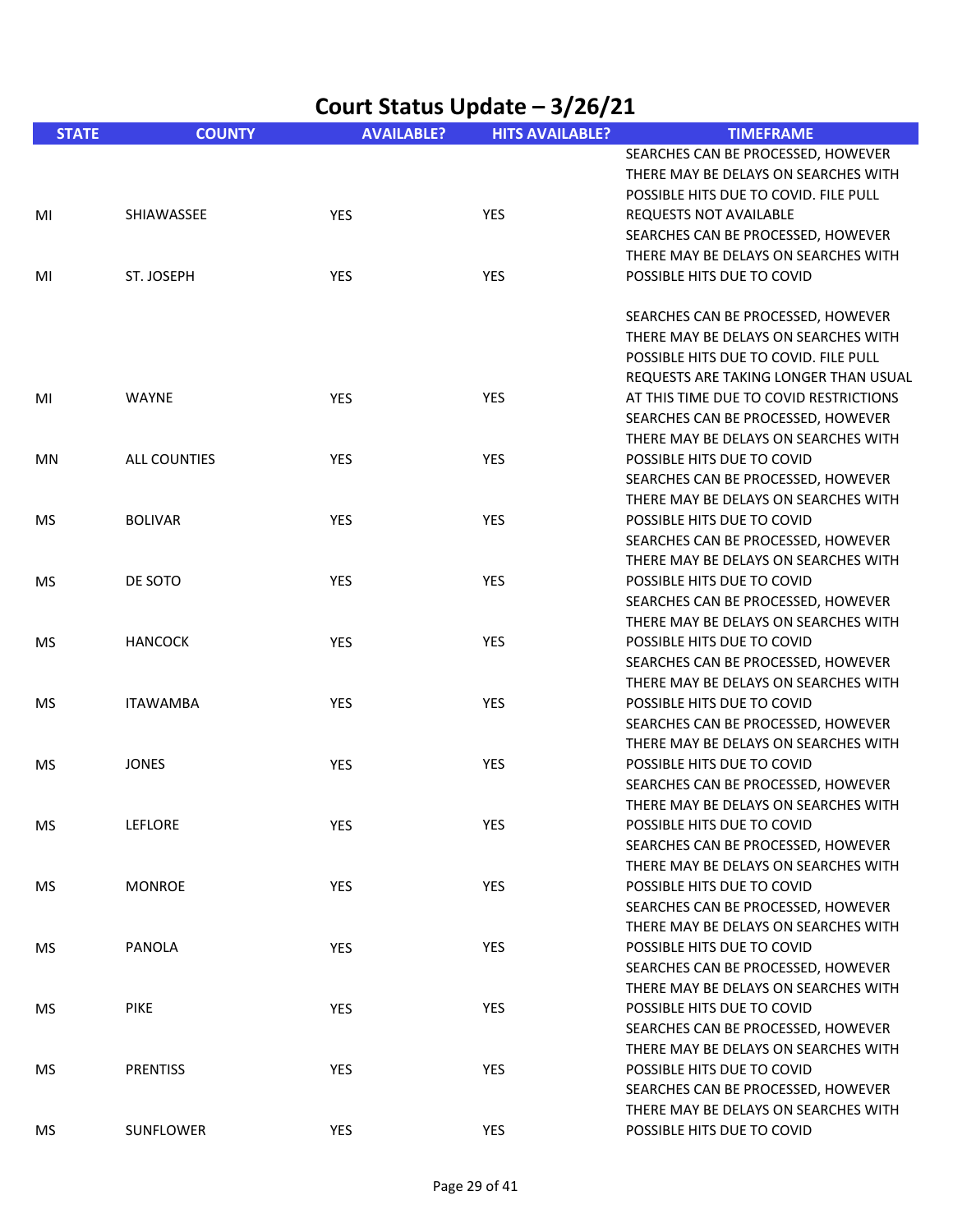# Court Status Update – 3/26/21

| STATE | COUNTY | AVAILABLE? | HITS AVAILABLE? | TIMEFRAME |
|---|---|---|---|---|
| MI | SHIAWASSEE | YES | YES | SEARCHES CAN BE PROCESSED, HOWEVER THERE MAY BE DELAYS ON SEARCHES WITH POSSIBLE HITS DUE TO COVID. FILE PULL REQUESTS NOT AVAILABLE |
| MI | ST. JOSEPH | YES | YES | SEARCHES CAN BE PROCESSED, HOWEVER THERE MAY BE DELAYS ON SEARCHES WITH POSSIBLE HITS DUE TO COVID |
| MI | WAYNE | YES | YES | SEARCHES CAN BE PROCESSED, HOWEVER THERE MAY BE DELAYS ON SEARCHES WITH POSSIBLE HITS DUE TO COVID. FILE PULL REQUESTS ARE TAKING LONGER THAN USUAL AT THIS TIME DUE TO COVID RESTRICTIONS |
| MN | ALL COUNTIES | YES | YES | SEARCHES CAN BE PROCESSED, HOWEVER THERE MAY BE DELAYS ON SEARCHES WITH POSSIBLE HITS DUE TO COVID |
| MS | BOLIVAR | YES | YES | SEARCHES CAN BE PROCESSED, HOWEVER THERE MAY BE DELAYS ON SEARCHES WITH POSSIBLE HITS DUE TO COVID |
| MS | DE SOTO | YES | YES | SEARCHES CAN BE PROCESSED, HOWEVER THERE MAY BE DELAYS ON SEARCHES WITH POSSIBLE HITS DUE TO COVID |
| MS | HANCOCK | YES | YES | SEARCHES CAN BE PROCESSED, HOWEVER THERE MAY BE DELAYS ON SEARCHES WITH POSSIBLE HITS DUE TO COVID |
| MS | ITAWAMBA | YES | YES | SEARCHES CAN BE PROCESSED, HOWEVER THERE MAY BE DELAYS ON SEARCHES WITH POSSIBLE HITS DUE TO COVID |
| MS | JONES | YES | YES | SEARCHES CAN BE PROCESSED, HOWEVER THERE MAY BE DELAYS ON SEARCHES WITH POSSIBLE HITS DUE TO COVID |
| MS | LEFLORE | YES | YES | SEARCHES CAN BE PROCESSED, HOWEVER THERE MAY BE DELAYS ON SEARCHES WITH POSSIBLE HITS DUE TO COVID |
| MS | MONROE | YES | YES | SEARCHES CAN BE PROCESSED, HOWEVER THERE MAY BE DELAYS ON SEARCHES WITH POSSIBLE HITS DUE TO COVID |
| MS | PANOLA | YES | YES | SEARCHES CAN BE PROCESSED, HOWEVER THERE MAY BE DELAYS ON SEARCHES WITH POSSIBLE HITS DUE TO COVID |
| MS | PIKE | YES | YES | SEARCHES CAN BE PROCESSED, HOWEVER THERE MAY BE DELAYS ON SEARCHES WITH POSSIBLE HITS DUE TO COVID |
| MS | PRENTISS | YES | YES | SEARCHES CAN BE PROCESSED, HOWEVER THERE MAY BE DELAYS ON SEARCHES WITH POSSIBLE HITS DUE TO COVID |
| MS | SUNFLOWER | YES | YES | SEARCHES CAN BE PROCESSED, HOWEVER THERE MAY BE DELAYS ON SEARCHES WITH POSSIBLE HITS DUE TO COVID |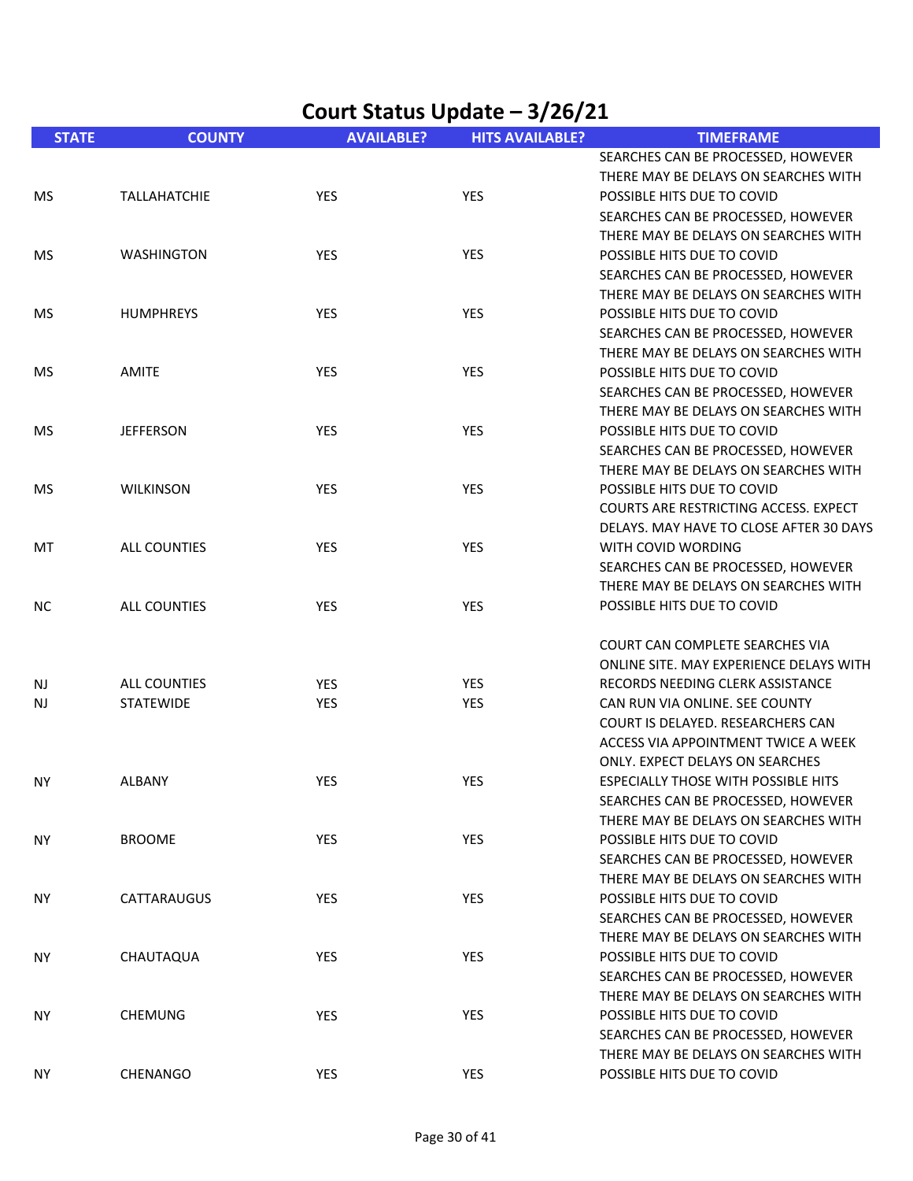# Court Status Update – 3/26/21

| STATE | COUNTY | AVAILABLE? | HITS AVAILABLE? | TIMEFRAME |
|---|---|---|---|---|
| MS | TALLAHATCHIE | YES | YES | SEARCHES CAN BE PROCESSED, HOWEVER THERE MAY BE DELAYS ON SEARCHES WITH POSSIBLE HITS DUE TO COVID |
| MS | WASHINGTON | YES | YES | SEARCHES CAN BE PROCESSED, HOWEVER THERE MAY BE DELAYS ON SEARCHES WITH POSSIBLE HITS DUE TO COVID |
| MS | HUMPHREYS | YES | YES | SEARCHES CAN BE PROCESSED, HOWEVER THERE MAY BE DELAYS ON SEARCHES WITH POSSIBLE HITS DUE TO COVID |
| MS | AMITE | YES | YES | SEARCHES CAN BE PROCESSED, HOWEVER THERE MAY BE DELAYS ON SEARCHES WITH POSSIBLE HITS DUE TO COVID |
| MS | JEFFERSON | YES | YES | SEARCHES CAN BE PROCESSED, HOWEVER THERE MAY BE DELAYS ON SEARCHES WITH POSSIBLE HITS DUE TO COVID |
| MS | WILKINSON | YES | YES | SEARCHES CAN BE PROCESSED, HOWEVER THERE MAY BE DELAYS ON SEARCHES WITH POSSIBLE HITS DUE TO COVID |
| MT | ALL COUNTIES | YES | YES | COURTS ARE RESTRICTING ACCESS. EXPECT DELAYS. MAY HAVE TO CLOSE AFTER 30 DAYS WITH COVID WORDING |
| NC | ALL COUNTIES | YES | YES | SEARCHES CAN BE PROCESSED, HOWEVER THERE MAY BE DELAYS ON SEARCHES WITH POSSIBLE HITS DUE TO COVID |
| NJ | ALL COUNTIES | YES | YES | COURT CAN COMPLETE SEARCHES VIA ONLINE SITE. MAY EXPERIENCE DELAYS WITH RECORDS NEEDING CLERK ASSISTANCE |
| NJ | STATEWIDE | YES | YES | CAN RUN VIA ONLINE. SEE COUNTY |
| NY | ALBANY | YES | YES | COURT IS DELAYED. RESEARCHERS CAN ACCESS VIA APPOINTMENT TWICE A WEEK ONLY. EXPECT DELAYS ON SEARCHES ESPECIALLY THOSE WITH POSSIBLE HITS |
| NY | BROOME | YES | YES | SEARCHES CAN BE PROCESSED, HOWEVER THERE MAY BE DELAYS ON SEARCHES WITH POSSIBLE HITS DUE TO COVID |
| NY | CATTARAUGUS | YES | YES | SEARCHES CAN BE PROCESSED, HOWEVER THERE MAY BE DELAYS ON SEARCHES WITH POSSIBLE HITS DUE TO COVID |
| NY | CHAUTAQUA | YES | YES | SEARCHES CAN BE PROCESSED, HOWEVER THERE MAY BE DELAYS ON SEARCHES WITH POSSIBLE HITS DUE TO COVID |
| NY | CHEMUNG | YES | YES | SEARCHES CAN BE PROCESSED, HOWEVER THERE MAY BE DELAYS ON SEARCHES WITH POSSIBLE HITS DUE TO COVID |
| NY | CHENANGO | YES | YES | SEARCHES CAN BE PROCESSED, HOWEVER THERE MAY BE DELAYS ON SEARCHES WITH POSSIBLE HITS DUE TO COVID |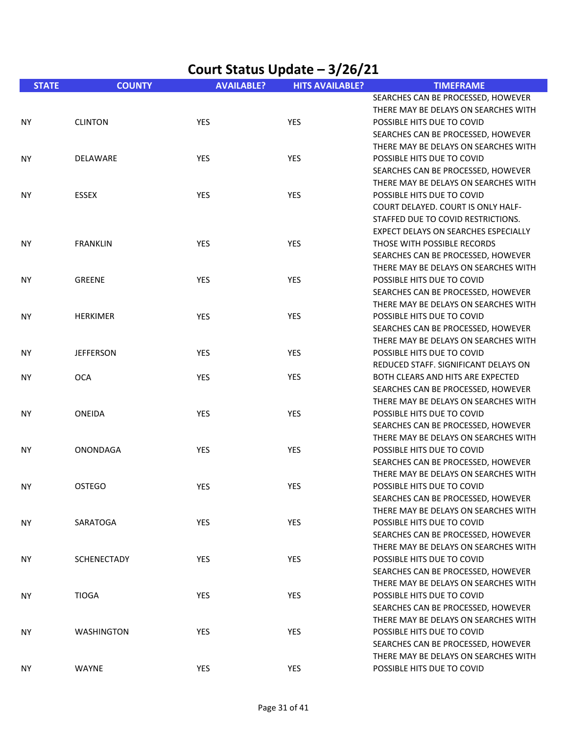# Court Status Update – 3/26/21

| STATE | COUNTY | AVAILABLE? | HITS AVAILABLE? | TIMEFRAME |
|---|---|---|---|---|
| NY | CLINTON | YES | YES | SEARCHES CAN BE PROCESSED, HOWEVER THERE MAY BE DELAYS ON SEARCHES WITH POSSIBLE HITS DUE TO COVID |
| NY | DELAWARE | YES | YES | SEARCHES CAN BE PROCESSED, HOWEVER THERE MAY BE DELAYS ON SEARCHES WITH POSSIBLE HITS DUE TO COVID |
| NY | ESSEX | YES | YES | SEARCHES CAN BE PROCESSED, HOWEVER THERE MAY BE DELAYS ON SEARCHES WITH POSSIBLE HITS DUE TO COVID |
| NY | FRANKLIN | YES | YES | COURT DELAYED. COURT IS ONLY HALF-STAFFED DUE TO COVID RESTRICTIONS. EXPECT DELAYS ON SEARCHES ESPECIALLY THOSE WITH POSSIBLE RECORDS |
| NY | GREENE | YES | YES | SEARCHES CAN BE PROCESSED, HOWEVER THERE MAY BE DELAYS ON SEARCHES WITH POSSIBLE HITS DUE TO COVID |
| NY | HERKIMER | YES | YES | SEARCHES CAN BE PROCESSED, HOWEVER THERE MAY BE DELAYS ON SEARCHES WITH POSSIBLE HITS DUE TO COVID |
| NY | JEFFERSON | YES | YES | SEARCHES CAN BE PROCESSED, HOWEVER THERE MAY BE DELAYS ON SEARCHES WITH POSSIBLE HITS DUE TO COVID |
| NY | OCA | YES | YES | REDUCED STAFF. SIGNIFICANT DELAYS ON BOTH CLEARS AND HITS ARE EXPECTED |
| NY | ONEIDA | YES | YES | SEARCHES CAN BE PROCESSED, HOWEVER THERE MAY BE DELAYS ON SEARCHES WITH POSSIBLE HITS DUE TO COVID |
| NY | ONONDAGA | YES | YES | SEARCHES CAN BE PROCESSED, HOWEVER THERE MAY BE DELAYS ON SEARCHES WITH POSSIBLE HITS DUE TO COVID |
| NY | OSTEGO | YES | YES | SEARCHES CAN BE PROCESSED, HOWEVER THERE MAY BE DELAYS ON SEARCHES WITH POSSIBLE HITS DUE TO COVID |
| NY | SARATOGA | YES | YES | SEARCHES CAN BE PROCESSED, HOWEVER THERE MAY BE DELAYS ON SEARCHES WITH POSSIBLE HITS DUE TO COVID |
| NY | SCHENECTADY | YES | YES | SEARCHES CAN BE PROCESSED, HOWEVER THERE MAY BE DELAYS ON SEARCHES WITH POSSIBLE HITS DUE TO COVID |
| NY | TIOGA | YES | YES | SEARCHES CAN BE PROCESSED, HOWEVER THERE MAY BE DELAYS ON SEARCHES WITH POSSIBLE HITS DUE TO COVID |
| NY | WASHINGTON | YES | YES | SEARCHES CAN BE PROCESSED, HOWEVER THERE MAY BE DELAYS ON SEARCHES WITH POSSIBLE HITS DUE TO COVID |
| NY | WAYNE | YES | YES | SEARCHES CAN BE PROCESSED, HOWEVER THERE MAY BE DELAYS ON SEARCHES WITH POSSIBLE HITS DUE TO COVID |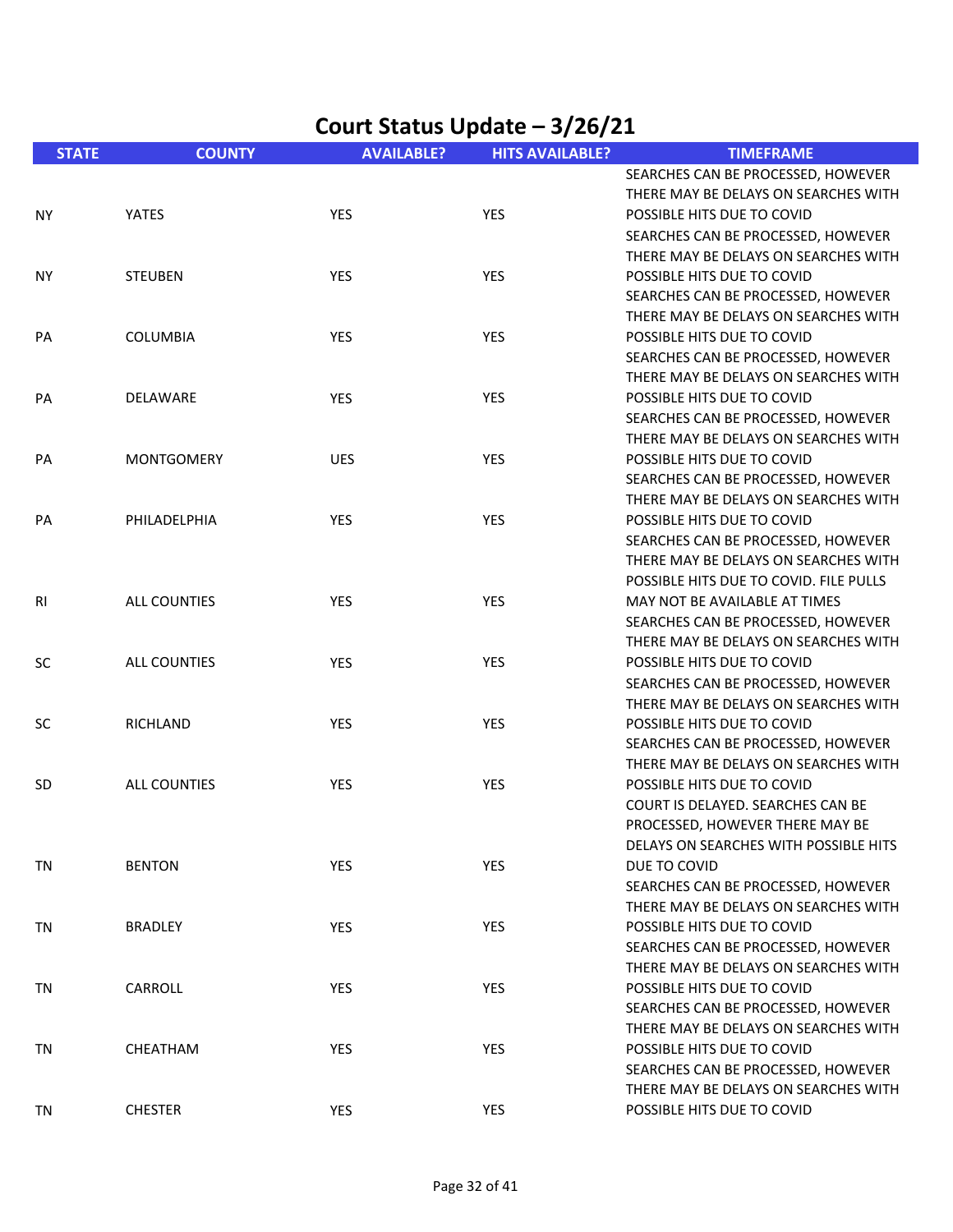# Court Status Update – 3/26/21

| STATE | COUNTY | AVAILABLE? | HITS AVAILABLE? | TIMEFRAME |
|---|---|---|---|---|
| NY | YATES | YES | YES | SEARCHES CAN BE PROCESSED, HOWEVER THERE MAY BE DELAYS ON SEARCHES WITH POSSIBLE HITS DUE TO COVID |
| NY | STEUBEN | YES | YES | SEARCHES CAN BE PROCESSED, HOWEVER THERE MAY BE DELAYS ON SEARCHES WITH POSSIBLE HITS DUE TO COVID |
| PA | COLUMBIA | YES | YES | SEARCHES CAN BE PROCESSED, HOWEVER THERE MAY BE DELAYS ON SEARCHES WITH POSSIBLE HITS DUE TO COVID |
| PA | DELAWARE | YES | YES | SEARCHES CAN BE PROCESSED, HOWEVER THERE MAY BE DELAYS ON SEARCHES WITH POSSIBLE HITS DUE TO COVID |
| PA | MONTGOMERY | UES | YES | SEARCHES CAN BE PROCESSED, HOWEVER THERE MAY BE DELAYS ON SEARCHES WITH POSSIBLE HITS DUE TO COVID |
| PA | PHILADELPHIA | YES | YES | SEARCHES CAN BE PROCESSED, HOWEVER THERE MAY BE DELAYS ON SEARCHES WITH POSSIBLE HITS DUE TO COVID |
| RI | ALL COUNTIES | YES | YES | SEARCHES CAN BE PROCESSED, HOWEVER THERE MAY BE DELAYS ON SEARCHES WITH POSSIBLE HITS DUE TO COVID. FILE PULLS MAY NOT BE AVAILABLE AT TIMES |
| SC | ALL COUNTIES | YES | YES | SEARCHES CAN BE PROCESSED, HOWEVER THERE MAY BE DELAYS ON SEARCHES WITH POSSIBLE HITS DUE TO COVID |
| SC | RICHLAND | YES | YES | SEARCHES CAN BE PROCESSED, HOWEVER THERE MAY BE DELAYS ON SEARCHES WITH POSSIBLE HITS DUE TO COVID |
| SD | ALL COUNTIES | YES | YES | SEARCHES CAN BE PROCESSED, HOWEVER THERE MAY BE DELAYS ON SEARCHES WITH POSSIBLE HITS DUE TO COVID |
| TN | BENTON | YES | YES | COURT IS DELAYED. SEARCHES CAN BE PROCESSED, HOWEVER THERE MAY BE DELAYS ON SEARCHES WITH POSSIBLE HITS DUE TO COVID |
| TN | BRADLEY | YES | YES | SEARCHES CAN BE PROCESSED, HOWEVER THERE MAY BE DELAYS ON SEARCHES WITH POSSIBLE HITS DUE TO COVID |
| TN | CARROLL | YES | YES | SEARCHES CAN BE PROCESSED, HOWEVER THERE MAY BE DELAYS ON SEARCHES WITH POSSIBLE HITS DUE TO COVID |
| TN | CHEATHAM | YES | YES | SEARCHES CAN BE PROCESSED, HOWEVER THERE MAY BE DELAYS ON SEARCHES WITH POSSIBLE HITS DUE TO COVID |
| TN | CHESTER | YES | YES | SEARCHES CAN BE PROCESSED, HOWEVER THERE MAY BE DELAYS ON SEARCHES WITH POSSIBLE HITS DUE TO COVID |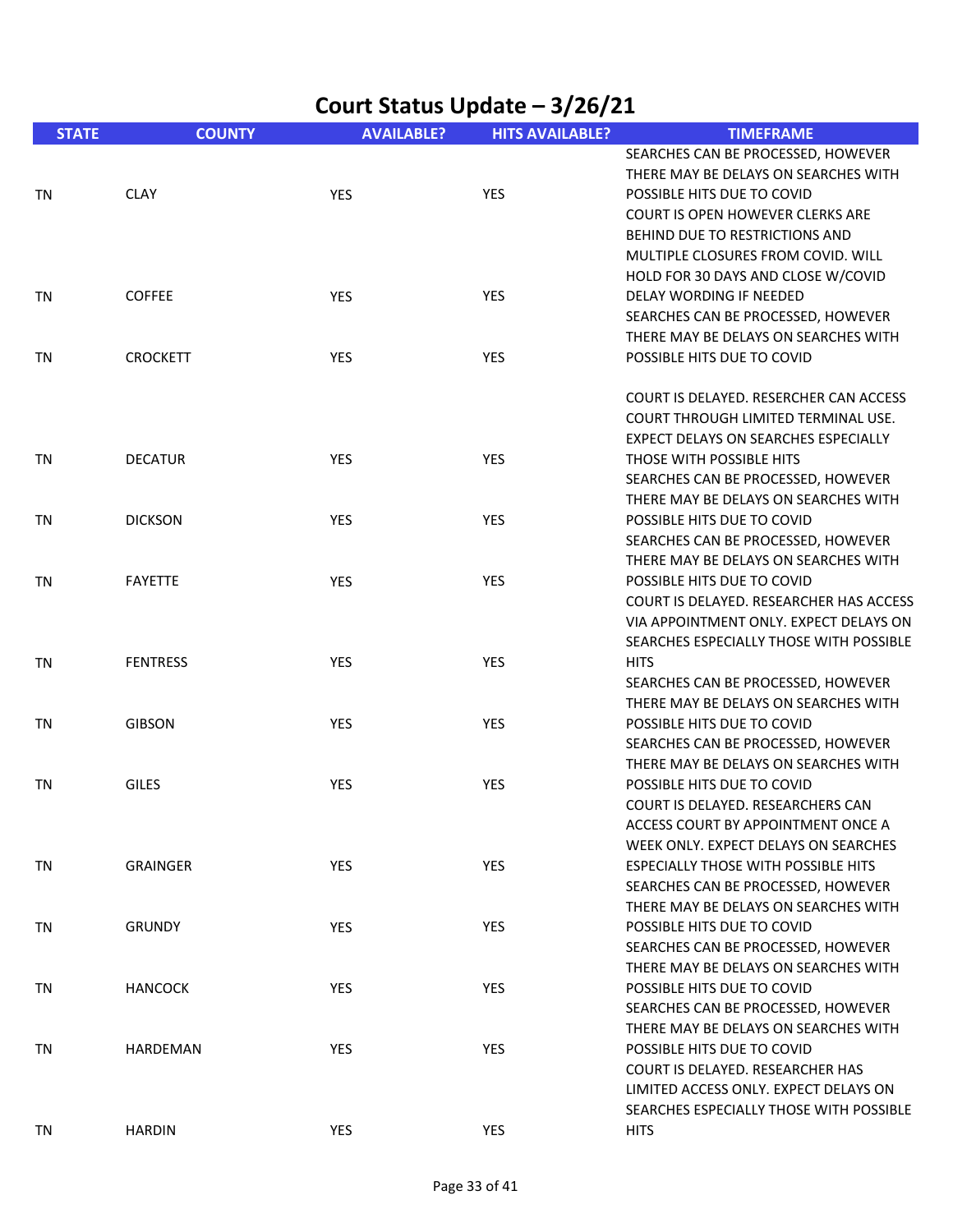# Court Status Update – 3/26/21

| STATE | COUNTY | AVAILABLE? | HITS AVAILABLE? | TIMEFRAME |
|---|---|---|---|---|
| TN | CLAY | YES | YES | SEARCHES CAN BE PROCESSED, HOWEVER THERE MAY BE DELAYS ON SEARCHES WITH POSSIBLE HITS DUE TO COVID |
| TN | COFFEE | YES | YES | COURT IS OPEN HOWEVER CLERKS ARE BEHIND DUE TO RESTRICTIONS AND MULTIPLE CLOSURES FROM COVID. WILL HOLD FOR 30 DAYS AND CLOSE W/COVID DELAY WORDING IF NEEDED |
| TN | CROCKETT | YES | YES | SEARCHES CAN BE PROCESSED, HOWEVER THERE MAY BE DELAYS ON SEARCHES WITH POSSIBLE HITS DUE TO COVID |
| TN | DECATUR | YES | YES | COURT IS DELAYED. RESERCHER CAN ACCESS COURT THROUGH LIMITED TERMINAL USE. EXPECT DELAYS ON SEARCHES ESPECIALLY THOSE WITH POSSIBLE HITS |
| TN | DICKSON | YES | YES | SEARCHES CAN BE PROCESSED, HOWEVER THERE MAY BE DELAYS ON SEARCHES WITH POSSIBLE HITS DUE TO COVID |
| TN | FAYETTE | YES | YES | SEARCHES CAN BE PROCESSED, HOWEVER THERE MAY BE DELAYS ON SEARCHES WITH POSSIBLE HITS DUE TO COVID |
| TN | FENTRESS | YES | YES | COURT IS DELAYED. RESEARCHER HAS ACCESS VIA APPOINTMENT ONLY. EXPECT DELAYS ON SEARCHES ESPECIALLY THOSE WITH POSSIBLE HITS |
| TN | GIBSON | YES | YES | SEARCHES CAN BE PROCESSED, HOWEVER THERE MAY BE DELAYS ON SEARCHES WITH POSSIBLE HITS DUE TO COVID |
| TN | GILES | YES | YES | SEARCHES CAN BE PROCESSED, HOWEVER THERE MAY BE DELAYS ON SEARCHES WITH POSSIBLE HITS DUE TO COVID |
| TN | GRAINGER | YES | YES | COURT IS DELAYED. RESEARCHERS CAN ACCESS COURT BY APPOINTMENT ONCE A WEEK ONLY. EXPECT DELAYS ON SEARCHES ESPECIALLY THOSE WITH POSSIBLE HITS |
| TN | GRUNDY | YES | YES | SEARCHES CAN BE PROCESSED, HOWEVER THERE MAY BE DELAYS ON SEARCHES WITH POSSIBLE HITS DUE TO COVID |
| TN | HANCOCK | YES | YES | SEARCHES CAN BE PROCESSED, HOWEVER THERE MAY BE DELAYS ON SEARCHES WITH POSSIBLE HITS DUE TO COVID |
| TN | HARDEMAN | YES | YES | SEARCHES CAN BE PROCESSED, HOWEVER THERE MAY BE DELAYS ON SEARCHES WITH POSSIBLE HITS DUE TO COVID |
| TN | HARDIN | YES | YES | COURT IS DELAYED. RESEARCHER HAS LIMITED ACCESS ONLY. EXPECT DELAYS ON SEARCHES ESPECIALLY THOSE WITH POSSIBLE HITS |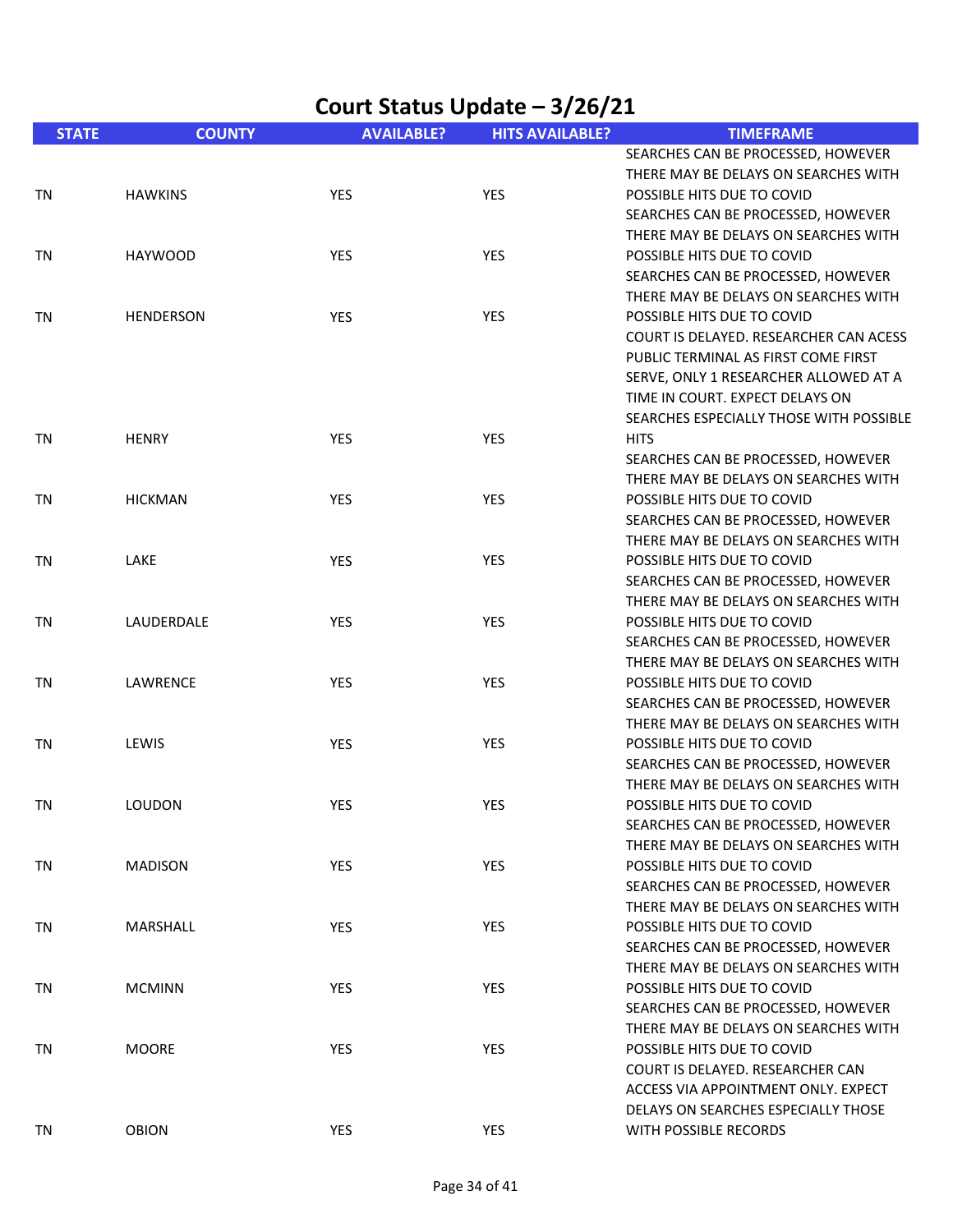# Court Status Update – 3/26/21

| STATE | COUNTY | AVAILABLE? | HITS AVAILABLE? | TIMEFRAME |
|---|---|---|---|---|
| TN | HAWKINS | YES | YES | SEARCHES CAN BE PROCESSED, HOWEVER THERE MAY BE DELAYS ON SEARCHES WITH POSSIBLE HITS DUE TO COVID |
| TN | HAYWOOD | YES | YES | SEARCHES CAN BE PROCESSED, HOWEVER THERE MAY BE DELAYS ON SEARCHES WITH POSSIBLE HITS DUE TO COVID |
| TN | HENDERSON | YES | YES | SEARCHES CAN BE PROCESSED, HOWEVER THERE MAY BE DELAYS ON SEARCHES WITH POSSIBLE HITS DUE TO COVID |
| TN | HENRY | YES | YES | COURT IS DELAYED. RESEARCHER CAN ACESS PUBLIC TERMINAL AS FIRST COME FIRST SERVE, ONLY 1 RESEARCHER ALLOWED AT A TIME IN COURT. EXPECT DELAYS ON SEARCHES ESPECIALLY THOSE WITH POSSIBLE HITS |
| TN | HICKMAN | YES | YES | SEARCHES CAN BE PROCESSED, HOWEVER THERE MAY BE DELAYS ON SEARCHES WITH POSSIBLE HITS DUE TO COVID |
| TN | LAKE | YES | YES | SEARCHES CAN BE PROCESSED, HOWEVER THERE MAY BE DELAYS ON SEARCHES WITH POSSIBLE HITS DUE TO COVID |
| TN | LAUDERDALE | YES | YES | SEARCHES CAN BE PROCESSED, HOWEVER THERE MAY BE DELAYS ON SEARCHES WITH POSSIBLE HITS DUE TO COVID |
| TN | LAWRENCE | YES | YES | SEARCHES CAN BE PROCESSED, HOWEVER THERE MAY BE DELAYS ON SEARCHES WITH POSSIBLE HITS DUE TO COVID |
| TN | LEWIS | YES | YES | SEARCHES CAN BE PROCESSED, HOWEVER THERE MAY BE DELAYS ON SEARCHES WITH POSSIBLE HITS DUE TO COVID |
| TN | LOUDON | YES | YES | SEARCHES CAN BE PROCESSED, HOWEVER THERE MAY BE DELAYS ON SEARCHES WITH POSSIBLE HITS DUE TO COVID |
| TN | MADISON | YES | YES | SEARCHES CAN BE PROCESSED, HOWEVER THERE MAY BE DELAYS ON SEARCHES WITH POSSIBLE HITS DUE TO COVID |
| TN | MARSHALL | YES | YES | SEARCHES CAN BE PROCESSED, HOWEVER THERE MAY BE DELAYS ON SEARCHES WITH POSSIBLE HITS DUE TO COVID |
| TN | MCMINN | YES | YES | SEARCHES CAN BE PROCESSED, HOWEVER THERE MAY BE DELAYS ON SEARCHES WITH POSSIBLE HITS DUE TO COVID |
| TN | MOORE | YES | YES | SEARCHES CAN BE PROCESSED, HOWEVER THERE MAY BE DELAYS ON SEARCHES WITH POSSIBLE HITS DUE TO COVID |
| TN | OBION | YES | YES | COURT IS DELAYED. RESEARCHER CAN ACCESS VIA APPOINTMENT ONLY. EXPECT DELAYS ON SEARCHES ESPECIALLY THOSE WITH POSSIBLE RECORDS |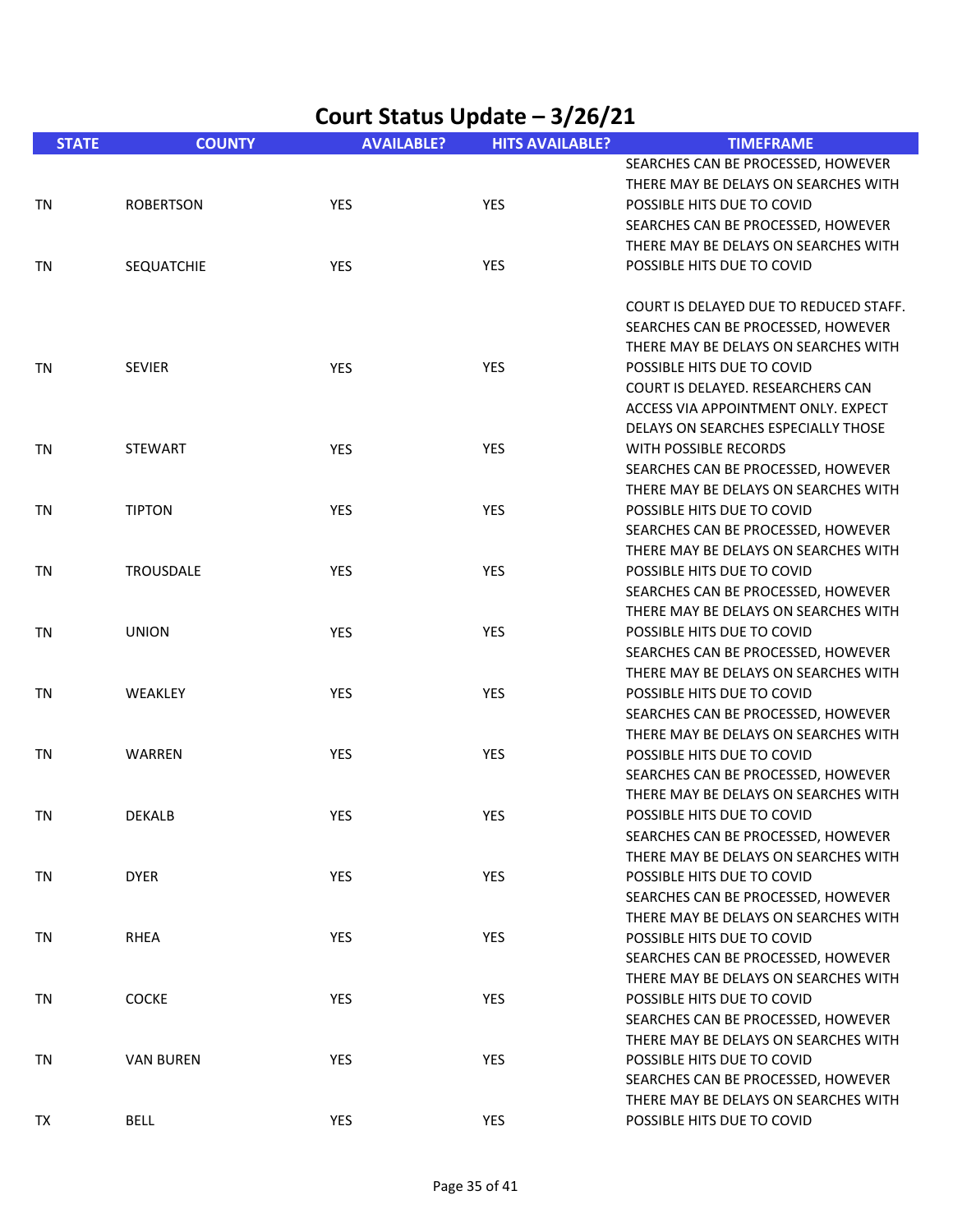# Court Status Update – 3/26/21

| STATE | COUNTY | AVAILABLE? | HITS AVAILABLE? | TIMEFRAME |
|---|---|---|---|---|
| TN | ROBERTSON | YES | YES | SEARCHES CAN BE PROCESSED, HOWEVER THERE MAY BE DELAYS ON SEARCHES WITH POSSIBLE HITS DUE TO COVID |
| TN | SEQUATCHIE | YES | YES | SEARCHES CAN BE PROCESSED, HOWEVER THERE MAY BE DELAYS ON SEARCHES WITH POSSIBLE HITS DUE TO COVID |
| TN | SEVIER | YES | YES | COURT IS DELAYED DUE TO REDUCED STAFF. SEARCHES CAN BE PROCESSED, HOWEVER THERE MAY BE DELAYS ON SEARCHES WITH POSSIBLE HITS DUE TO COVID |
| TN | STEWART | YES | YES | COURT IS DELAYED. RESEARCHERS CAN ACCESS VIA APPOINTMENT ONLY. EXPECT DELAYS ON SEARCHES ESPECIALLY THOSE WITH POSSIBLE RECORDS |
| TN | TIPTON | YES | YES | SEARCHES CAN BE PROCESSED, HOWEVER THERE MAY BE DELAYS ON SEARCHES WITH POSSIBLE HITS DUE TO COVID |
| TN | TROUSDALE | YES | YES | SEARCHES CAN BE PROCESSED, HOWEVER THERE MAY BE DELAYS ON SEARCHES WITH POSSIBLE HITS DUE TO COVID |
| TN | UNION | YES | YES | SEARCHES CAN BE PROCESSED, HOWEVER THERE MAY BE DELAYS ON SEARCHES WITH POSSIBLE HITS DUE TO COVID |
| TN | WEAKLEY | YES | YES | SEARCHES CAN BE PROCESSED, HOWEVER THERE MAY BE DELAYS ON SEARCHES WITH POSSIBLE HITS DUE TO COVID |
| TN | WARREN | YES | YES | SEARCHES CAN BE PROCESSED, HOWEVER THERE MAY BE DELAYS ON SEARCHES WITH POSSIBLE HITS DUE TO COVID |
| TN | DEKALB | YES | YES | SEARCHES CAN BE PROCESSED, HOWEVER THERE MAY BE DELAYS ON SEARCHES WITH POSSIBLE HITS DUE TO COVID |
| TN | DYER | YES | YES | SEARCHES CAN BE PROCESSED, HOWEVER THERE MAY BE DELAYS ON SEARCHES WITH POSSIBLE HITS DUE TO COVID |
| TN | RHEA | YES | YES | SEARCHES CAN BE PROCESSED, HOWEVER THERE MAY BE DELAYS ON SEARCHES WITH POSSIBLE HITS DUE TO COVID |
| TN | COCKE | YES | YES | SEARCHES CAN BE PROCESSED, HOWEVER THERE MAY BE DELAYS ON SEARCHES WITH POSSIBLE HITS DUE TO COVID |
| TN | VAN BUREN | YES | YES | SEARCHES CAN BE PROCESSED, HOWEVER THERE MAY BE DELAYS ON SEARCHES WITH POSSIBLE HITS DUE TO COVID |
| TX | BELL | YES | YES | SEARCHES CAN BE PROCESSED, HOWEVER THERE MAY BE DELAYS ON SEARCHES WITH POSSIBLE HITS DUE TO COVID |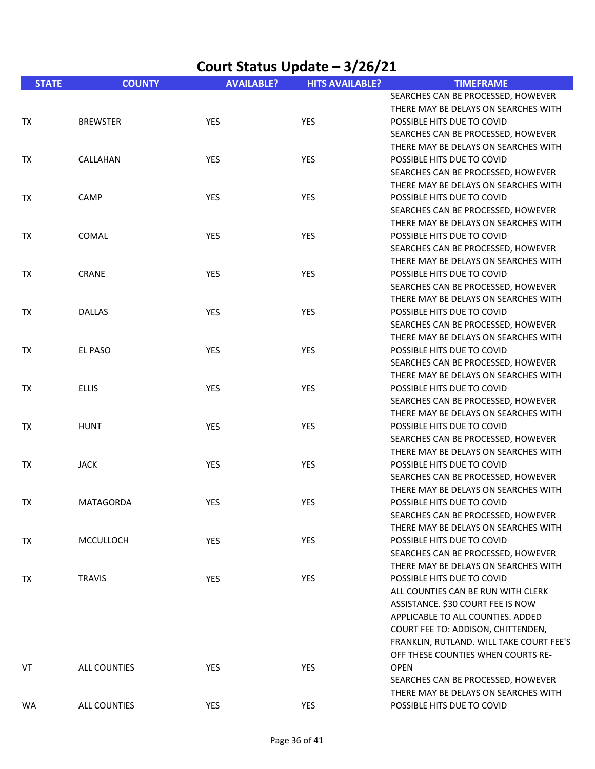# Court Status Update – 3/26/21

| STATE | COUNTY | AVAILABLE? | HITS AVAILABLE? | TIMEFRAME |
|---|---|---|---|---|
| TX | BREWSTER | YES | YES | SEARCHES CAN BE PROCESSED, HOWEVER THERE MAY BE DELAYS ON SEARCHES WITH POSSIBLE HITS DUE TO COVID |
| TX | CALLAHAN | YES | YES | SEARCHES CAN BE PROCESSED, HOWEVER THERE MAY BE DELAYS ON SEARCHES WITH POSSIBLE HITS DUE TO COVID |
| TX | CAMP | YES | YES | SEARCHES CAN BE PROCESSED, HOWEVER THERE MAY BE DELAYS ON SEARCHES WITH POSSIBLE HITS DUE TO COVID |
| TX | COMAL | YES | YES | SEARCHES CAN BE PROCESSED, HOWEVER THERE MAY BE DELAYS ON SEARCHES WITH POSSIBLE HITS DUE TO COVID |
| TX | CRANE | YES | YES | SEARCHES CAN BE PROCESSED, HOWEVER THERE MAY BE DELAYS ON SEARCHES WITH POSSIBLE HITS DUE TO COVID |
| TX | DALLAS | YES | YES | SEARCHES CAN BE PROCESSED, HOWEVER THERE MAY BE DELAYS ON SEARCHES WITH POSSIBLE HITS DUE TO COVID |
| TX | EL PASO | YES | YES | SEARCHES CAN BE PROCESSED, HOWEVER THERE MAY BE DELAYS ON SEARCHES WITH POSSIBLE HITS DUE TO COVID |
| TX | ELLIS | YES | YES | SEARCHES CAN BE PROCESSED, HOWEVER THERE MAY BE DELAYS ON SEARCHES WITH POSSIBLE HITS DUE TO COVID |
| TX | HUNT | YES | YES | SEARCHES CAN BE PROCESSED, HOWEVER THERE MAY BE DELAYS ON SEARCHES WITH POSSIBLE HITS DUE TO COVID |
| TX | JACK | YES | YES | SEARCHES CAN BE PROCESSED, HOWEVER THERE MAY BE DELAYS ON SEARCHES WITH POSSIBLE HITS DUE TO COVID |
| TX | MATAGORDA | YES | YES | SEARCHES CAN BE PROCESSED, HOWEVER THERE MAY BE DELAYS ON SEARCHES WITH POSSIBLE HITS DUE TO COVID |
| TX | MCCULLOCH | YES | YES | SEARCHES CAN BE PROCESSED, HOWEVER THERE MAY BE DELAYS ON SEARCHES WITH POSSIBLE HITS DUE TO COVID |
| TX | TRAVIS | YES | YES | SEARCHES CAN BE PROCESSED, HOWEVER THERE MAY BE DELAYS ON SEARCHES WITH POSSIBLE HITS DUE TO COVID |
| VT | ALL COUNTIES | YES | YES | ALL COUNTIES CAN BE RUN WITH CLERK ASSISTANCE. $30 COURT FEE IS NOW APPLICABLE TO ALL COUNTIES. ADDED COURT FEE TO: ADDISON, CHITTENDEN, FRANKLIN, RUTLAND. WILL TAKE COURT FEE'S OFF THESE COUNTIES WHEN COURTS RE-OPEN |
| WA | ALL COUNTIES | YES | YES | SEARCHES CAN BE PROCESSED, HOWEVER THERE MAY BE DELAYS ON SEARCHES WITH POSSIBLE HITS DUE TO COVID |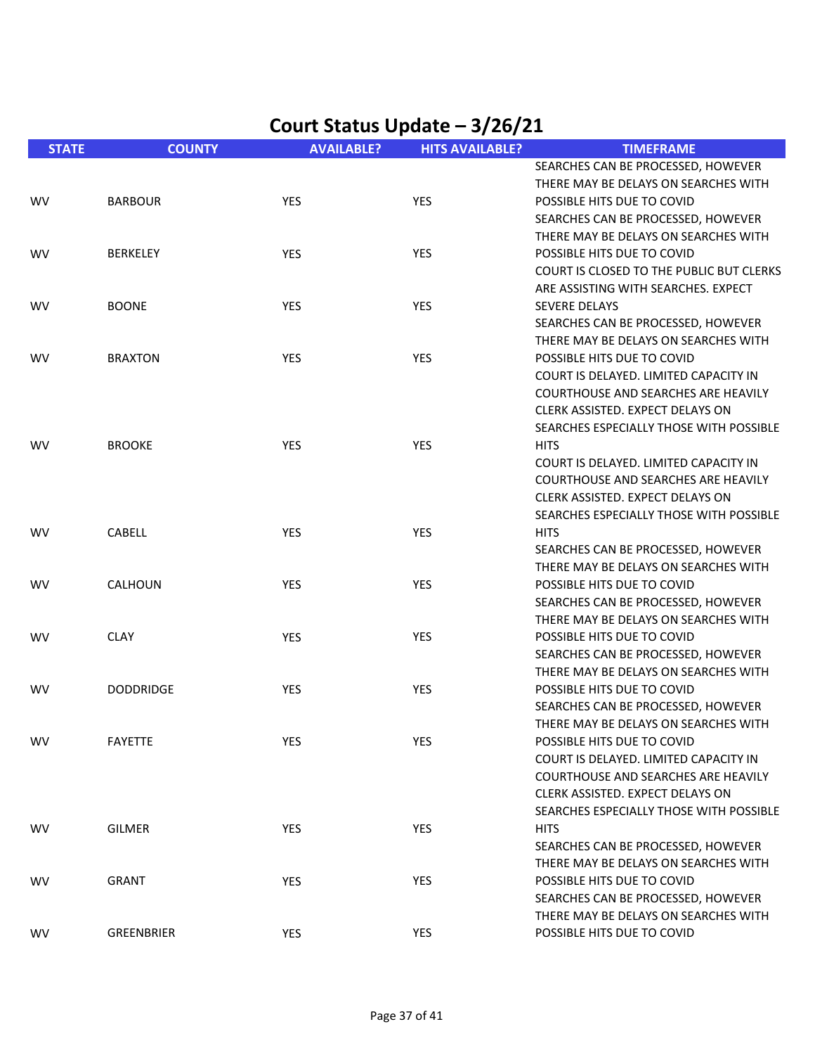# Court Status Update – 3/26/21

| STATE | COUNTY | AVAILABLE? | HITS AVAILABLE? | TIMEFRAME |
|---|---|---|---|---|
| WV | BARBOUR | YES | YES | SEARCHES CAN BE PROCESSED, HOWEVER THERE MAY BE DELAYS ON SEARCHES WITH POSSIBLE HITS DUE TO COVID |
| WV | BERKELEY | YES | YES | SEARCHES CAN BE PROCESSED, HOWEVER THERE MAY BE DELAYS ON SEARCHES WITH POSSIBLE HITS DUE TO COVID |
| WV | BOONE | YES | YES | COURT IS CLOSED TO THE PUBLIC BUT CLERKS ARE ASSISTING WITH SEARCHES. EXPECT SEVERE DELAYS |
| WV | BRAXTON | YES | YES | SEARCHES CAN BE PROCESSED, HOWEVER THERE MAY BE DELAYS ON SEARCHES WITH POSSIBLE HITS DUE TO COVID |
| WV | BROOKE | YES | YES | COURT IS DELAYED. LIMITED CAPACITY IN COURTHOUSE AND SEARCHES ARE HEAVILY CLERK ASSISTED. EXPECT DELAYS ON SEARCHES ESPECIALLY THOSE WITH POSSIBLE HITS |
| WV | CABELL | YES | YES | COURT IS DELAYED. LIMITED CAPACITY IN COURTHOUSE AND SEARCHES ARE HEAVILY CLERK ASSISTED. EXPECT DELAYS ON SEARCHES ESPECIALLY THOSE WITH POSSIBLE HITS |
| WV | CALHOUN | YES | YES | SEARCHES CAN BE PROCESSED, HOWEVER THERE MAY BE DELAYS ON SEARCHES WITH POSSIBLE HITS DUE TO COVID |
| WV | CLAY | YES | YES | SEARCHES CAN BE PROCESSED, HOWEVER THERE MAY BE DELAYS ON SEARCHES WITH POSSIBLE HITS DUE TO COVID |
| WV | DODDRIDGE | YES | YES | SEARCHES CAN BE PROCESSED, HOWEVER THERE MAY BE DELAYS ON SEARCHES WITH POSSIBLE HITS DUE TO COVID |
| WV | FAYETTE | YES | YES | SEARCHES CAN BE PROCESSED, HOWEVER THERE MAY BE DELAYS ON SEARCHES WITH POSSIBLE HITS DUE TO COVID |
| WV | GILMER | YES | YES | COURT IS DELAYED. LIMITED CAPACITY IN COURTHOUSE AND SEARCHES ARE HEAVILY CLERK ASSISTED. EXPECT DELAYS ON SEARCHES ESPECIALLY THOSE WITH POSSIBLE HITS |
| WV | GRANT | YES | YES | SEARCHES CAN BE PROCESSED, HOWEVER THERE MAY BE DELAYS ON SEARCHES WITH POSSIBLE HITS DUE TO COVID |
| WV | GREENBRIER | YES | YES | SEARCHES CAN BE PROCESSED, HOWEVER THERE MAY BE DELAYS ON SEARCHES WITH POSSIBLE HITS DUE TO COVID |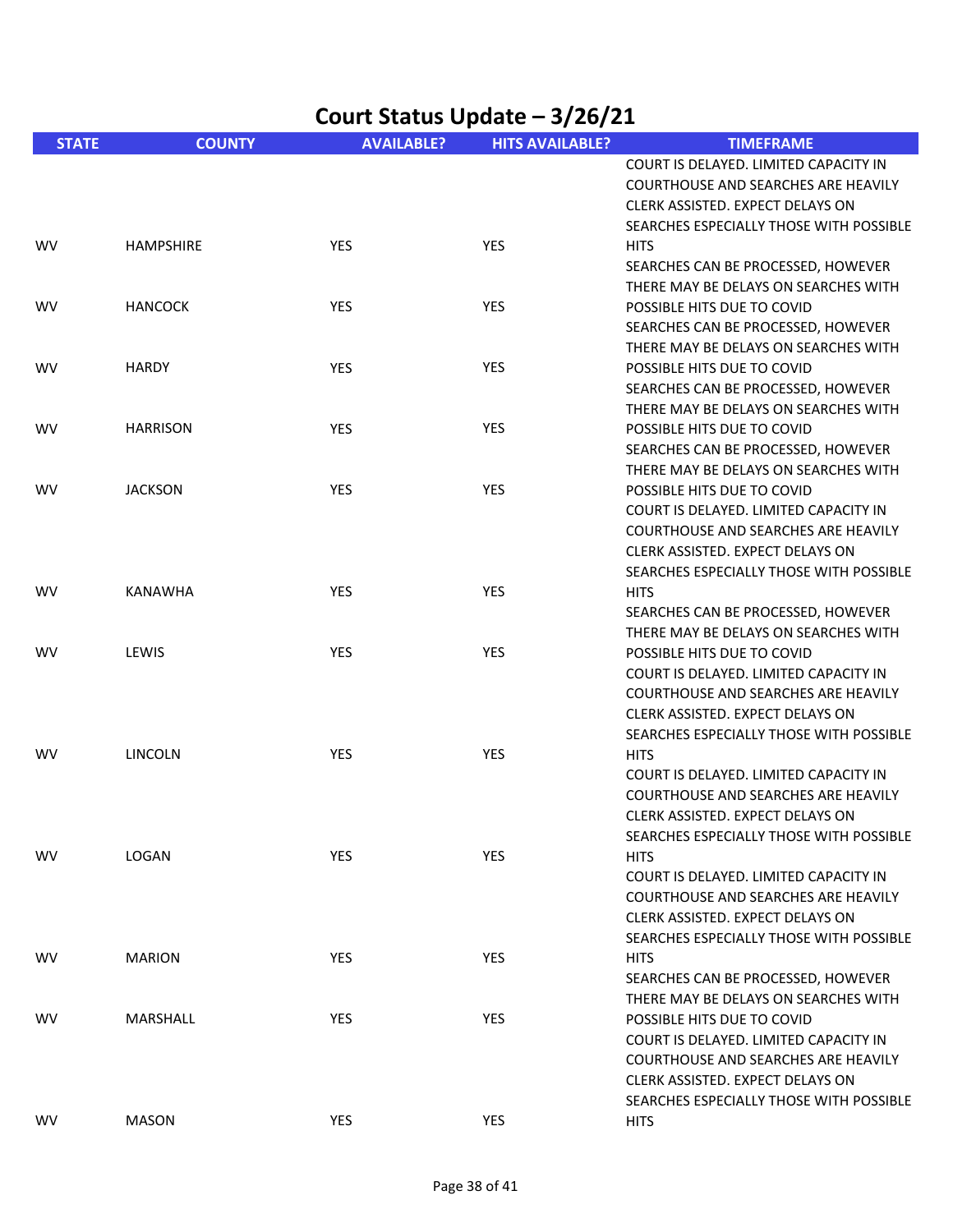# Court Status Update – 3/26/21

| STATE | COUNTY | AVAILABLE? | HITS AVAILABLE? | TIMEFRAME |
|---|---|---|---|---|
| WV | HAMPSHIRE | YES | YES | COURT IS DELAYED. LIMITED CAPACITY IN COURTHOUSE AND SEARCHES ARE HEAVILY CLERK ASSISTED. EXPECT DELAYS ON SEARCHES ESPECIALLY THOSE WITH POSSIBLE HITS |
| WV | HANCOCK | YES | YES | SEARCHES CAN BE PROCESSED, HOWEVER THERE MAY BE DELAYS ON SEARCHES WITH POSSIBLE HITS DUE TO COVID |
| WV | HARDY | YES | YES | SEARCHES CAN BE PROCESSED, HOWEVER THERE MAY BE DELAYS ON SEARCHES WITH POSSIBLE HITS DUE TO COVID |
| WV | HARRISON | YES | YES | SEARCHES CAN BE PROCESSED, HOWEVER THERE MAY BE DELAYS ON SEARCHES WITH POSSIBLE HITS DUE TO COVID |
| WV | JACKSON | YES | YES | SEARCHES CAN BE PROCESSED, HOWEVER THERE MAY BE DELAYS ON SEARCHES WITH POSSIBLE HITS DUE TO COVID |
| WV | KANAWHA | YES | YES | COURT IS DELAYED. LIMITED CAPACITY IN COURTHOUSE AND SEARCHES ARE HEAVILY CLERK ASSISTED. EXPECT DELAYS ON SEARCHES ESPECIALLY THOSE WITH POSSIBLE HITS |
| WV | LEWIS | YES | YES | SEARCHES CAN BE PROCESSED, HOWEVER THERE MAY BE DELAYS ON SEARCHES WITH POSSIBLE HITS DUE TO COVID |
| WV | LINCOLN | YES | YES | COURT IS DELAYED. LIMITED CAPACITY IN COURTHOUSE AND SEARCHES ARE HEAVILY CLERK ASSISTED. EXPECT DELAYS ON SEARCHES ESPECIALLY THOSE WITH POSSIBLE HITS |
| WV | LOGAN | YES | YES | COURT IS DELAYED. LIMITED CAPACITY IN COURTHOUSE AND SEARCHES ARE HEAVILY CLERK ASSISTED. EXPECT DELAYS ON SEARCHES ESPECIALLY THOSE WITH POSSIBLE HITS |
| WV | MARION | YES | YES | COURT IS DELAYED. LIMITED CAPACITY IN COURTHOUSE AND SEARCHES ARE HEAVILY CLERK ASSISTED. EXPECT DELAYS ON SEARCHES ESPECIALLY THOSE WITH POSSIBLE HITS |
| WV | MARSHALL | YES | YES | SEARCHES CAN BE PROCESSED, HOWEVER THERE MAY BE DELAYS ON SEARCHES WITH POSSIBLE HITS DUE TO COVID |
| WV | MASON | YES | YES | COURT IS DELAYED. LIMITED CAPACITY IN COURTHOUSE AND SEARCHES ARE HEAVILY CLERK ASSISTED. EXPECT DELAYS ON SEARCHES ESPECIALLY THOSE WITH POSSIBLE HITS |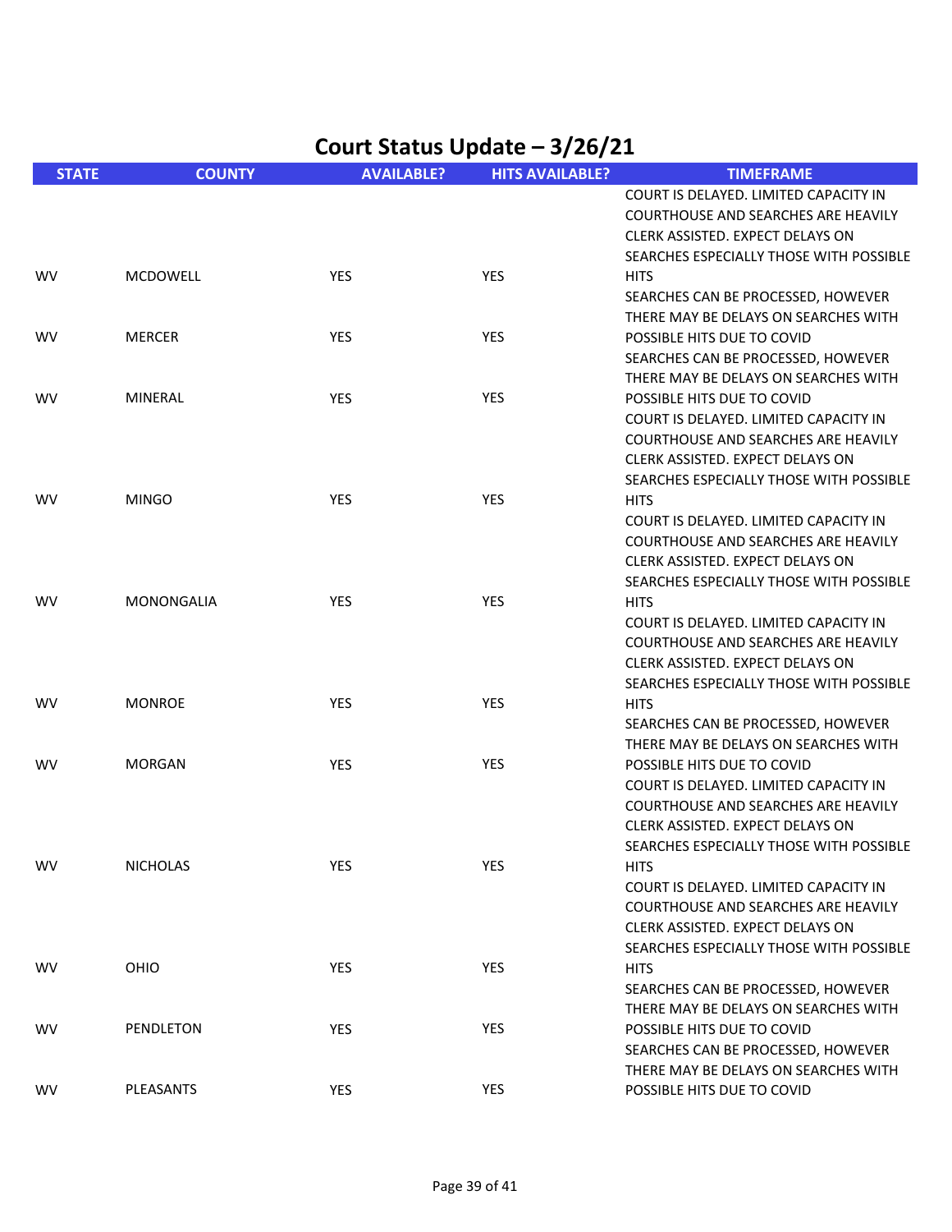# Court Status Update – 3/26/21

| STATE | COUNTY | AVAILABLE? | HITS AVAILABLE? | TIMEFRAME |
|---|---|---|---|---|
| WV | MCDOWELL | YES | YES | COURT IS DELAYED. LIMITED CAPACITY IN COURTHOUSE AND SEARCHES ARE HEAVILY CLERK ASSISTED. EXPECT DELAYS ON SEARCHES ESPECIALLY THOSE WITH POSSIBLE HITS |
| WV | MERCER | YES | YES | SEARCHES CAN BE PROCESSED, HOWEVER THERE MAY BE DELAYS ON SEARCHES WITH POSSIBLE HITS DUE TO COVID |
| WV | MINERAL | YES | YES | SEARCHES CAN BE PROCESSED, HOWEVER THERE MAY BE DELAYS ON SEARCHES WITH POSSIBLE HITS DUE TO COVID |
| WV | MINGO | YES | YES | COURT IS DELAYED. LIMITED CAPACITY IN COURTHOUSE AND SEARCHES ARE HEAVILY CLERK ASSISTED. EXPECT DELAYS ON SEARCHES ESPECIALLY THOSE WITH POSSIBLE HITS |
| WV | MONONGALIA | YES | YES | COURT IS DELAYED. LIMITED CAPACITY IN COURTHOUSE AND SEARCHES ARE HEAVILY CLERK ASSISTED. EXPECT DELAYS ON SEARCHES ESPECIALLY THOSE WITH POSSIBLE HITS |
| WV | MONROE | YES | YES | COURT IS DELAYED. LIMITED CAPACITY IN COURTHOUSE AND SEARCHES ARE HEAVILY CLERK ASSISTED. EXPECT DELAYS ON SEARCHES ESPECIALLY THOSE WITH POSSIBLE HITS |
| WV | MORGAN | YES | YES | SEARCHES CAN BE PROCESSED, HOWEVER THERE MAY BE DELAYS ON SEARCHES WITH POSSIBLE HITS DUE TO COVID |
| WV | NICHOLAS | YES | YES | COURT IS DELAYED. LIMITED CAPACITY IN COURTHOUSE AND SEARCHES ARE HEAVILY CLERK ASSISTED. EXPECT DELAYS ON SEARCHES ESPECIALLY THOSE WITH POSSIBLE HITS |
| WV | OHIO | YES | YES | COURT IS DELAYED. LIMITED CAPACITY IN COURTHOUSE AND SEARCHES ARE HEAVILY CLERK ASSISTED. EXPECT DELAYS ON SEARCHES ESPECIALLY THOSE WITH POSSIBLE HITS |
| WV | PENDLETON | YES | YES | SEARCHES CAN BE PROCESSED, HOWEVER THERE MAY BE DELAYS ON SEARCHES WITH POSSIBLE HITS DUE TO COVID |
| WV | PLEASANTS | YES | YES | SEARCHES CAN BE PROCESSED, HOWEVER THERE MAY BE DELAYS ON SEARCHES WITH POSSIBLE HITS DUE TO COVID |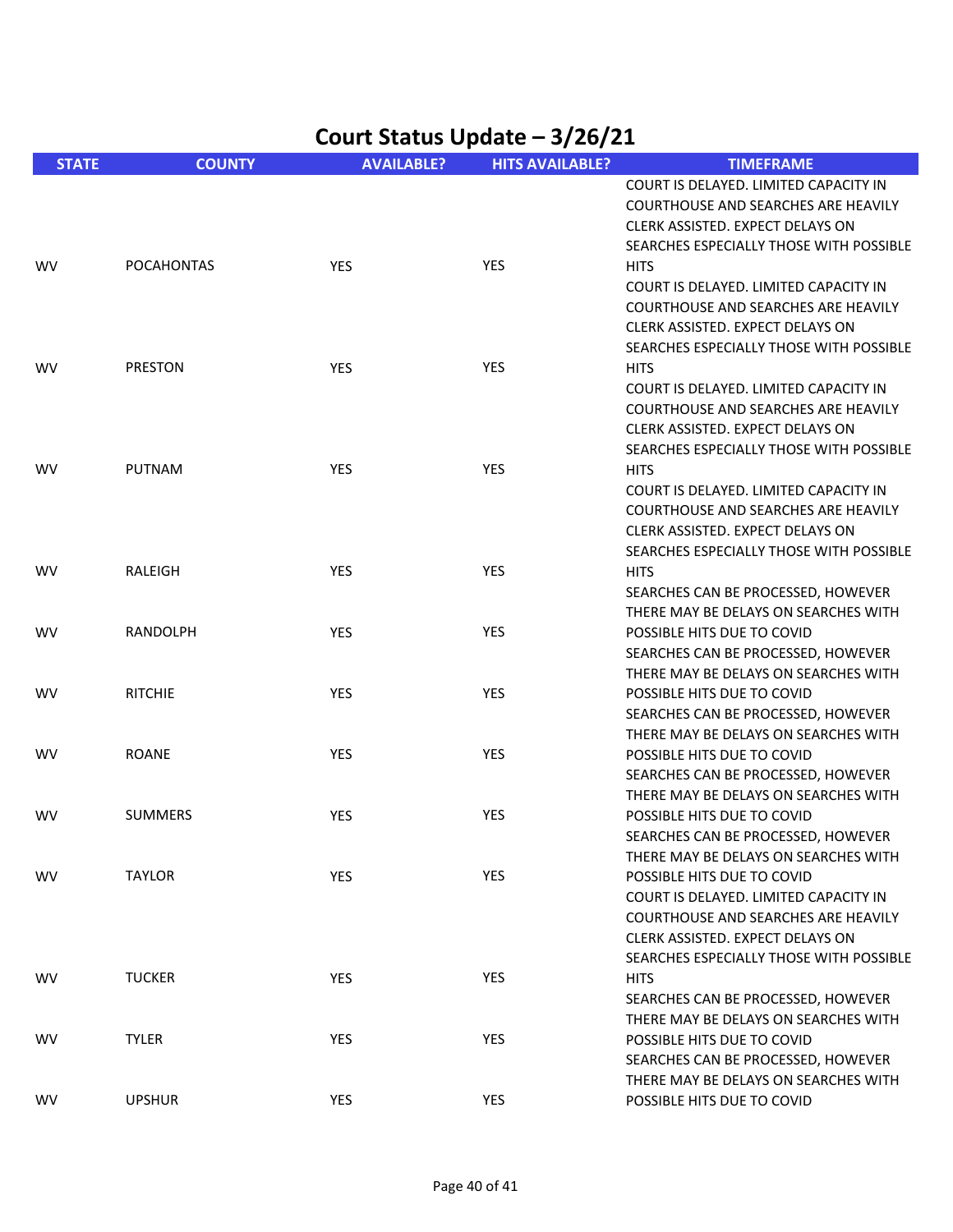# Court Status Update – 3/26/21

| STATE | COUNTY | AVAILABLE? | HITS AVAILABLE? | TIMEFRAME |
|---|---|---|---|---|
| WV | POCAHONTAS | YES | YES | COURT IS DELAYED. LIMITED CAPACITY IN COURTHOUSE AND SEARCHES ARE HEAVILY CLERK ASSISTED. EXPECT DELAYS ON SEARCHES ESPECIALLY THOSE WITH POSSIBLE HITS |
| WV | PRESTON | YES | YES | COURT IS DELAYED. LIMITED CAPACITY IN COURTHOUSE AND SEARCHES ARE HEAVILY CLERK ASSISTED. EXPECT DELAYS ON SEARCHES ESPECIALLY THOSE WITH POSSIBLE HITS |
| WV | PUTNAM | YES | YES | COURT IS DELAYED. LIMITED CAPACITY IN COURTHOUSE AND SEARCHES ARE HEAVILY CLERK ASSISTED. EXPECT DELAYS ON SEARCHES ESPECIALLY THOSE WITH POSSIBLE HITS |
| WV | RALEIGH | YES | YES | COURT IS DELAYED. LIMITED CAPACITY IN COURTHOUSE AND SEARCHES ARE HEAVILY CLERK ASSISTED. EXPECT DELAYS ON SEARCHES ESPECIALLY THOSE WITH POSSIBLE HITS |
| WV | RANDOLPH | YES | YES | SEARCHES CAN BE PROCESSED, HOWEVER THERE MAY BE DELAYS ON SEARCHES WITH POSSIBLE HITS DUE TO COVID |
| WV | RITCHIE | YES | YES | SEARCHES CAN BE PROCESSED, HOWEVER THERE MAY BE DELAYS ON SEARCHES WITH POSSIBLE HITS DUE TO COVID |
| WV | ROANE | YES | YES | SEARCHES CAN BE PROCESSED, HOWEVER THERE MAY BE DELAYS ON SEARCHES WITH POSSIBLE HITS DUE TO COVID |
| WV | SUMMERS | YES | YES | SEARCHES CAN BE PROCESSED, HOWEVER THERE MAY BE DELAYS ON SEARCHES WITH POSSIBLE HITS DUE TO COVID |
| WV | TAYLOR | YES | YES | SEARCHES CAN BE PROCESSED, HOWEVER THERE MAY BE DELAYS ON SEARCHES WITH POSSIBLE HITS DUE TO COVID |
| WV | TUCKER | YES | YES | COURT IS DELAYED. LIMITED CAPACITY IN COURTHOUSE AND SEARCHES ARE HEAVILY CLERK ASSISTED. EXPECT DELAYS ON SEARCHES ESPECIALLY THOSE WITH POSSIBLE HITS |
| WV | TYLER | YES | YES | SEARCHES CAN BE PROCESSED, HOWEVER THERE MAY BE DELAYS ON SEARCHES WITH POSSIBLE HITS DUE TO COVID |
| WV | UPSHUR | YES | YES | SEARCHES CAN BE PROCESSED, HOWEVER THERE MAY BE DELAYS ON SEARCHES WITH POSSIBLE HITS DUE TO COVID |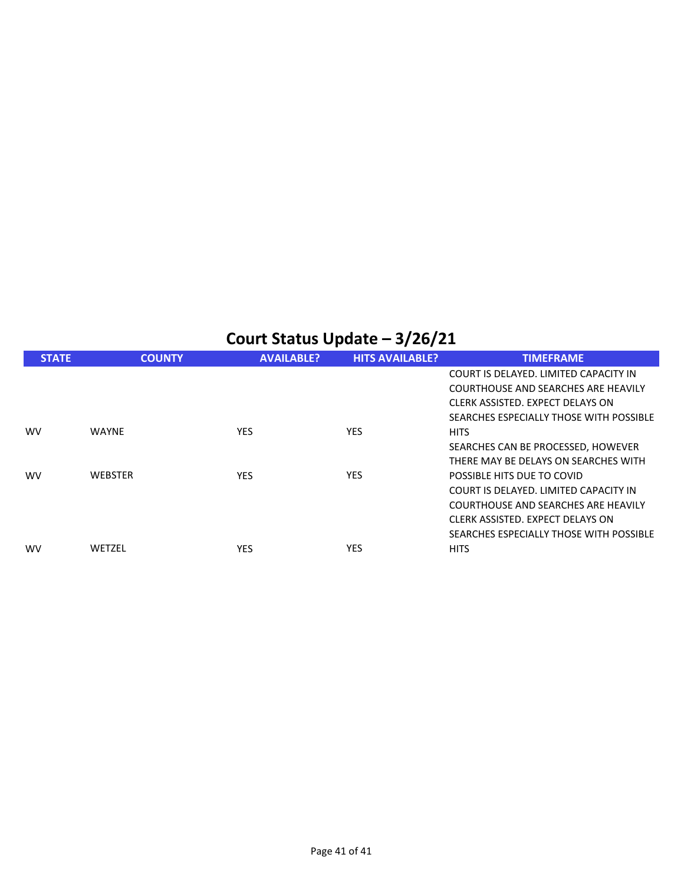# Court Status Update – 3/26/21

| STATE | COUNTY | AVAILABLE? | HITS AVAILABLE? | TIMEFRAME |
|---|---|---|---|---|
| WV | WAYNE | YES | YES | COURT IS DELAYED. LIMITED CAPACITY IN COURTHOUSE AND SEARCHES ARE HEAVILY CLERK ASSISTED. EXPECT DELAYS ON SEARCHES ESPECIALLY THOSE WITH POSSIBLE HITS |
| WV | WEBSTER | YES | YES | SEARCHES CAN BE PROCESSED, HOWEVER THERE MAY BE DELAYS ON SEARCHES WITH POSSIBLE HITS DUE TO COVID |
| WV | WETZEL | YES | YES | COURT IS DELAYED. LIMITED CAPACITY IN COURTHOUSE AND SEARCHES ARE HEAVILY CLERK ASSISTED. EXPECT DELAYS ON SEARCHES ESPECIALLY THOSE WITH POSSIBLE HITS |